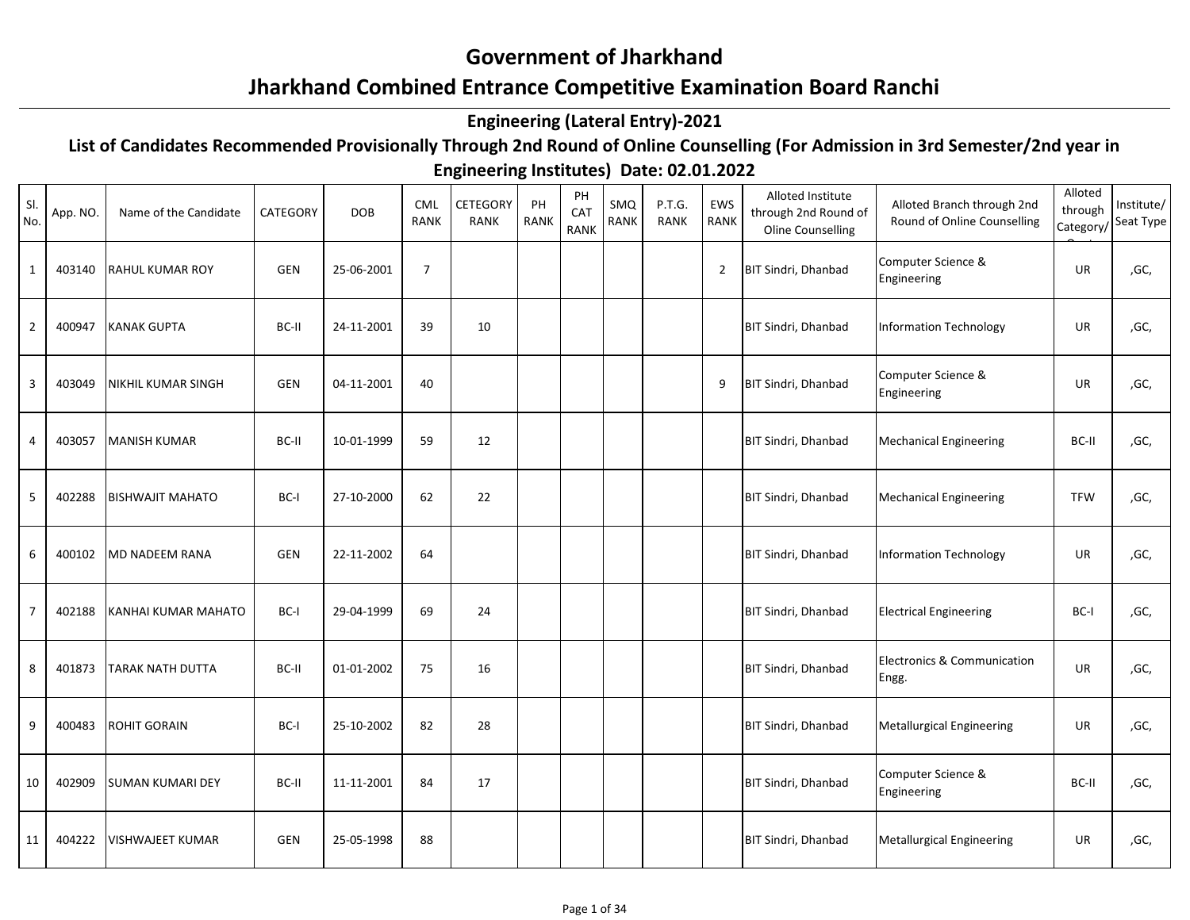# Government of Jharkhand

# Jharkhand Combined Entrance Competitive Examination Board Ranchi

## Engineering (Lateral Entry)-2021

### List of Candidates Recommended Provisionally Through 2nd Round of Online Counselling (For Admission in 3rd Semester/2nd year in Engineering Institutes) Date: 02.01.2022

| Sl. No. | App. NO. | Name of the Candidate | CATEGORY | DOB | CML RANK | CETEGORY RANK | PH RANK | PH CAT RANK | SMQ RANK | P.T.G. RANK | EWS RANK | Alloted Institute through 2nd Round of Oline Counselling | Alloted Branch through 2nd Round of Online Counselling | Alloted through Category/Quota | Institute/ Seat Type |
|---|---|---|---|---|---|---|---|---|---|---|---|---|---|---|---|
| 1 | 403140 | RAHUL KUMAR ROY | GEN | 25-06-2001 | 7 | | | | | | 2 | BIT Sindri, Dhanbad | Computer Science & Engineering | UR | ,GC, |
| 2 | 400947 | KANAK GUPTA | BC-II | 24-11-2001 | 39 | 10 | | | | | | BIT Sindri, Dhanbad | Information Technology | UR | ,GC, |
| 3 | 403049 | NIKHIL KUMAR SINGH | GEN | 04-11-2001 | 40 | | | | | | 9 | BIT Sindri, Dhanbad | Computer Science & Engineering | UR | ,GC, |
| 4 | 403057 | MANISH KUMAR | BC-II | 10-01-1999 | 59 | 12 | | | | | | BIT Sindri, Dhanbad | Mechanical Engineering | BC-II | ,GC, |
| 5 | 402288 | BISHWAJIT MAHATO | BC-I | 27-10-2000 | 62 | 22 | | | | | | BIT Sindri, Dhanbad | Mechanical Engineering | TFW | ,GC, |
| 6 | 400102 | MD NADEEM RANA | GEN | 22-11-2002 | 64 | | | | | | | BIT Sindri, Dhanbad | Information Technology | UR | ,GC, |
| 7 | 402188 | KANHAI KUMAR MAHATO | BC-I | 29-04-1999 | 69 | 24 | | | | | | BIT Sindri, Dhanbad | Electrical Engineering | BC-I | ,GC, |
| 8 | 401873 | TARAK NATH DUTTA | BC-II | 01-01-2002 | 75 | 16 | | | | | | BIT Sindri, Dhanbad | Electronics & Communication Engg. | UR | ,GC, |
| 9 | 400483 | ROHIT GORAIN | BC-I | 25-10-2002 | 82 | 28 | | | | | | BIT Sindri, Dhanbad | Metallurgical Engineering | UR | ,GC, |
| 10 | 402909 | SUMAN KUMARI DEY | BC-II | 11-11-2001 | 84 | 17 | | | | | | BIT Sindri, Dhanbad | Computer Science & Engineering | BC-II | ,GC, |
| 11 | 404222 | VISHWAJEET KUMAR | GEN | 25-05-1998 | 88 | | | | | | | BIT Sindri, Dhanbad | Metallurgical Engineering | UR | ,GC, |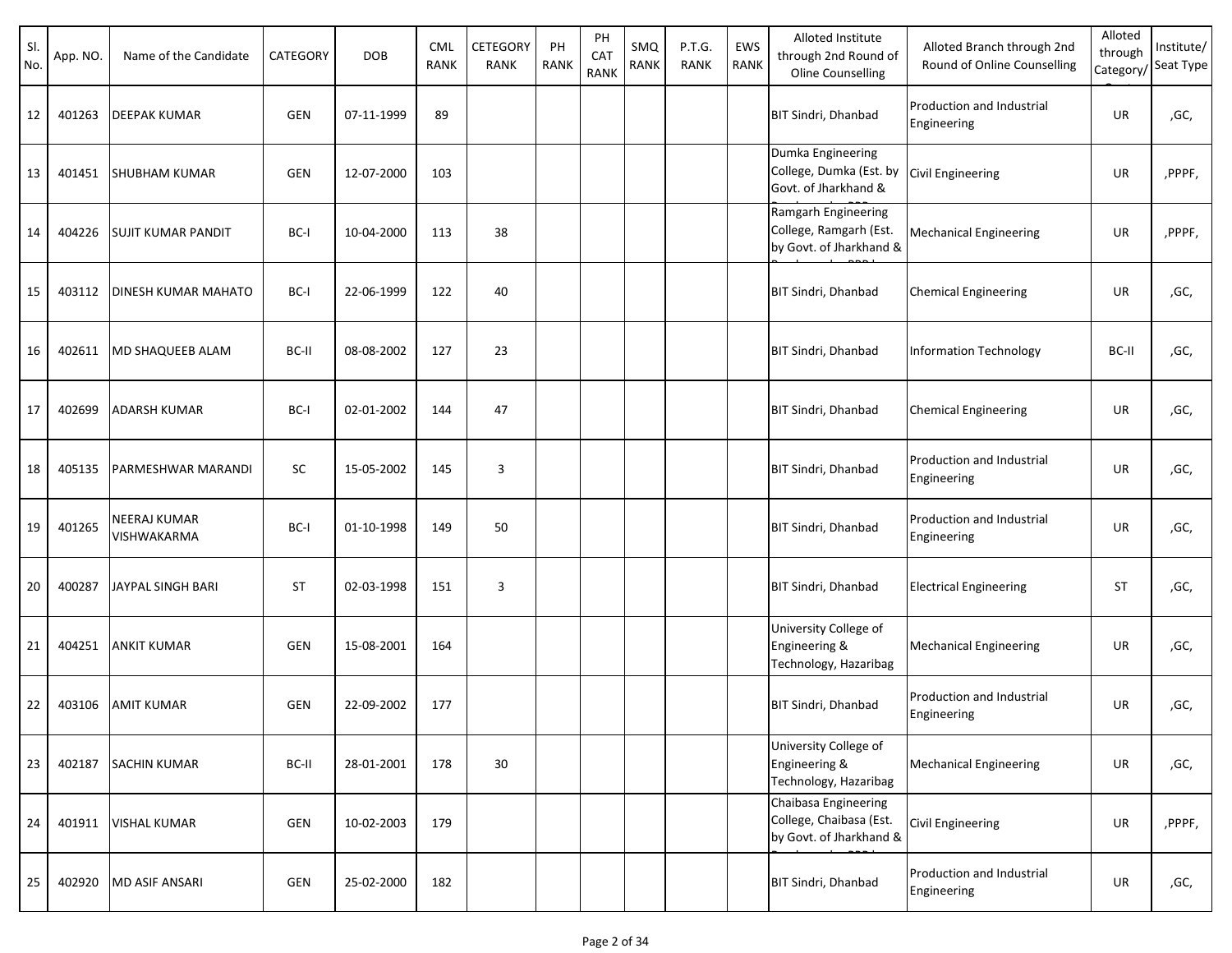| Sl. No. | App. NO. | Name of the Candidate | CATEGORY | DOB | CML RANK | CETEGORY RANK | PH RANK | PH CAT RANK | SMQ RANK | P.T.G. RANK | EWS RANK | Alloted Institute through 2nd Round of Oline Counselling | Alloted Branch through 2nd Round of Online Counselling | Alloted through Category/ | Institute/ Seat Type |
|---|---|---|---|---|---|---|---|---|---|---|---|---|---|---|---|
| 12 | 401263 | DEEPAK KUMAR | GEN | 07-11-1999 | 89 | | | | | | | BIT Sindri, Dhanbad | Production and Industrial Engineering | UR | ,GC, |
| 13 | 401451 | SHUBHAM KUMAR | GEN | 12-07-2000 | 103 | | | | | | | Dumka Engineering College, Dumka (Est. by Govt. of Jharkhand & | Civil Engineering | UR | ,PPPF, |
| 14 | 404226 | SUJIT KUMAR PANDIT | BC-I | 10-04-2000 | 113 | 38 | | | | | | Ramgarh Engineering College, Ramgarh (Est. by Govt. of Jharkhand & | Mechanical Engineering | UR | ,PPPF, |
| 15 | 403112 | DINESH KUMAR MAHATO | BC-I | 22-06-1999 | 122 | 40 | | | | | | BIT Sindri, Dhanbad | Chemical Engineering | UR | ,GC, |
| 16 | 402611 | MD SHAQUEEB ALAM | BC-II | 08-08-2002 | 127 | 23 | | | | | | BIT Sindri, Dhanbad | Information Technology | BC-II | ,GC, |
| 17 | 402699 | ADARSH KUMAR | BC-I | 02-01-2002 | 144 | 47 | | | | | | BIT Sindri, Dhanbad | Chemical Engineering | UR | ,GC, |
| 18 | 405135 | PARMESHWAR MARANDI | SC | 15-05-2002 | 145 | 3 | | | | | | BIT Sindri, Dhanbad | Production and Industrial Engineering | UR | ,GC, |
| 19 | 401265 | NEERAJ KUMAR VISHWAKARMA | BC-I | 01-10-1998 | 149 | 50 | | | | | | BIT Sindri, Dhanbad | Production and Industrial Engineering | UR | ,GC, |
| 20 | 400287 | JAYPAL SINGH BARI | ST | 02-03-1998 | 151 | 3 | | | | | | BIT Sindri, Dhanbad | Electrical Engineering | ST | ,GC, |
| 21 | 404251 | ANKIT KUMAR | GEN | 15-08-2001 | 164 | | | | | | | University College of Engineering & Technology, Hazaribag | Mechanical Engineering | UR | ,GC, |
| 22 | 403106 | AMIT KUMAR | GEN | 22-09-2002 | 177 | | | | | | | BIT Sindri, Dhanbad | Production and Industrial Engineering | UR | ,GC, |
| 23 | 402187 | SACHIN KUMAR | BC-II | 28-01-2001 | 178 | 30 | | | | | | University College of Engineering & Technology, Hazaribag | Mechanical Engineering | UR | ,GC, |
| 24 | 401911 | VISHAL KUMAR | GEN | 10-02-2003 | 179 | | | | | | | Chaibasa Engineering College, Chaibasa (Est. by Govt. of Jharkhand & | Civil Engineering | UR | ,PPPF, |
| 25 | 402920 | MD ASIF ANSARI | GEN | 25-02-2000 | 182 | | | | | | | BIT Sindri, Dhanbad | Production and Industrial Engineering | UR | ,GC, |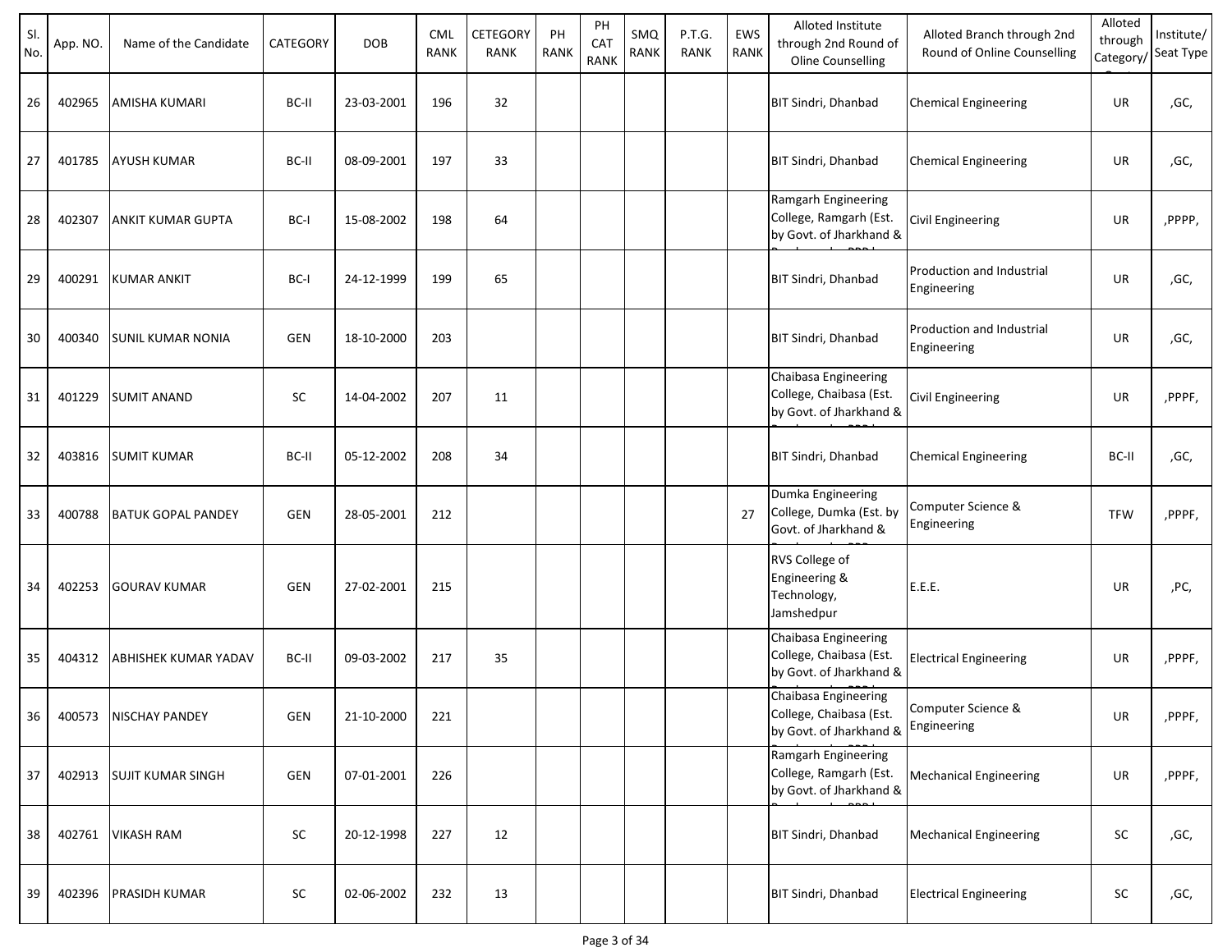| Sl. No. | App. NO. | Name of the Candidate | CATEGORY | DOB | CML RANK | CETEGORY RANK | PH RANK | PH CAT RANK | SMQ RANK | P.T.G. RANK | EWS RANK | Alloted Institute through 2nd Round of Oline Counselling | Alloted Branch through 2nd Round of Online Counselling | Alloted through Category/ | Institute/ Seat Type |
|---|---|---|---|---|---|---|---|---|---|---|---|---|---|---|---|
| 26 | 402965 | AMISHA KUMARI | BC-II | 23-03-2001 | 196 | 32 | | | | | | BIT Sindri, Dhanbad | Chemical Engineering | UR | ,GC, |
| 27 | 401785 | AYUSH KUMAR | BC-II | 08-09-2001 | 197 | 33 | | | | | | BIT Sindri, Dhanbad | Chemical Engineering | UR | ,GC, |
| 28 | 402307 | ANKIT KUMAR GUPTA | BC-I | 15-08-2002 | 198 | 64 | | | | | | Ramgarh Engineering College, Ramgarh (Est. by Govt. of Jharkhand & | Civil Engineering | UR | ,PPPP, |
| 29 | 400291 | KUMAR ANKIT | BC-I | 24-12-1999 | 199 | 65 | | | | | | BIT Sindri, Dhanbad | Production and Industrial Engineering | UR | ,GC, |
| 30 | 400340 | SUNIL KUMAR NONIA | GEN | 18-10-2000 | 203 | | | | | | | BIT Sindri, Dhanbad | Production and Industrial Engineering | UR | ,GC, |
| 31 | 401229 | SUMIT ANAND | SC | 14-04-2002 | 207 | 11 | | | | | | Chaibasa Engineering College, Chaibasa (Est. by Govt. of Jharkhand & | Civil Engineering | UR | ,PPPF, |
| 32 | 403816 | SUMIT KUMAR | BC-II | 05-12-2002 | 208 | 34 | | | | | | BIT Sindri, Dhanbad | Chemical Engineering | BC-II | ,GC, |
| 33 | 400788 | BATUK GOPAL PANDEY | GEN | 28-05-2001 | 212 | | | | | | 27 | Dumka Engineering College, Dumka (Est. by Govt. of Jharkhand & | Computer Science & Engineering | TFW | ,PPPF, |
| 34 | 402253 | GOURAV KUMAR | GEN | 27-02-2001 | 215 | | | | | | | RVS College of Engineering & Technology, Jamshedpur | E.E.E. | UR | ,PC, |
| 35 | 404312 | ABHISHEK KUMAR YADAV | BC-II | 09-03-2002 | 217 | 35 | | | | | | Chaibasa Engineering College, Chaibasa (Est. by Govt. of Jharkhand & | Electrical Engineering | UR | ,PPPF, |
| 36 | 400573 | NISCHAY PANDEY | GEN | 21-10-2000 | 221 | | | | | | | Chaibasa Engineering College, Chaibasa (Est. by Govt. of Jharkhand & | Computer Science & Engineering | UR | ,PPPF, |
| 37 | 402913 | SUJIT KUMAR SINGH | GEN | 07-01-2001 | 226 | | | | | | | Ramgarh Engineering College, Ramgarh (Est. by Govt. of Jharkhand & | Mechanical Engineering | UR | ,PPPF, |
| 38 | 402761 | VIKASH RAM | SC | 20-12-1998 | 227 | 12 | | | | | | BIT Sindri, Dhanbad | Mechanical Engineering | SC | ,GC, |
| 39 | 402396 | PRASIDH KUMAR | SC | 02-06-2002 | 232 | 13 | | | | | | BIT Sindri, Dhanbad | Electrical Engineering | SC | ,GC, |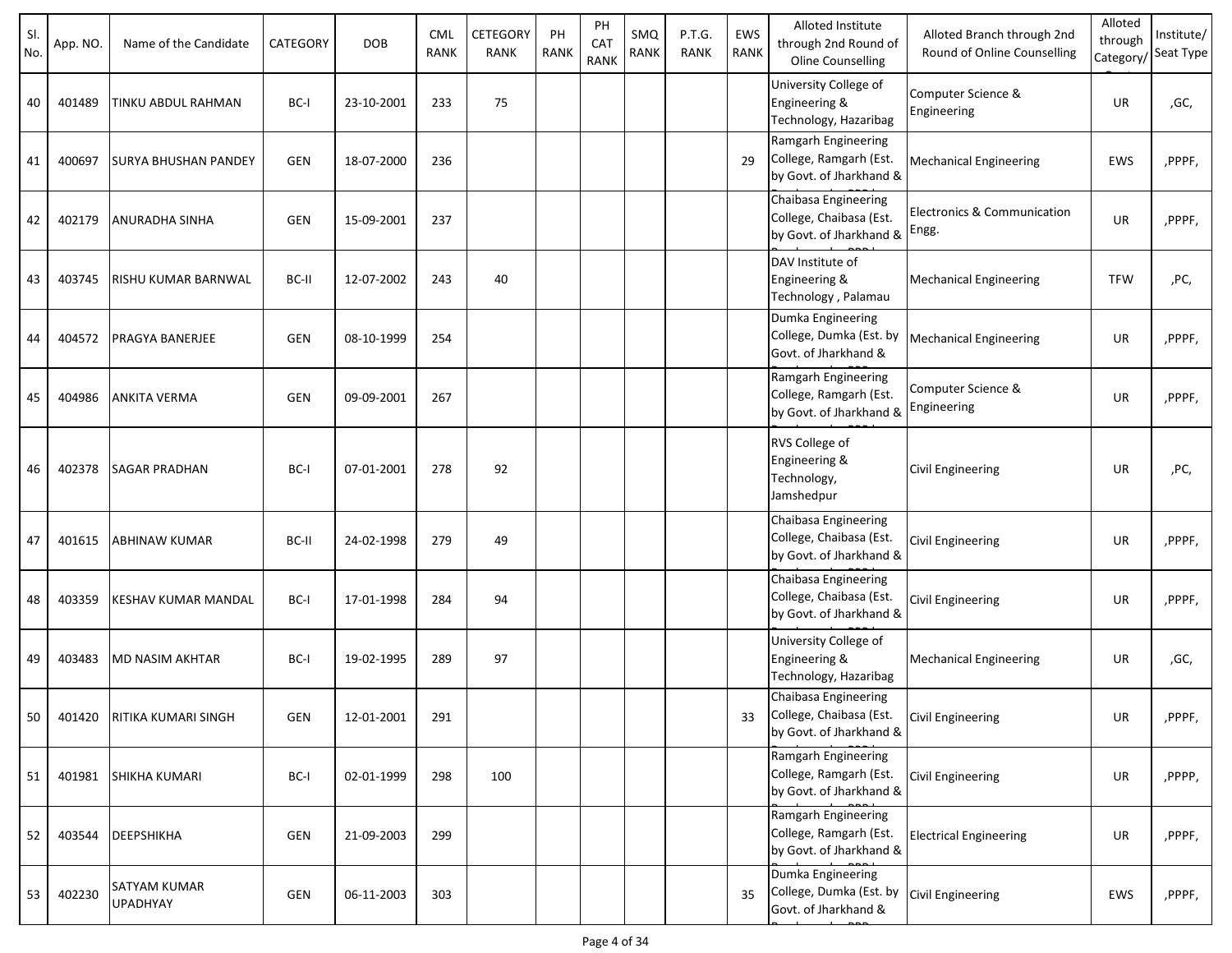| Sl. No. | App. NO. | Name of the Candidate | CATEGORY | DOB | CML RANK | CETEGORY RANK | PH RANK | PH CAT RANK | SMQ RANK | P.T.G. RANK | EWS RANK | Alloted Institute through 2nd Round of Oline Counselling | Alloted Branch through 2nd Round of Online Counselling | Alloted through Category/ | Institute/ Seat Type |
|---|---|---|---|---|---|---|---|---|---|---|---|---|---|---|---|
| 40 | 401489 | TINKU ABDUL RAHMAN | BC-I | 23-10-2001 | 233 | 75 | | | | | | University College of Engineering & Technology, Hazaribag | Computer Science & Engineering | UR | ,GC, |
| 41 | 400697 | SURYA BHUSHAN PANDEY | GEN | 18-07-2000 | 236 | | | | | | 29 | Ramgarh Engineering College, Ramgarh (Est. by Govt. of Jharkhand & | Mechanical Engineering | EWS | ,PPPF, |
| 42 | 402179 | ANURADHA SINHA | GEN | 15-09-2001 | 237 | | | | | | | Chaibasa Engineering College, Chaibasa (Est. by Govt. of Jharkhand & | Electronics & Communication Engg. | UR | ,PPPF, |
| 43 | 403745 | RISHU KUMAR BARNWAL | BC-II | 12-07-2002 | 243 | 40 | | | | | | DAV Institute of Engineering & Technology , Palamau | Mechanical Engineering | TFW | ,PC, |
| 44 | 404572 | PRAGYA BANERJEE | GEN | 08-10-1999 | 254 | | | | | | | Dumka Engineering College, Dumka (Est. by Govt. of Jharkhand & | Mechanical Engineering | UR | ,PPPF, |
| 45 | 404986 | ANKITA VERMA | GEN | 09-09-2001 | 267 | | | | | | | Ramgarh Engineering College, Ramgarh (Est. by Govt. of Jharkhand & | Computer Science & Engineering | UR | ,PPPF, |
| 46 | 402378 | SAGAR PRADHAN | BC-I | 07-01-2001 | 278 | 92 | | | | | | RVS College of Engineering & Technology, Jamshedpur | Civil Engineering | UR | ,PC, |
| 47 | 401615 | ABHINAW KUMAR | BC-II | 24-02-1998 | 279 | 49 | | | | | | Chaibasa Engineering College, Chaibasa (Est. by Govt. of Jharkhand & | Civil Engineering | UR | ,PPPF, |
| 48 | 403359 | KESHAV KUMAR MANDAL | BC-I | 17-01-1998 | 284 | 94 | | | | | | Chaibasa Engineering College, Chaibasa (Est. by Govt. of Jharkhand & | Civil Engineering | UR | ,PPPF, |
| 49 | 403483 | MD NASIM AKHTAR | BC-I | 19-02-1995 | 289 | 97 | | | | | | University College of Engineering & Technology, Hazaribag | Mechanical Engineering | UR | ,GC, |
| 50 | 401420 | RITIKA KUMARI SINGH | GEN | 12-01-2001 | 291 | | | | | | 33 | Chaibasa Engineering College, Chaibasa (Est. by Govt. of Jharkhand & | Civil Engineering | UR | ,PPPF, |
| 51 | 401981 | SHIKHA KUMARI | BC-I | 02-01-1999 | 298 | 100 | | | | | | Ramgarh Engineering College, Ramgarh (Est. by Govt. of Jharkhand & | Civil Engineering | UR | ,PPPP, |
| 52 | 403544 | DEEPSHIKHA | GEN | 21-09-2003 | 299 | | | | | | | Ramgarh Engineering College, Ramgarh (Est. by Govt. of Jharkhand & | Electrical Engineering | UR | ,PPPF, |
| 53 | 402230 | SATYAM KUMAR UPADHYAY | GEN | 06-11-2003 | 303 | | | | | | 35 | Dumka Engineering College, Dumka (Est. by Govt. of Jharkhand & | Civil Engineering | EWS | ,PPPF, |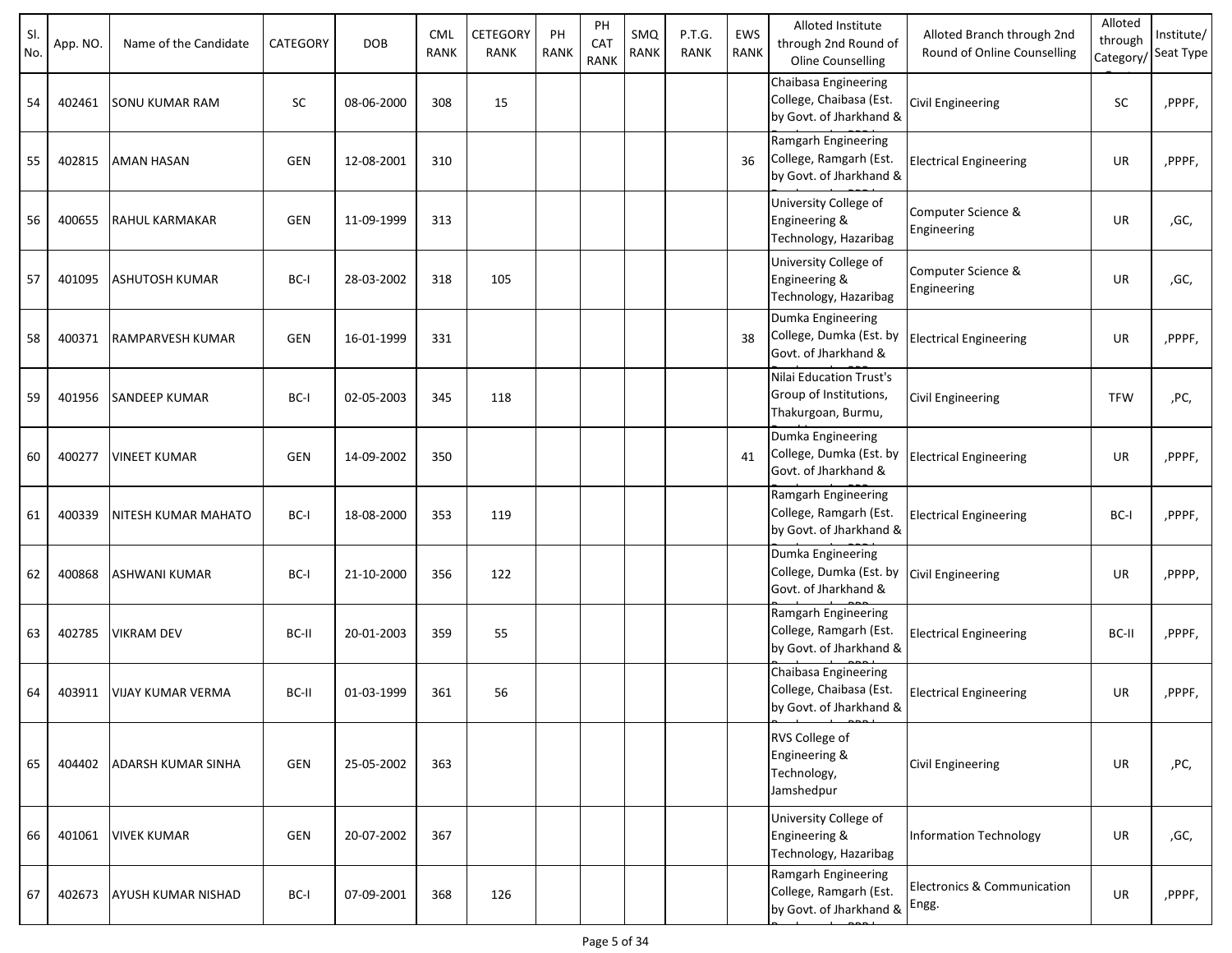| Sl. No. | App. NO. | Name of the Candidate | CATEGORY | DOB | CML RANK | CETEGORY RANK | PH RANK | PH CAT RANK | SMQ RANK | P.T.G. RANK | EWS RANK | Alloted Institute through 2nd Round of Oline Counselling | Alloted Branch through 2nd Round of Online Counselling | Alloted through Category/ | Institute/ Seat Type |
|---|---|---|---|---|---|---|---|---|---|---|---|---|---|---|---|
| 54 | 402461 | SONU KUMAR RAM | SC | 08-06-2000 | 308 | 15 | | | | | | Chaibasa Engineering College, Chaibasa (Est. by Govt. of Jharkhand & | Civil Engineering | SC | ,PPPF, |
| 55 | 402815 | AMAN HASAN | GEN | 12-08-2001 | 310 | | | | | | 36 | Ramgarh Engineering College, Ramgarh (Est. by Govt. of Jharkhand & | Electrical Engineering | UR | ,PPPF, |
| 56 | 400655 | RAHUL KARMAKAR | GEN | 11-09-1999 | 313 | | | | | | | University College of Engineering & Technology, Hazaribag | Computer Science & Engineering | UR | ,GC, |
| 57 | 401095 | ASHUTOSH KUMAR | BC-I | 28-03-2002 | 318 | 105 | | | | | | University College of Engineering & Technology, Hazaribag | Computer Science & Engineering | UR | ,GC, |
| 58 | 400371 | RAMPARVESH KUMAR | GEN | 16-01-1999 | 331 | | | | | | 38 | Dumka Engineering College, Dumka (Est. by Govt. of Jharkhand & | Electrical Engineering | UR | ,PPPF, |
| 59 | 401956 | SANDEEP KUMAR | BC-I | 02-05-2003 | 345 | 118 | | | | | | Nilai Education Trust's Group of Institutions, Thakurgoan, Burmu, | Civil Engineering | TFW | ,PC, |
| 60 | 400277 | VINEET KUMAR | GEN | 14-09-2002 | 350 | | | | | | 41 | Dumka Engineering College, Dumka (Est. by Govt. of Jharkhand & | Electrical Engineering | UR | ,PPPF, |
| 61 | 400339 | NITESH KUMAR MAHATO | BC-I | 18-08-2000 | 353 | 119 | | | | | | Ramgarh Engineering College, Ramgarh (Est. by Govt. of Jharkhand & | Electrical Engineering | BC-I | ,PPPF, |
| 62 | 400868 | ASHWANI KUMAR | BC-I | 21-10-2000 | 356 | 122 | | | | | | Dumka Engineering College, Dumka (Est. by Govt. of Jharkhand & | Civil Engineering | UR | ,PPPP, |
| 63 | 402785 | VIKRAM DEV | BC-II | 20-01-2003 | 359 | 55 | | | | | | Ramgarh Engineering College, Ramgarh (Est. by Govt. of Jharkhand & | Electrical Engineering | BC-II | ,PPPF, |
| 64 | 403911 | VIJAY KUMAR VERMA | BC-II | 01-03-1999 | 361 | 56 | | | | | | Chaibasa Engineering College, Chaibasa (Est. by Govt. of Jharkhand & | Electrical Engineering | UR | ,PPPF, |
| 65 | 404402 | ADARSH KUMAR SINHA | GEN | 25-05-2002 | 363 | | | | | | | RVS College of Engineering & Technology, Jamshedpur | Civil Engineering | UR | ,PC, |
| 66 | 401061 | VIVEK KUMAR | GEN | 20-07-2002 | 367 | | | | | | | University College of Engineering & Technology, Hazaribag | Information Technology | UR | ,GC, |
| 67 | 402673 | AYUSH KUMAR NISHAD | BC-I | 07-09-2001 | 368 | 126 | | | | | | Ramgarh Engineering College, Ramgarh (Est. by Govt. of Jharkhand & | Electronics & Communication Engg. | UR | ,PPPF, |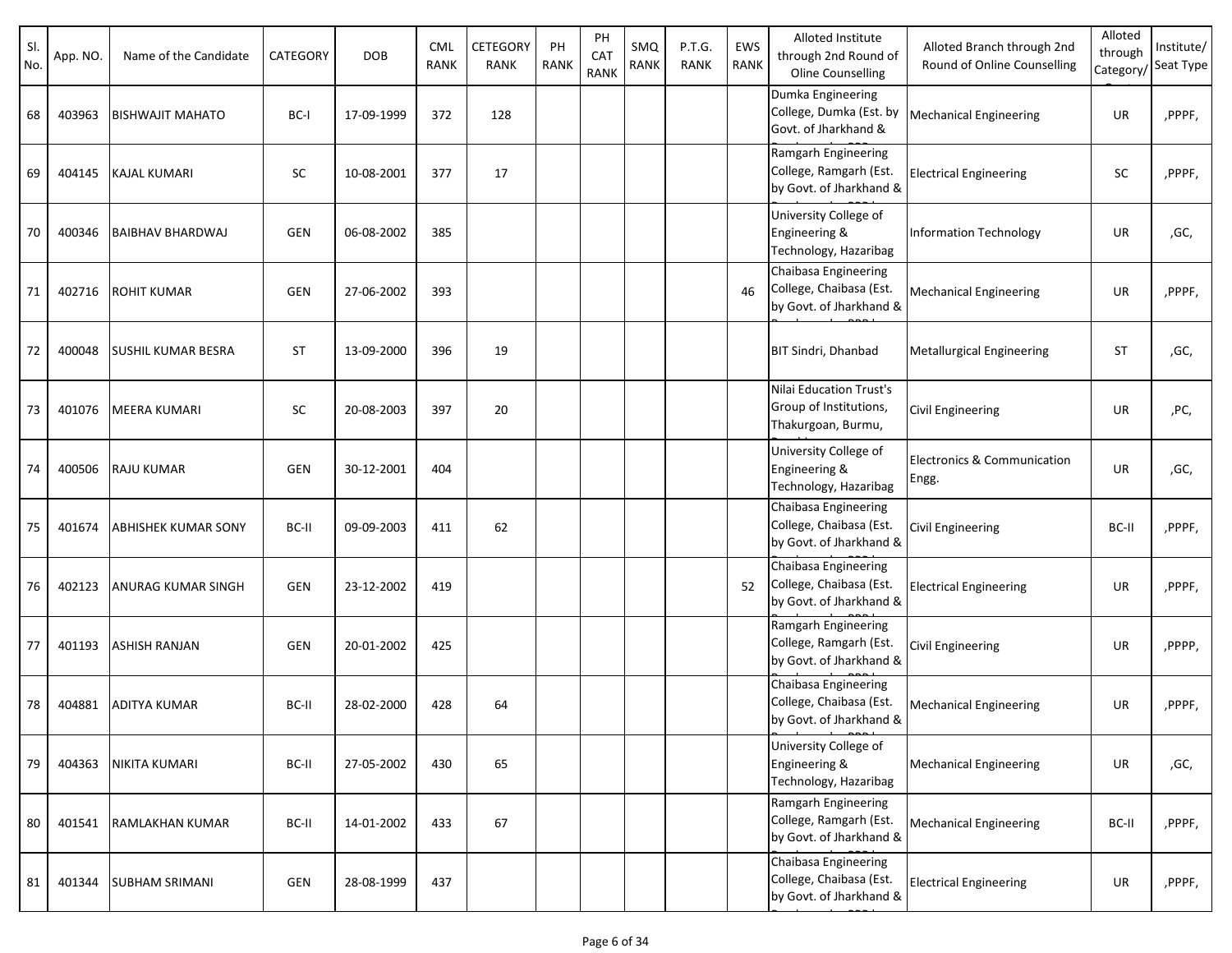| Sl. No. | App. NO. | Name of the Candidate | CATEGORY | DOB | CML RANK | CETEGORY RANK | PH RANK | PH CAT RANK | SMQ RANK | P.T.G. RANK | EWS RANK | Alloted Institute through 2nd Round of Oline Counselling | Alloted Branch through 2nd Round of Online Counselling | Alloted through Category/ | Institute/ Seat Type |
|---|---|---|---|---|---|---|---|---|---|---|---|---|---|---|---|
| 68 | 403963 | BISHWAJIT MAHATO | BC-I | 17-09-1999 | 372 | 128 | | | | | | Dumka Engineering College, Dumka (Est. by Govt. of Jharkhand & | Mechanical Engineering | UR | ,PPPF, |
| 69 | 404145 | KAJAL KUMARI | SC | 10-08-2001 | 377 | 17 | | | | | | Ramgarh Engineering College, Ramgarh (Est. by Govt. of Jharkhand & | Electrical Engineering | SC | ,PPPF, |
| 70 | 400346 | BAIBHAV BHARDWAJ | GEN | 06-08-2002 | 385 | | | | | | | University College of Engineering & Technology, Hazaribag | Information Technology | UR | ,GC, |
| 71 | 402716 | ROHIT KUMAR | GEN | 27-06-2002 | 393 | | | | | | 46 | Chaibasa Engineering College, Chaibasa (Est. by Govt. of Jharkhand & | Mechanical Engineering | UR | ,PPPF, |
| 72 | 400048 | SUSHIL KUMAR BESRA | ST | 13-09-2000 | 396 | 19 | | | | | | BIT Sindri, Dhanbad | Metallurgical Engineering | ST | ,GC, |
| 73 | 401076 | MEERA KUMARI | SC | 20-08-2003 | 397 | 20 | | | | | | Nilai Education Trust's Group of Institutions, Thakurgoan, Burmu, | Civil Engineering | UR | ,PC, |
| 74 | 400506 | RAJU KUMAR | GEN | 30-12-2001 | 404 | | | | | | | University College of Engineering & Technology, Hazaribag | Electronics & Communication Engg. | UR | ,GC, |
| 75 | 401674 | ABHISHEK KUMAR SONY | BC-II | 09-09-2003 | 411 | 62 | | | | | | Chaibasa Engineering College, Chaibasa (Est. by Govt. of Jharkhand & | Civil Engineering | BC-II | ,PPPF, |
| 76 | 402123 | ANURAG KUMAR SINGH | GEN | 23-12-2002 | 419 | | | | | | 52 | Chaibasa Engineering College, Chaibasa (Est. by Govt. of Jharkhand & | Electrical Engineering | UR | ,PPPF, |
| 77 | 401193 | ASHISH RANJAN | GEN | 20-01-2002 | 425 | | | | | | | Ramgarh Engineering College, Ramgarh (Est. by Govt. of Jharkhand & | Civil Engineering | UR | ,PPPP, |
| 78 | 404881 | ADITYA KUMAR | BC-II | 28-02-2000 | 428 | 64 | | | | | | Chaibasa Engineering College, Chaibasa (Est. by Govt. of Jharkhand & | Mechanical Engineering | UR | ,PPPF, |
| 79 | 404363 | NIKITA KUMARI | BC-II | 27-05-2002 | 430 | 65 | | | | | | University College of Engineering & Technology, Hazaribag | Mechanical Engineering | UR | ,GC, |
| 80 | 401541 | RAMLAKHAN KUMAR | BC-II | 14-01-2002 | 433 | 67 | | | | | | Ramgarh Engineering College, Ramgarh (Est. by Govt. of Jharkhand & | Mechanical Engineering | BC-II | ,PPPF, |
| 81 | 401344 | SUBHAM SRIMANI | GEN | 28-08-1999 | 437 | | | | | | | Chaibasa Engineering College, Chaibasa (Est. by Govt. of Jharkhand & | Electrical Engineering | UR | ,PPPF, |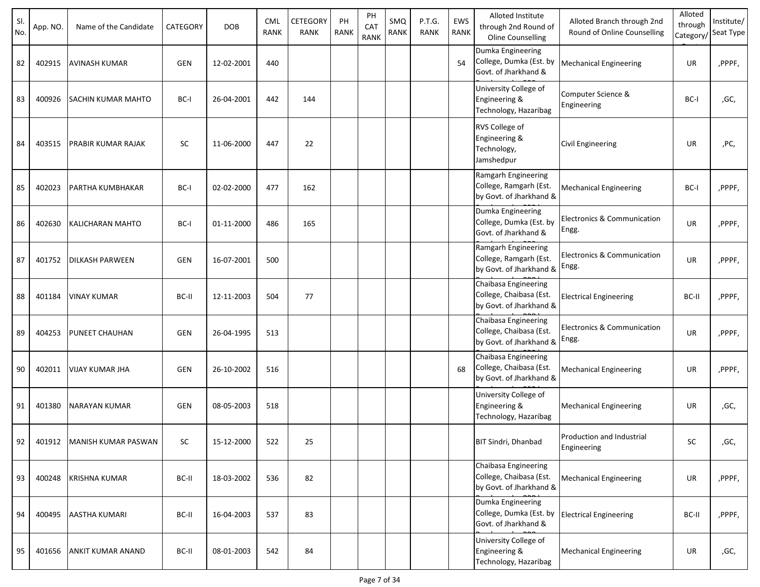| Sl. No. | App. NO. | Name of the Candidate | CATEGORY | DOB | CML RANK | CETEGORY RANK | PH RANK | PH CAT RANK | SMQ RANK | P.T.G. RANK | EWS RANK | Alloted Institute through 2nd Round of Oline Counselling | Alloted Branch through 2nd Round of Online Counselling | Alloted through Category/ | Institute/ Seat Type |
|---|---|---|---|---|---|---|---|---|---|---|---|---|---|---|---|
| 82 | 402915 | AVINASH KUMAR | GEN | 12-02-2001 | 440 | | | | | | 54 | Dumka Engineering College, Dumka (Est. by Govt. of Jharkhand & | Mechanical Engineering | UR | ,PPPF, |
| 83 | 400926 | SACHIN KUMAR MAHTO | BC-I | 26-04-2001 | 442 | 144 | | | | | | University College of Engineering & Technology, Hazaribag | Computer Science & Engineering | BC-I | ,GC, |
| 84 | 403515 | PRABIR KUMAR RAJAK | SC | 11-06-2000 | 447 | 22 | | | | | | RVS College of Engineering & Technology, Jamshedpur | Civil Engineering | UR | ,PC, |
| 85 | 402023 | PARTHA KUMBHAKAR | BC-I | 02-02-2000 | 477 | 162 | | | | | | Ramgarh Engineering College, Ramgarh (Est. by Govt. of Jharkhand & | Mechanical Engineering | BC-I | ,PPPF, |
| 86 | 402630 | KALICHARAN MAHTO | BC-I | 01-11-2000 | 486 | 165 | | | | | | Dumka Engineering College, Dumka (Est. by Govt. of Jharkhand & | Electronics & Communication Engg. | UR | ,PPPF, |
| 87 | 401752 | DILKASH PARWEEN | GEN | 16-07-2001 | 500 | | | | | | | Ramgarh Engineering College, Ramgarh (Est. by Govt. of Jharkhand & | Electronics & Communication Engg. | UR | ,PPPF, |
| 88 | 401184 | VINAY KUMAR | BC-II | 12-11-2003 | 504 | 77 | | | | | | Chaibasa Engineering College, Chaibasa (Est. by Govt. of Jharkhand & | Electrical Engineering | BC-II | ,PPPF, |
| 89 | 404253 | PUNEET CHAUHAN | GEN | 26-04-1995 | 513 | | | | | | | Chaibasa Engineering College, Chaibasa (Est. by Govt. of Jharkhand & | Electronics & Communication Engg. | UR | ,PPPF, |
| 90 | 402011 | VIJAY KUMAR JHA | GEN | 26-10-2002 | 516 | | | | | | 68 | Chaibasa Engineering College, Chaibasa (Est. by Govt. of Jharkhand & | Mechanical Engineering | UR | ,PPPF, |
| 91 | 401380 | NARAYAN KUMAR | GEN | 08-05-2003 | 518 | | | | | | | University College of Engineering & Technology, Hazaribag | Mechanical Engineering | UR | ,GC, |
| 92 | 401912 | MANISH KUMAR PASWAN | SC | 15-12-2000 | 522 | 25 | | | | | | BIT Sindri, Dhanbad | Production and Industrial Engineering | SC | ,GC, |
| 93 | 400248 | KRISHNA KUMAR | BC-II | 18-03-2002 | 536 | 82 | | | | | | Chaibasa Engineering College, Chaibasa (Est. by Govt. of Jharkhand & | Mechanical Engineering | UR | ,PPPF, |
| 94 | 400495 | AASTHA KUMARI | BC-II | 16-04-2003 | 537 | 83 | | | | | | Dumka Engineering College, Dumka (Est. by Govt. of Jharkhand & | Electrical Engineering | BC-II | ,PPPF, |
| 95 | 401656 | ANKIT KUMAR ANAND | BC-II | 08-01-2003 | 542 | 84 | | | | | | University College of Engineering & Technology, Hazaribag | Mechanical Engineering | UR | ,GC, |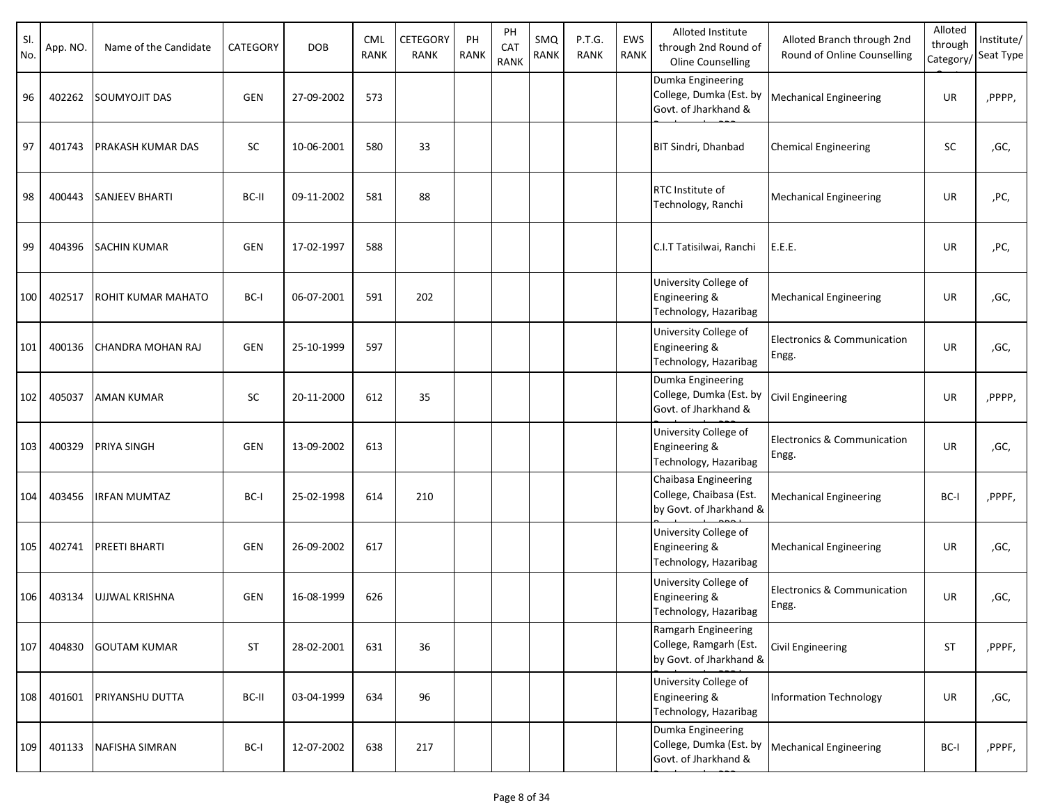| Sl. No. | App. NO. | Name of the Candidate | CATEGORY | DOB | CML RANK | CETEGORY RANK | PH RANK | PH CAT RANK | SMQ RANK | P.T.G. RANK | EWS RANK | Alloted Institute through 2nd Round of Oline Counselling | Alloted Branch through 2nd Round of Online Counselling | Alloted through Category/ | Institute/ Seat Type |
|---|---|---|---|---|---|---|---|---|---|---|---|---|---|---|---|
| 96 | 402262 | SOUMYOJIT DAS | GEN | 27-09-2002 | 573 | | | | | | | Dumka Engineering College, Dumka (Est. by Govt. of Jharkhand & | Mechanical Engineering | UR | ,PPPP, |
| 97 | 401743 | PRAKASH KUMAR DAS | SC | 10-06-2001 | 580 | 33 | | | | | | BIT Sindri, Dhanbad | Chemical Engineering | SC | ,GC, |
| 98 | 400443 | SANJEEV BHARTI | BC-II | 09-11-2002 | 581 | 88 | | | | | | RTC Institute of Technology, Ranchi | Mechanical Engineering | UR | ,PC, |
| 99 | 404396 | SACHIN KUMAR | GEN | 17-02-1997 | 588 | | | | | | | C.I.T Tatisilwai, Ranchi | E.E.E. | UR | ,PC, |
| 100 | 402517 | ROHIT KUMAR MAHATO | BC-I | 06-07-2001 | 591 | 202 | | | | | | University College of Engineering & Technology, Hazaribag | Mechanical Engineering | UR | ,GC, |
| 101 | 400136 | CHANDRA MOHAN RAJ | GEN | 25-10-1999 | 597 | | | | | | | University College of Engineering & Technology, Hazaribag | Electronics & Communication Engg. | UR | ,GC, |
| 102 | 405037 | AMAN KUMAR | SC | 20-11-2000 | 612 | 35 | | | | | | Dumka Engineering College, Dumka (Est. by Govt. of Jharkhand & | Civil Engineering | UR | ,PPPP, |
| 103 | 400329 | PRIYA SINGH | GEN | 13-09-2002 | 613 | | | | | | | University College of Engineering & Technology, Hazaribag | Electronics & Communication Engg. | UR | ,GC, |
| 104 | 403456 | IRFAN MUMTAZ | BC-I | 25-02-1998 | 614 | 210 | | | | | | Chaibasa Engineering College, Chaibasa (Est. by Govt. of Jharkhand & | Mechanical Engineering | BC-I | ,PPPF, |
| 105 | 402741 | PREETI BHARTI | GEN | 26-09-2002 | 617 | | | | | | | University College of Engineering & Technology, Hazaribag | Mechanical Engineering | UR | ,GC, |
| 106 | 403134 | UJJWAL KRISHNA | GEN | 16-08-1999 | 626 | | | | | | | University College of Engineering & Technology, Hazaribag | Electronics & Communication Engg. | UR | ,GC, |
| 107 | 404830 | GOUTAM KUMAR | ST | 28-02-2001 | 631 | 36 | | | | | | Ramgarh Engineering College, Ramgarh (Est. by Govt. of Jharkhand & | Civil Engineering | ST | ,PPPF, |
| 108 | 401601 | PRIYANSHU DUTTA | BC-II | 03-04-1999 | 634 | 96 | | | | | | University College of Engineering & Technology, Hazaribag | Information Technology | UR | ,GC, |
| 109 | 401133 | NAFISHA SIMRAN | BC-I | 12-07-2002 | 638 | 217 | | | | | | Dumka Engineering College, Dumka (Est. by Govt. of Jharkhand & | Mechanical Engineering | BC-I | ,PPPF, |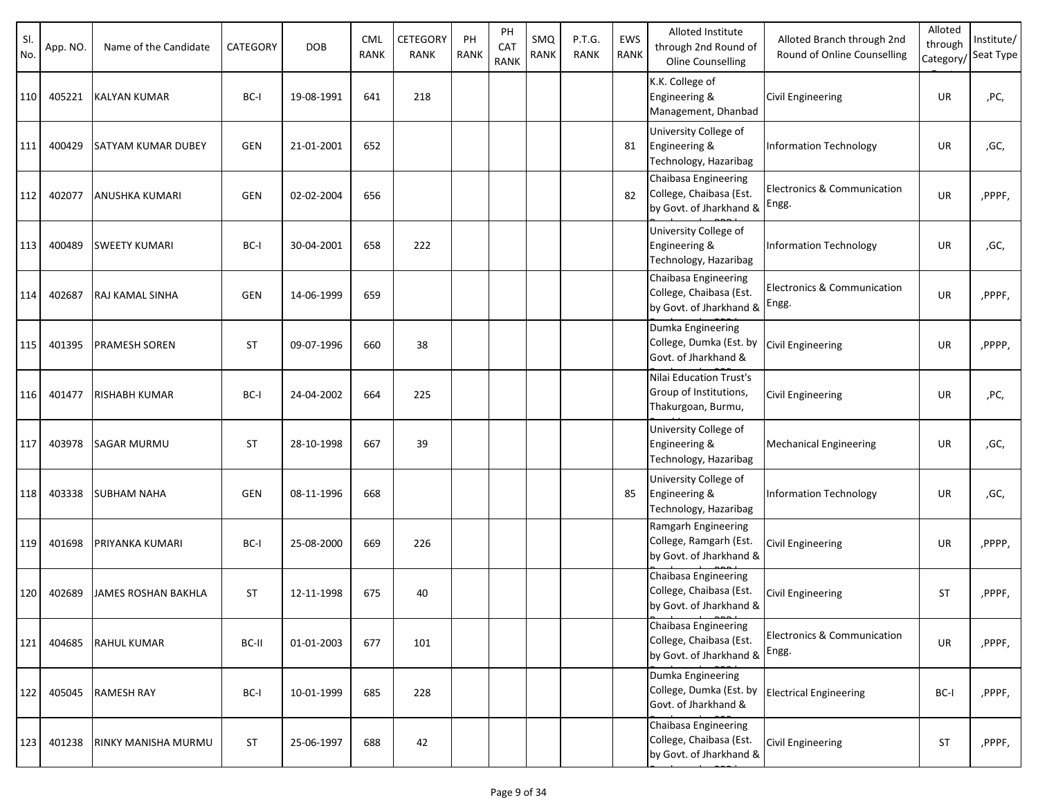| Sl. No. | App. NO. | Name of the Candidate | CATEGORY | DOB | CML RANK | CETEGORY RANK | PH RANK | PH CAT RANK | SMQ RANK | P.T.G. RANK | EWS RANK | Alloted Institute through 2nd Round of Oline Counselling | Alloted Branch through 2nd Round of Online Counselling | Alloted through Category/ | Institute/ Seat Type |
|---|---|---|---|---|---|---|---|---|---|---|---|---|---|---|---|
| 110 | 405221 | KALYAN KUMAR | BC-I | 19-08-1991 | 641 | 218 | | | | | | K.K. College of Engineering & Management, Dhanbad | Civil Engineering | UR | ,PC, |
| 111 | 400429 | SATYAM KUMAR DUBEY | GEN | 21-01-2001 | 652 | | | | | | 81 | University College of Engineering & Technology, Hazaribag | Information Technology | UR | ,GC, |
| 112 | 402077 | ANUSHKA KUMARI | GEN | 02-02-2004 | 656 | | | | | | 82 | Chaibasa Engineering College, Chaibasa (Est. by Govt. of Jharkhand & | Electronics & Communication Engg. | UR | ,PPPF, |
| 113 | 400489 | SWEETY KUMARI | BC-I | 30-04-2001 | 658 | 222 | | | | | | University College of Engineering & Technology, Hazaribag | Information Technology | UR | ,GC, |
| 114 | 402687 | RAJ KAMAL SINHA | GEN | 14-06-1999 | 659 | | | | | | | Chaibasa Engineering College, Chaibasa (Est. by Govt. of Jharkhand & | Electronics & Communication Engg. | UR | ,PPPF, |
| 115 | 401395 | PRAMESH SOREN | ST | 09-07-1996 | 660 | 38 | | | | | | Dumka Engineering College, Dumka (Est. by Govt. of Jharkhand & | Civil Engineering | UR | ,PPPP, |
| 116 | 401477 | RISHABH KUMAR | BC-I | 24-04-2002 | 664 | 225 | | | | | | Nilai Education Trust's Group of Institutions, Thakurgoan, Burmu, | Civil Engineering | UR | ,PC, |
| 117 | 403978 | SAGAR MURMU | ST | 28-10-1998 | 667 | 39 | | | | | | University College of Engineering & Technology, Hazaribag | Mechanical Engineering | UR | ,GC, |
| 118 | 403338 | SUBHAM NAHA | GEN | 08-11-1996 | 668 | | | | | | 85 | University College of Engineering & Technology, Hazaribag | Information Technology | UR | ,GC, |
| 119 | 401698 | PRIYANKA KUMARI | BC-I | 25-08-2000 | 669 | 226 | | | | | | Ramgarh Engineering College, Ramgarh (Est. by Govt. of Jharkhand & | Civil Engineering | UR | ,PPPP, |
| 120 | 402689 | JAMES ROSHAN BAKHLA | ST | 12-11-1998 | 675 | 40 | | | | | | Chaibasa Engineering College, Chaibasa (Est. by Govt. of Jharkhand & | Civil Engineering | ST | ,PPPF, |
| 121 | 404685 | RAHUL KUMAR | BC-II | 01-01-2003 | 677 | 101 | | | | | | Chaibasa Engineering College, Chaibasa (Est. by Govt. of Jharkhand & | Electronics & Communication Engg. | UR | ,PPPF, |
| 122 | 405045 | RAMESH RAY | BC-I | 10-01-1999 | 685 | 228 | | | | | | Dumka Engineering College, Dumka (Est. by Govt. of Jharkhand & | Electrical Engineering | BC-I | ,PPPF, |
| 123 | 401238 | RINKY MANISHA MURMU | ST | 25-06-1997 | 688 | 42 | | | | | | Chaibasa Engineering College, Chaibasa (Est. by Govt. of Jharkhand & | Civil Engineering | ST | ,PPPF, |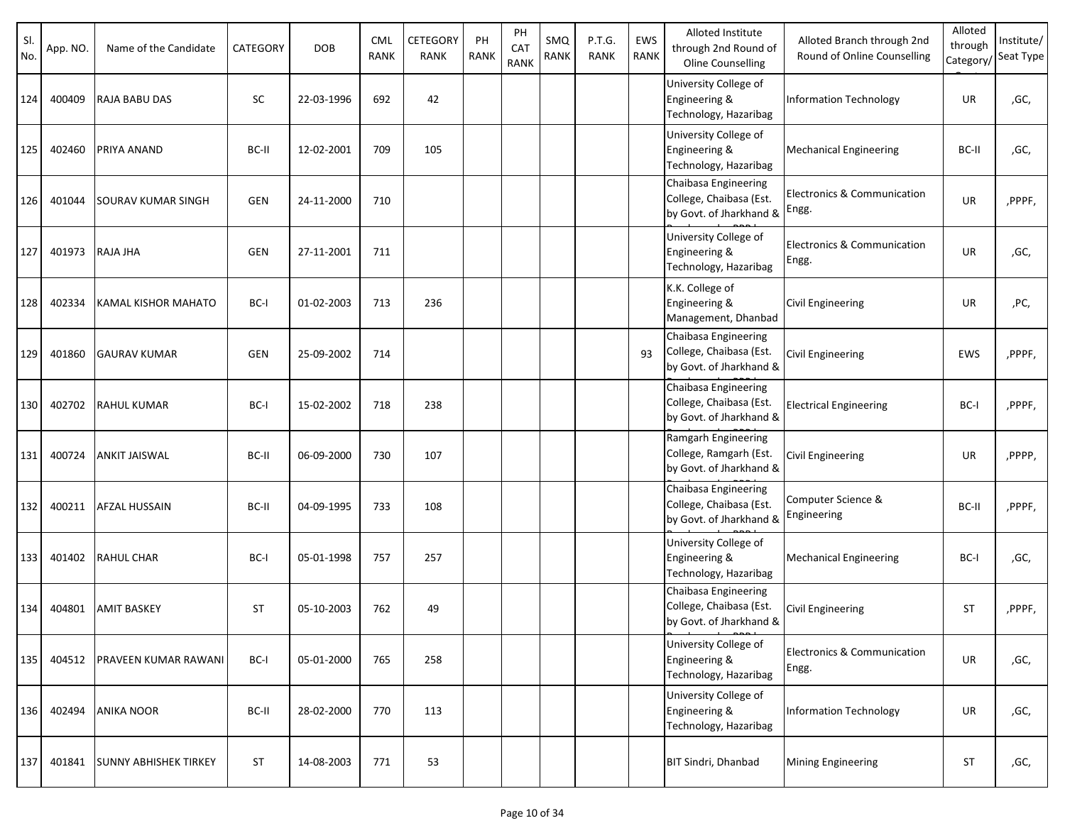| Sl. No. | App. NO. | Name of the Candidate | CATEGORY | DOB | CML RANK | CETEGORY RANK | PH RANK | PH CAT RANK | SMQ RANK | P.T.G. RANK | EWS RANK | Alloted Institute through 2nd Round of Oline Counselling | Alloted Branch through 2nd Round of Online Counselling | Alloted through Category/ | Institute/ Seat Type |
|---|---|---|---|---|---|---|---|---|---|---|---|---|---|---|---|
| 124 | 400409 | RAJA BABU DAS | SC | 22-03-1996 | 692 | 42 | | | | | | University College of Engineering & Technology, Hazaribag | Information Technology | UR | ,GC, |
| 125 | 402460 | PRIYA ANAND | BC-II | 12-02-2001 | 709 | 105 | | | | | | University College of Engineering & Technology, Hazaribag | Mechanical Engineering | BC-II | ,GC, |
| 126 | 401044 | SOURAV KUMAR SINGH | GEN | 24-11-2000 | 710 | | | | | | | Chaibasa Engineering College, Chaibasa (Est. by Govt. of Jharkhand & | Electronics & Communication Engg. | UR | ,PPPF, |
| 127 | 401973 | RAJA JHA | GEN | 27-11-2001 | 711 | | | | | | | University College of Engineering & Technology, Hazaribag | Electronics & Communication Engg. | UR | ,GC, |
| 128 | 402334 | KAMAL KISHOR MAHATO | BC-I | 01-02-2003 | 713 | 236 | | | | | | K.K. College of Engineering & Management, Dhanbad | Civil Engineering | UR | ,PC, |
| 129 | 401860 | GAURAV KUMAR | GEN | 25-09-2002 | 714 | | | | | | 93 | Chaibasa Engineering College, Chaibasa (Est. by Govt. of Jharkhand & | Civil Engineering | EWS | ,PPPF, |
| 130 | 402702 | RAHUL KUMAR | BC-I | 15-02-2002 | 718 | 238 | | | | | | Chaibasa Engineering College, Chaibasa (Est. by Govt. of Jharkhand & | Electrical Engineering | BC-I | ,PPPF, |
| 131 | 400724 | ANKIT JAISWAL | BC-II | 06-09-2000 | 730 | 107 | | | | | | Ramgarh Engineering College, Ramgarh (Est. by Govt. of Jharkhand & | Civil Engineering | UR | ,PPPP, |
| 132 | 400211 | AFZAL HUSSAIN | BC-II | 04-09-1995 | 733 | 108 | | | | | | Chaibasa Engineering College, Chaibasa (Est. by Govt. of Jharkhand & | Computer Science & Engineering | BC-II | ,PPPF, |
| 133 | 401402 | RAHUL CHAR | BC-I | 05-01-1998 | 757 | 257 | | | | | | University College of Engineering & Technology, Hazaribag | Mechanical Engineering | BC-I | ,GC, |
| 134 | 404801 | AMIT BASKEY | ST | 05-10-2003 | 762 | 49 | | | | | | Chaibasa Engineering College, Chaibasa (Est. by Govt. of Jharkhand & | Civil Engineering | ST | ,PPPF, |
| 135 | 404512 | PRAVEEN KUMAR RAWANI | BC-I | 05-01-2000 | 765 | 258 | | | | | | University College of Engineering & Technology, Hazaribag | Electronics & Communication Engg. | UR | ,GC, |
| 136 | 402494 | ANIKA NOOR | BC-II | 28-02-2000 | 770 | 113 | | | | | | University College of Engineering & Technology, Hazaribag | Information Technology | UR | ,GC, |
| 137 | 401841 | SUNNY ABHISHEK TIRKEY | ST | 14-08-2003 | 771 | 53 | | | | | | BIT Sindri, Dhanbad | Mining Engineering | ST | ,GC, |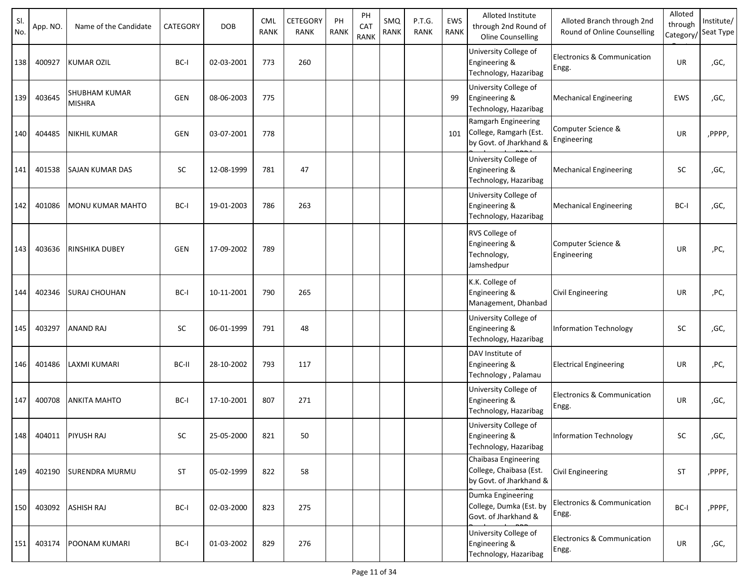| Sl. No. | App. NO. | Name of the Candidate | CATEGORY | DOB | CML RANK | CETEGORY RANK | PH RANK | PH CAT RANK | SMQ RANK | P.T.G. RANK | EWS RANK | Alloted Institute through 2nd Round of Oline Counselling | Alloted Branch through 2nd Round of Online Counselling | Alloted through Category/ | Institute/ Seat Type |
|---|---|---|---|---|---|---|---|---|---|---|---|---|---|---|---|
| 138 | 400927 | KUMAR OZIL | BC-I | 02-03-2001 | 773 | 260 | | | | | | University College of Engineering & Technology, Hazaribag | Electronics & Communication Engg. | UR | ,GC, |
| 139 | 403645 | SHUBHAM KUMAR MISHRA | GEN | 08-06-2003 | 775 | | | | | | 99 | University College of Engineering & Technology, Hazaribag | Mechanical Engineering | EWS | ,GC, |
| 140 | 404485 | NIKHIL KUMAR | GEN | 03-07-2001 | 778 | | | | | | 101 | Ramgarh Engineering College, Ramgarh (Est. by Govt. of Jharkhand & | Computer Science & Engineering | UR | ,PPPP, |
| 141 | 401538 | SAJAN KUMAR DAS | SC | 12-08-1999 | 781 | 47 | | | | | | University College of Engineering & Technology, Hazaribag | Mechanical Engineering | SC | ,GC, |
| 142 | 401086 | MONU KUMAR MAHTO | BC-I | 19-01-2003 | 786 | 263 | | | | | | University College of Engineering & Technology, Hazaribag | Mechanical Engineering | BC-I | ,GC, |
| 143 | 403636 | RINSHIKA DUBEY | GEN | 17-09-2002 | 789 | | | | | | | RVS College of Engineering & Technology, Jamshedpur | Computer Science & Engineering | UR | ,PC, |
| 144 | 402346 | SURAJ CHOUHAN | BC-I | 10-11-2001 | 790 | 265 | | | | | | K.K. College of Engineering & Management, Dhanbad | Civil Engineering | UR | ,PC, |
| 145 | 403297 | ANAND RAJ | SC | 06-01-1999 | 791 | 48 | | | | | | University College of Engineering & Technology, Hazaribag | Information Technology | SC | ,GC, |
| 146 | 401486 | LAXMI KUMARI | BC-II | 28-10-2002 | 793 | 117 | | | | | | DAV Institute of Engineering & Technology , Palamau | Electrical Engineering | UR | ,PC, |
| 147 | 400708 | ANKITA MAHTO | BC-I | 17-10-2001 | 807 | 271 | | | | | | University College of Engineering & Technology, Hazaribag | Electronics & Communication Engg. | UR | ,GC, |
| 148 | 404011 | PIYUSH RAJ | SC | 25-05-2000 | 821 | 50 | | | | | | University College of Engineering & Technology, Hazaribag | Information Technology | SC | ,GC, |
| 149 | 402190 | SURENDRA MURMU | ST | 05-02-1999 | 822 | 58 | | | | | | Chaibasa Engineering College, Chaibasa (Est. by Govt. of Jharkhand & | Civil Engineering | ST | ,PPPF, |
| 150 | 403092 | ASHISH RAJ | BC-I | 02-03-2000 | 823 | 275 | | | | | | Dumka Engineering College, Dumka (Est. by Govt. of Jharkhand & | Electronics & Communication Engg. | BC-I | ,PPPF, |
| 151 | 403174 | POONAM KUMARI | BC-I | 01-03-2002 | 829 | 276 | | | | | | University College of Engineering & Technology, Hazaribag | Electronics & Communication Engg. | UR | ,GC, |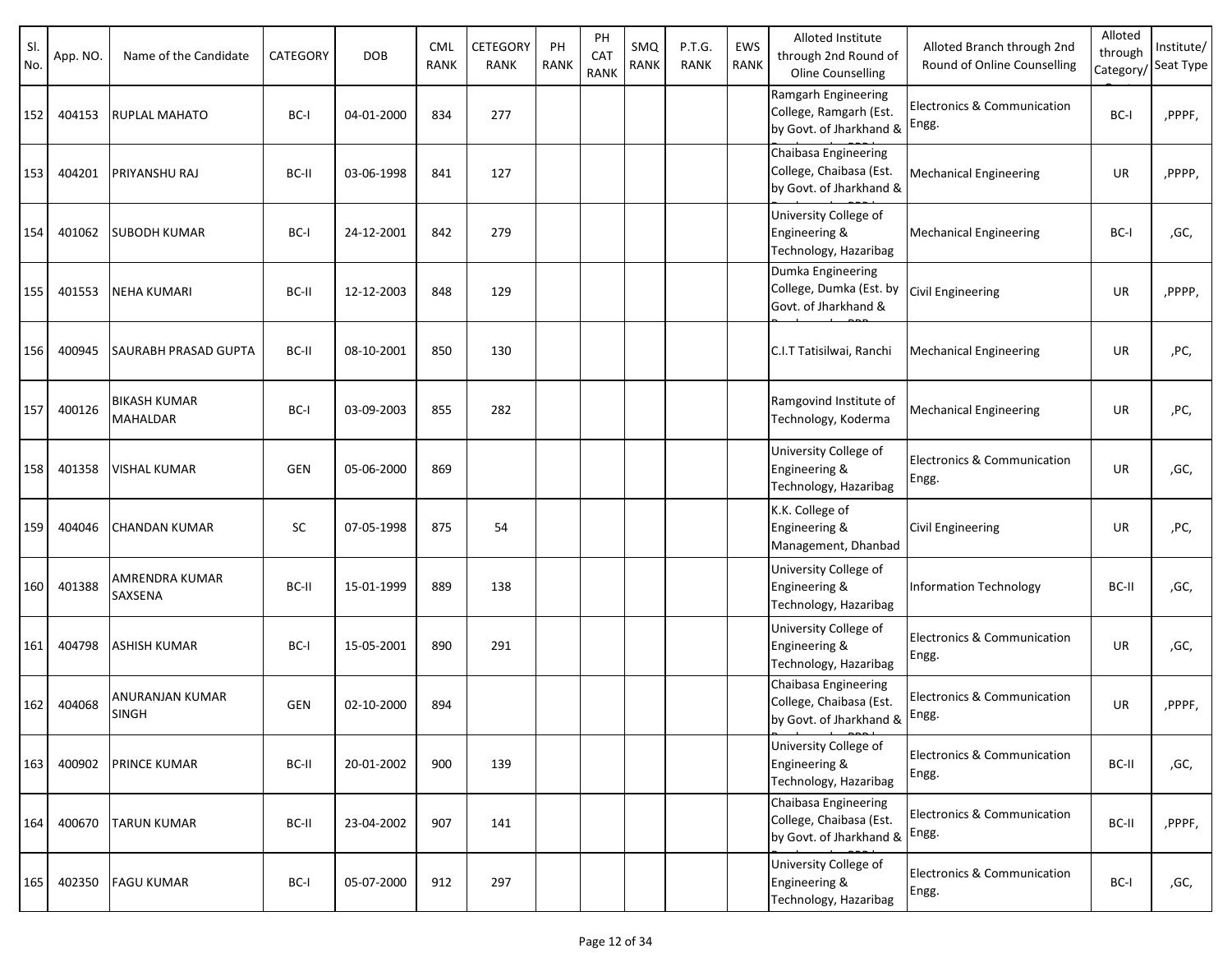| Sl. No. | App. NO. | Name of the Candidate | CATEGORY | DOB | CML RANK | CETEGORY RANK | PH RANK | PH CAT RANK | SMQ RANK | P.T.G. RANK | EWS RANK | Alloted Institute through 2nd Round of Oline Counselling | Alloted Branch through 2nd Round of Online Counselling | Alloted through Category/ | Institute/ Seat Type |
|---|---|---|---|---|---|---|---|---|---|---|---|---|---|---|---|
| 152 | 404153 | RUPLAL MAHATO | BC-I | 04-01-2000 | 834 | 277 | | | | | | Ramgarh Engineering College, Ramgarh (Est. by Govt. of Jharkhand & | Electronics & Communication Engg. | BC-I | ,PPPF, |
| 153 | 404201 | PRIYANSHU RAJ | BC-II | 03-06-1998 | 841 | 127 | | | | | | Chaibasa Engineering College, Chaibasa (Est. by Govt. of Jharkhand & | Mechanical Engineering | UR | ,PPPP, |
| 154 | 401062 | SUBODH KUMAR | BC-I | 24-12-2001 | 842 | 279 | | | | | | University College of Engineering & Technology, Hazaribag | Mechanical Engineering | BC-I | ,GC, |
| 155 | 401553 | NEHA KUMARI | BC-II | 12-12-2003 | 848 | 129 | | | | | | Dumka Engineering College, Dumka (Est. by Govt. of Jharkhand & | Civil Engineering | UR | ,PPPP, |
| 156 | 400945 | SAURABH PRASAD GUPTA | BC-II | 08-10-2001 | 850 | 130 | | | | | | C.I.T Tatisilwai, Ranchi | Mechanical Engineering | UR | ,PC, |
| 157 | 400126 | BIKASH KUMAR MAHALDAR | BC-I | 03-09-2003 | 855 | 282 | | | | | | Ramgovind Institute of Technology, Koderma | Mechanical Engineering | UR | ,PC, |
| 158 | 401358 | VISHAL KUMAR | GEN | 05-06-2000 | 869 | | | | | | | University College of Engineering & Technology, Hazaribag | Electronics & Communication Engg. | UR | ,GC, |
| 159 | 404046 | CHANDAN KUMAR | SC | 07-05-1998 | 875 | 54 | | | | | | K.K. College of Engineering & Management, Dhanbad | Civil Engineering | UR | ,PC, |
| 160 | 401388 | AMRENDRA KUMAR SAXSENA | BC-II | 15-01-1999 | 889 | 138 | | | | | | University College of Engineering & Technology, Hazaribag | Information Technology | BC-II | ,GC, |
| 161 | 404798 | ASHISH KUMAR | BC-I | 15-05-2001 | 890 | 291 | | | | | | University College of Engineering & Technology, Hazaribag | Electronics & Communication Engg. | UR | ,GC, |
| 162 | 404068 | ANURANJAN KUMAR SINGH | GEN | 02-10-2000 | 894 | | | | | | | Chaibasa Engineering College, Chaibasa (Est. by Govt. of Jharkhand & | Electronics & Communication Engg. | UR | ,PPPF, |
| 163 | 400902 | PRINCE KUMAR | BC-II | 20-01-2002 | 900 | 139 | | | | | | University College of Engineering & Technology, Hazaribag | Electronics & Communication Engg. | BC-II | ,GC, |
| 164 | 400670 | TARUN KUMAR | BC-II | 23-04-2002 | 907 | 141 | | | | | | Chaibasa Engineering College, Chaibasa (Est. by Govt. of Jharkhand & | Electronics & Communication Engg. | BC-II | ,PPPF, |
| 165 | 402350 | FAGU KUMAR | BC-I | 05-07-2000 | 912 | 297 | | | | | | University College of Engineering & Technology, Hazaribag | Electronics & Communication Engg. | BC-I | ,GC, |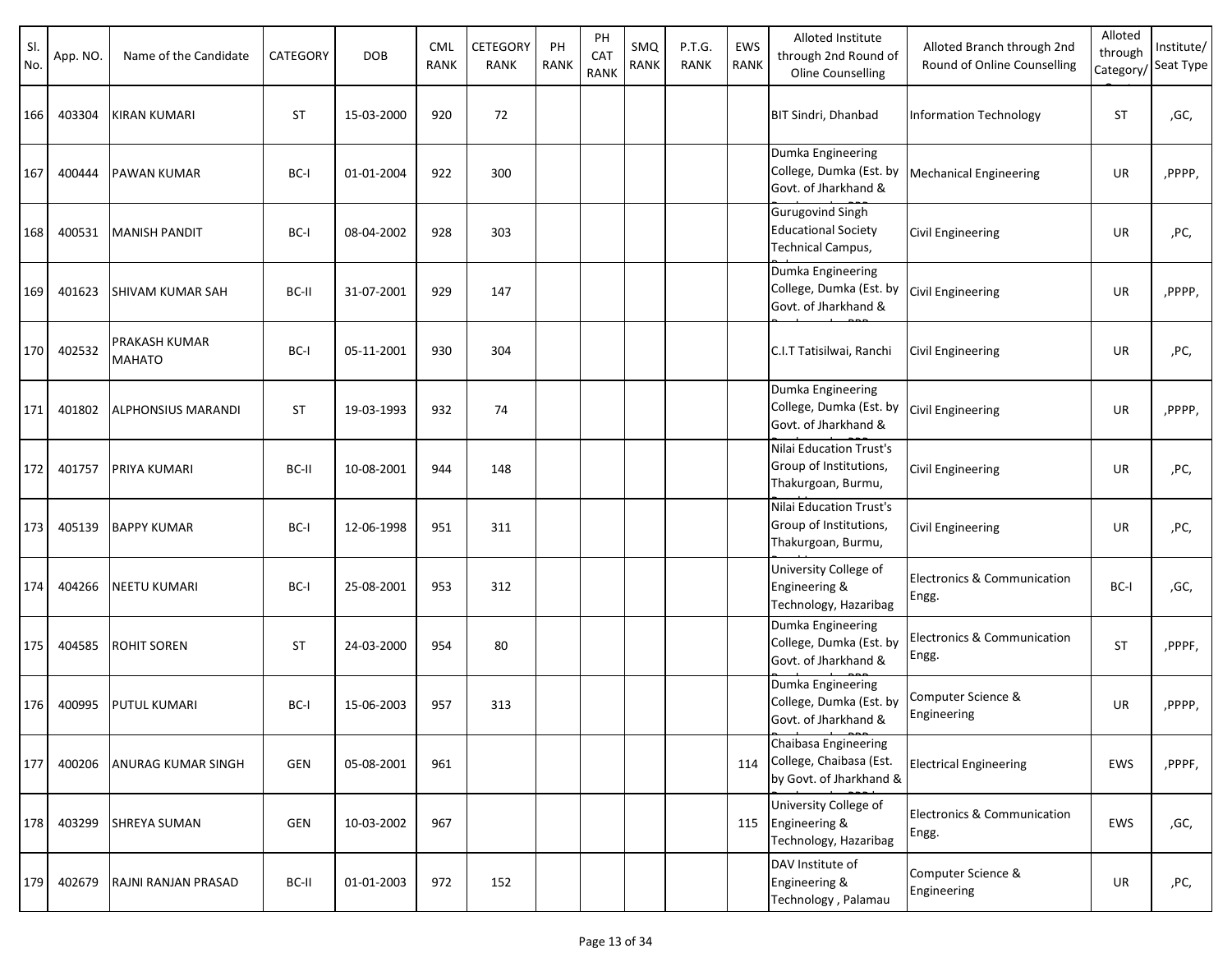| Sl. No. | App. NO. | Name of the Candidate | CATEGORY | DOB | CML RANK | CETEGORY RANK | PH RANK | PH CAT RANK | SMQ RANK | P.T.G. RANK | EWS RANK | Alloted Institute through 2nd Round of Oline Counselling | Alloted Branch through 2nd Round of Online Counselling | Alloted through Category/ | Institute/ Seat Type |
|---|---|---|---|---|---|---|---|---|---|---|---|---|---|---|---|
| 166 | 403304 | KIRAN KUMARI | ST | 15-03-2000 | 920 | 72 | | | | | | BIT Sindri, Dhanbad | Information Technology | ST | ,GC, |
| 167 | 400444 | PAWAN KUMAR | BC-I | 01-01-2004 | 922 | 300 | | | | | | Dumka Engineering College, Dumka (Est. by Govt. of Jharkhand & | Mechanical Engineering | UR | ,PPPP, |
| 168 | 400531 | MANISH PANDIT | BC-I | 08-04-2002 | 928 | 303 | | | | | | Gurugovind Singh Educational Society Technical Campus, | Civil Engineering | UR | ,PC, |
| 169 | 401623 | SHIVAM KUMAR SAH | BC-II | 31-07-2001 | 929 | 147 | | | | | | Dumka Engineering College, Dumka (Est. by Govt. of Jharkhand & | Civil Engineering | UR | ,PPPP, |
| 170 | 402532 | PRAKASH KUMAR MAHATO | BC-I | 05-11-2001 | 930 | 304 | | | | | | C.I.T Tatisilwai, Ranchi | Civil Engineering | UR | ,PC, |
| 171 | 401802 | ALPHONSIUS MARANDI | ST | 19-03-1993 | 932 | 74 | | | | | | Dumka Engineering College, Dumka (Est. by Govt. of Jharkhand & | Civil Engineering | UR | ,PPPP, |
| 172 | 401757 | PRIYA KUMARI | BC-II | 10-08-2001 | 944 | 148 | | | | | | Nilai Education Trust's Group of Institutions, Thakurgoan, Burmu, | Civil Engineering | UR | ,PC, |
| 173 | 405139 | BAPPY KUMAR | BC-I | 12-06-1998 | 951 | 311 | | | | | | Nilai Education Trust's Group of Institutions, Thakurgoan, Burmu, | Civil Engineering | UR | ,PC, |
| 174 | 404266 | NEETU KUMARI | BC-I | 25-08-2001 | 953 | 312 | | | | | | University College of Engineering & Technology, Hazaribag | Electronics & Communication Engg. | BC-I | ,GC, |
| 175 | 404585 | ROHIT SOREN | ST | 24-03-2000 | 954 | 80 | | | | | | Dumka Engineering College, Dumka (Est. by Govt. of Jharkhand & | Electronics & Communication Engg. | ST | ,PPPF, |
| 176 | 400995 | PUTUL KUMARI | BC-I | 15-06-2003 | 957 | 313 | | | | | | Dumka Engineering College, Dumka (Est. by Govt. of Jharkhand & | Computer Science & Engineering | UR | ,PPPP, |
| 177 | 400206 | ANURAG KUMAR SINGH | GEN | 05-08-2001 | 961 | | | | | | 114 | Chaibasa Engineering College, Chaibasa (Est. by Govt. of Jharkhand & | Electrical Engineering | EWS | ,PPPF, |
| 178 | 403299 | SHREYA SUMAN | GEN | 10-03-2002 | 967 | | | | | | 115 | University College of Engineering & Technology, Hazaribag | Electronics & Communication Engg. | EWS | ,GC, |
| 179 | 402679 | RAJNI RANJAN PRASAD | BC-II | 01-01-2003 | 972 | 152 | | | | | | DAV Institute of Engineering & Technology , Palamau | Computer Science & Engineering | UR | ,PC, |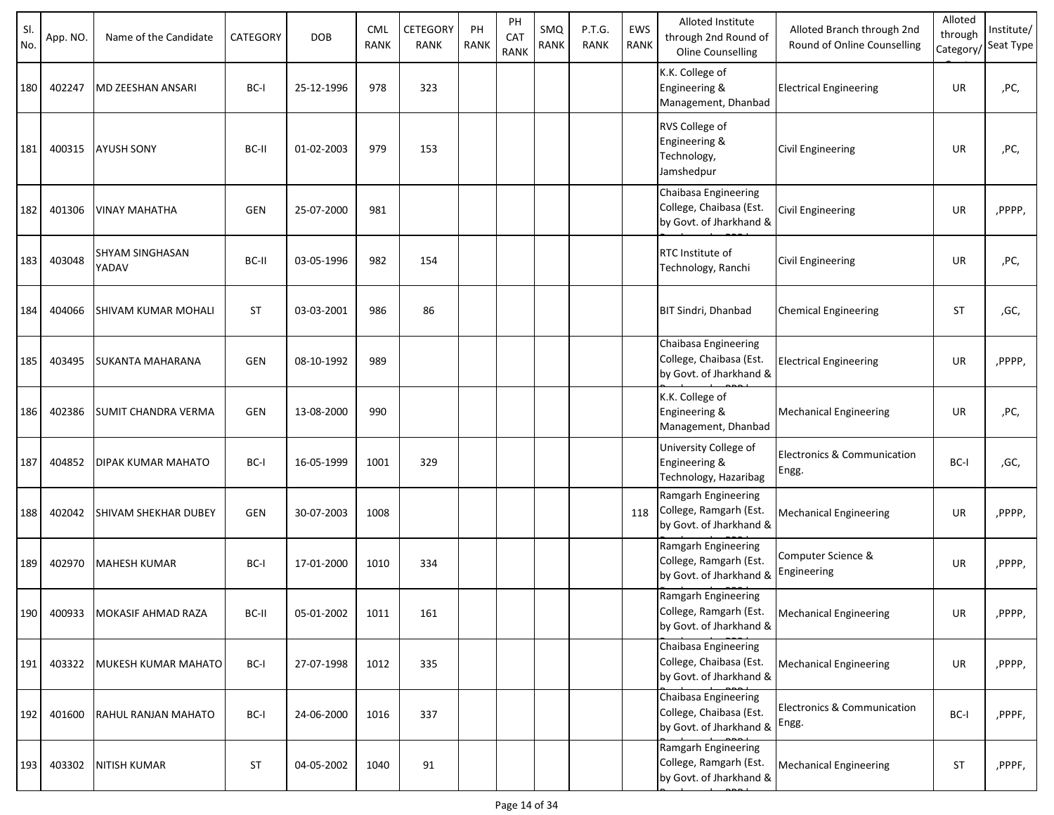| Sl. No. | App. NO. | Name of the Candidate | CATEGORY | DOB | CML RANK | CETEGORY RANK | PH RANK | PH CAT RANK | SMQ RANK | P.T.G. RANK | EWS RANK | Alloted Institute through 2nd Round of Oline Counselling | Alloted Branch through 2nd Round of Online Counselling | Alloted through Category/ | Institute/ Seat Type |
|---|---|---|---|---|---|---|---|---|---|---|---|---|---|---|---|
| 180 | 402247 | MD ZEESHAN ANSARI | BC-I | 25-12-1996 | 978 | 323 | | | | | | K.K. College of Engineering & Management, Dhanbad | Electrical Engineering | UR | ,PC, |
| 181 | 400315 | AYUSH SONY | BC-II | 01-02-2003 | 979 | 153 | | | | | | RVS College of Engineering & Technology, Jamshedpur | Civil Engineering | UR | ,PC, |
| 182 | 401306 | VINAY MAHATHA | GEN | 25-07-2000 | 981 | | | | | | | Chaibasa Engineering College, Chaibasa (Est. by Govt. of Jharkhand & | Civil Engineering | UR | ,PPPP, |
| 183 | 403048 | SHYAM SINGHASAN YADAV | BC-II | 03-05-1996 | 982 | 154 | | | | | | RTC Institute of Technology, Ranchi | Civil Engineering | UR | ,PC, |
| 184 | 404066 | SHIVAM KUMAR MOHALI | ST | 03-03-2001 | 986 | 86 | | | | | | BIT Sindri, Dhanbad | Chemical Engineering | ST | ,GC, |
| 185 | 403495 | SUKANTA MAHARANA | GEN | 08-10-1992 | 989 | | | | | | | Chaibasa Engineering College, Chaibasa (Est. by Govt. of Jharkhand & | Electrical Engineering | UR | ,PPPP, |
| 186 | 402386 | SUMIT CHANDRA VERMA | GEN | 13-08-2000 | 990 | | | | | | | K.K. College of Engineering & Management, Dhanbad | Mechanical Engineering | UR | ,PC, |
| 187 | 404852 | DIPAK KUMAR MAHATO | BC-I | 16-05-1999 | 1001 | 329 | | | | | | University College of Engineering & Technology, Hazaribag | Electronics & Communication Engg. | BC-I | ,GC, |
| 188 | 402042 | SHIVAM SHEKHAR DUBEY | GEN | 30-07-2003 | 1008 | | | | | | 118 | Ramgarh Engineering College, Ramgarh (Est. by Govt. of Jharkhand & | Mechanical Engineering | UR | ,PPPP, |
| 189 | 402970 | MAHESH KUMAR | BC-I | 17-01-2000 | 1010 | 334 | | | | | | Ramgarh Engineering College, Ramgarh (Est. by Govt. of Jharkhand & | Computer Science & Engineering | UR | ,PPPP, |
| 190 | 400933 | MOKASIF AHMAD RAZA | BC-II | 05-01-2002 | 1011 | 161 | | | | | | Ramgarh Engineering College, Ramgarh (Est. by Govt. of Jharkhand & | Mechanical Engineering | UR | ,PPPP, |
| 191 | 403322 | MUKESH KUMAR MAHATO | BC-I | 27-07-1998 | 1012 | 335 | | | | | | Chaibasa Engineering College, Chaibasa (Est. by Govt. of Jharkhand & | Mechanical Engineering | UR | ,PPPP, |
| 192 | 401600 | RAHUL RANJAN MAHATO | BC-I | 24-06-2000 | 1016 | 337 | | | | | | Chaibasa Engineering College, Chaibasa (Est. by Govt. of Jharkhand & | Electronics & Communication Engg. | BC-I | ,PPPF, |
| 193 | 403302 | NITISH KUMAR | ST | 04-05-2002 | 1040 | 91 | | | | | | Ramgarh Engineering College, Ramgarh (Est. by Govt. of Jharkhand & | Mechanical Engineering | ST | ,PPPF, |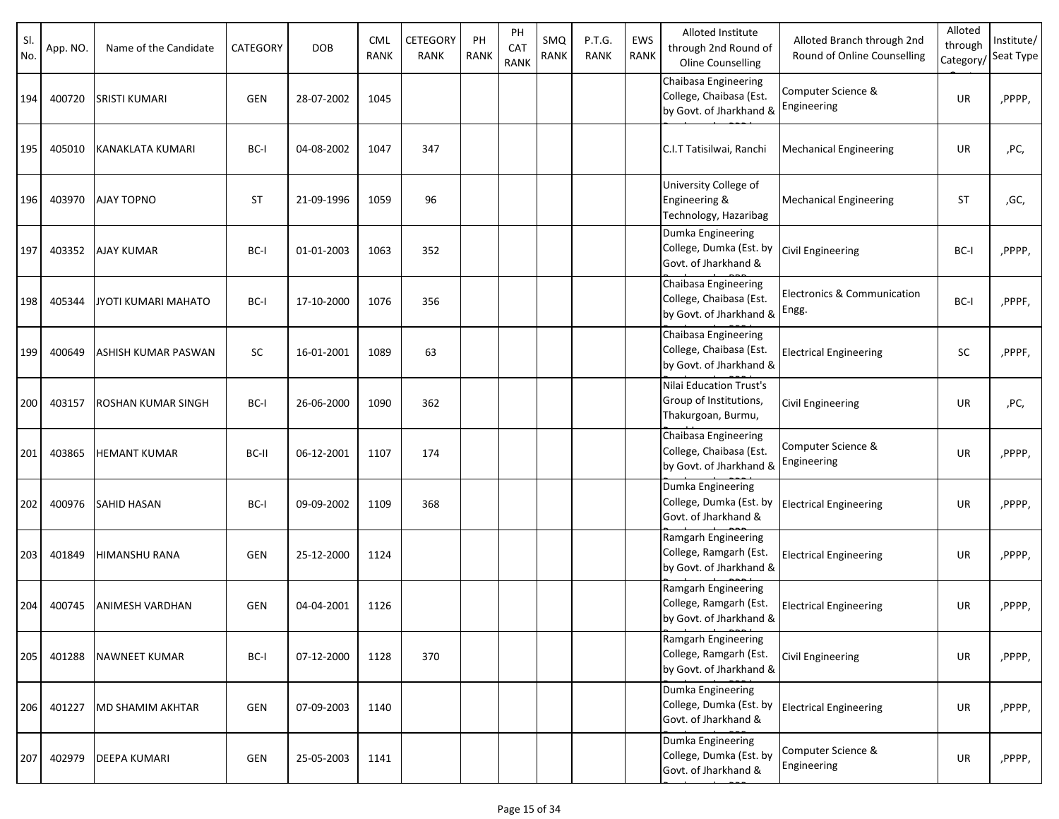| Sl. No. | App. NO. | Name of the Candidate | CATEGORY | DOB | CML RANK | CETEGORY RANK | PH RANK | PH CAT RANK | SMQ RANK | P.T.G. RANK | EWS RANK | Alloted Institute through 2nd Round of Oline Counselling | Alloted Branch through 2nd Round of Online Counselling | Alloted through Category/ | Institute/ Seat Type |
|---|---|---|---|---|---|---|---|---|---|---|---|---|---|---|---|
| 194 | 400720 | SRISTI KUMARI | GEN | 28-07-2002 | 1045 | | | | | | | Chaibasa Engineering College, Chaibasa (Est. by Govt. of Jharkhand & | Computer Science & Engineering | UR | ,PPPP, |
| 195 | 405010 | KANAKLATA KUMARI | BC-I | 04-08-2002 | 1047 | 347 | | | | | | C.I.T Tatisilwai, Ranchi | Mechanical Engineering | UR | ,PC, |
| 196 | 403970 | AJAY TOPNO | ST | 21-09-1996 | 1059 | 96 | | | | | | University College of Engineering & Technology, Hazaribag | Mechanical Engineering | ST | ,GC, |
| 197 | 403352 | AJAY KUMAR | BC-I | 01-01-2003 | 1063 | 352 | | | | | | Dumka Engineering College, Dumka (Est. by Govt. of Jharkhand & | Civil Engineering | BC-I | ,PPPP, |
| 198 | 405344 | JYOTI KUMARI MAHATO | BC-I | 17-10-2000 | 1076 | 356 | | | | | | Chaibasa Engineering College, Chaibasa (Est. by Govt. of Jharkhand & | Electronics & Communication Engg. | BC-I | ,PPPF, |
| 199 | 400649 | ASHISH KUMAR PASWAN | SC | 16-01-2001 | 1089 | 63 | | | | | | Chaibasa Engineering College, Chaibasa (Est. by Govt. of Jharkhand & | Electrical Engineering | SC | ,PPPF, |
| 200 | 403157 | ROSHAN KUMAR SINGH | BC-I | 26-06-2000 | 1090 | 362 | | | | | | Nilai Education Trust's Group of Institutions, Thakurgoan, Burmu, | Civil Engineering | UR | ,PC, |
| 201 | 403865 | HEMANT KUMAR | BC-II | 06-12-2001 | 1107 | 174 | | | | | | Chaibasa Engineering College, Chaibasa (Est. by Govt. of Jharkhand & | Computer Science & Engineering | UR | ,PPPP, |
| 202 | 400976 | SAHID HASAN | BC-I | 09-09-2002 | 1109 | 368 | | | | | | Dumka Engineering College, Dumka (Est. by Govt. of Jharkhand & | Electrical Engineering | UR | ,PPPP, |
| 203 | 401849 | HIMANSHU RANA | GEN | 25-12-2000 | 1124 | | | | | | | Ramgarh Engineering College, Ramgarh (Est. by Govt. of Jharkhand & | Electrical Engineering | UR | ,PPPP, |
| 204 | 400745 | ANIMESH VARDHAN | GEN | 04-04-2001 | 1126 | | | | | | | Ramgarh Engineering College, Ramgarh (Est. by Govt. of Jharkhand & | Electrical Engineering | UR | ,PPPP, |
| 205 | 401288 | NAWNEET KUMAR | BC-I | 07-12-2000 | 1128 | 370 | | | | | | Ramgarh Engineering College, Ramgarh (Est. by Govt. of Jharkhand & | Civil Engineering | UR | ,PPPP, |
| 206 | 401227 | MD SHAMIM AKHTAR | GEN | 07-09-2003 | 1140 | | | | | | | Dumka Engineering College, Dumka (Est. by Govt. of Jharkhand & | Electrical Engineering | UR | ,PPPP, |
| 207 | 402979 | DEEPA KUMARI | GEN | 25-05-2003 | 1141 | | | | | | | Dumka Engineering College, Dumka (Est. by Govt. of Jharkhand & | Computer Science & Engineering | UR | ,PPPP, |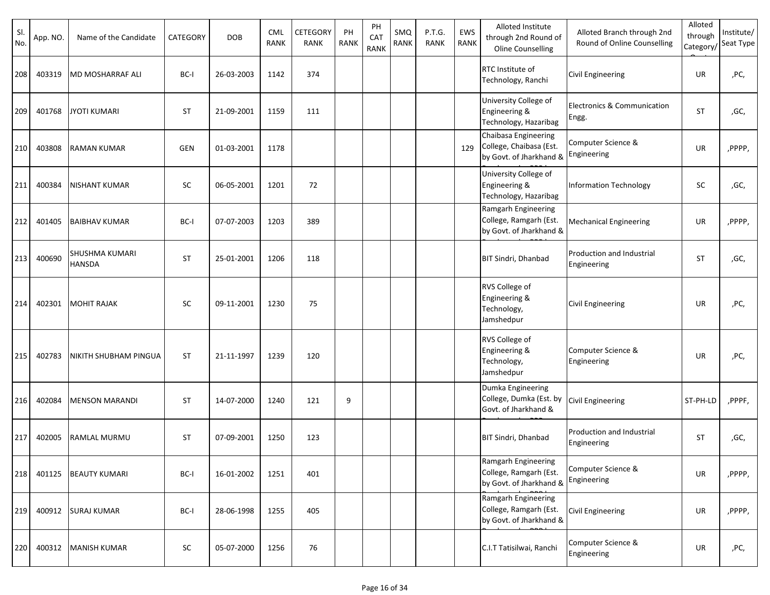| Sl. No. | App. NO. | Name of the Candidate | CATEGORY | DOB | CML RANK | CETEGORY RANK | PH RANK | PH CAT RANK | SMQ RANK | P.T.G. RANK | EWS RANK | Alloted Institute through 2nd Round of Oline Counselling | Alloted Branch through 2nd Round of Online Counselling | Alloted through Category/ | Institute/ Seat Type |
|---|---|---|---|---|---|---|---|---|---|---|---|---|---|---|---|
| 208 | 403319 | MD MOSHARRAF ALI | BC-I | 26-03-2003 | 1142 | 374 | | | | | | RTC Institute of Technology, Ranchi | Civil Engineering | UR | ,PC, |
| 209 | 401768 | JYOTI KUMARI | ST | 21-09-2001 | 1159 | 111 | | | | | | University College of Engineering & Technology, Hazaribag | Electronics & Communication Engg. | ST | ,GC, |
| 210 | 403808 | RAMAN KUMAR | GEN | 01-03-2001 | 1178 | | | | | | 129 | Chaibasa Engineering College, Chaibasa (Est. by Govt. of Jharkhand & | Computer Science & Engineering | UR | ,PPPP, |
| 211 | 400384 | NISHANT KUMAR | SC | 06-05-2001 | 1201 | 72 | | | | | | University College of Engineering & Technology, Hazaribag | Information Technology | SC | ,GC, |
| 212 | 401405 | BAIBHAV KUMAR | BC-I | 07-07-2003 | 1203 | 389 | | | | | | Ramgarh Engineering College, Ramgarh (Est. by Govt. of Jharkhand & | Mechanical Engineering | UR | ,PPPP, |
| 213 | 400690 | SHUSHMA KUMARI HANSDA | ST | 25-01-2001 | 1206 | 118 | | | | | | BIT Sindri, Dhanbad | Production and Industrial Engineering | ST | ,GC, |
| 214 | 402301 | MOHIT RAJAK | SC | 09-11-2001 | 1230 | 75 | | | | | | RVS College of Engineering & Technology, Jamshedpur | Civil Engineering | UR | ,PC, |
| 215 | 402783 | NIKITH SHUBHAM PINGUA | ST | 21-11-1997 | 1239 | 120 | | | | | | RVS College of Engineering & Technology, Jamshedpur | Computer Science & Engineering | UR | ,PC, |
| 216 | 402084 | MENSON MARANDI | ST | 14-07-2000 | 1240 | 121 | 9 | | | | | Dumka Engineering College, Dumka (Est. by Govt. of Jharkhand & | Civil Engineering | ST-PH-LD | ,PPPF, |
| 217 | 402005 | RAMLAL MURMU | ST | 07-09-2001 | 1250 | 123 | | | | | | BIT Sindri, Dhanbad | Production and Industrial Engineering | ST | ,GC, |
| 218 | 401125 | BEAUTY KUMARI | BC-I | 16-01-2002 | 1251 | 401 | | | | | | Ramgarh Engineering College, Ramgarh (Est. by Govt. of Jharkhand & | Computer Science & Engineering | UR | ,PPPP, |
| 219 | 400912 | SURAJ KUMAR | BC-I | 28-06-1998 | 1255 | 405 | | | | | | Ramgarh Engineering College, Ramgarh (Est. by Govt. of Jharkhand & | Civil Engineering | UR | ,PPPP, |
| 220 | 400312 | MANISH KUMAR | SC | 05-07-2000 | 1256 | 76 | | | | | | C.I.T Tatisilwai, Ranchi | Computer Science & Engineering | UR | ,PC, |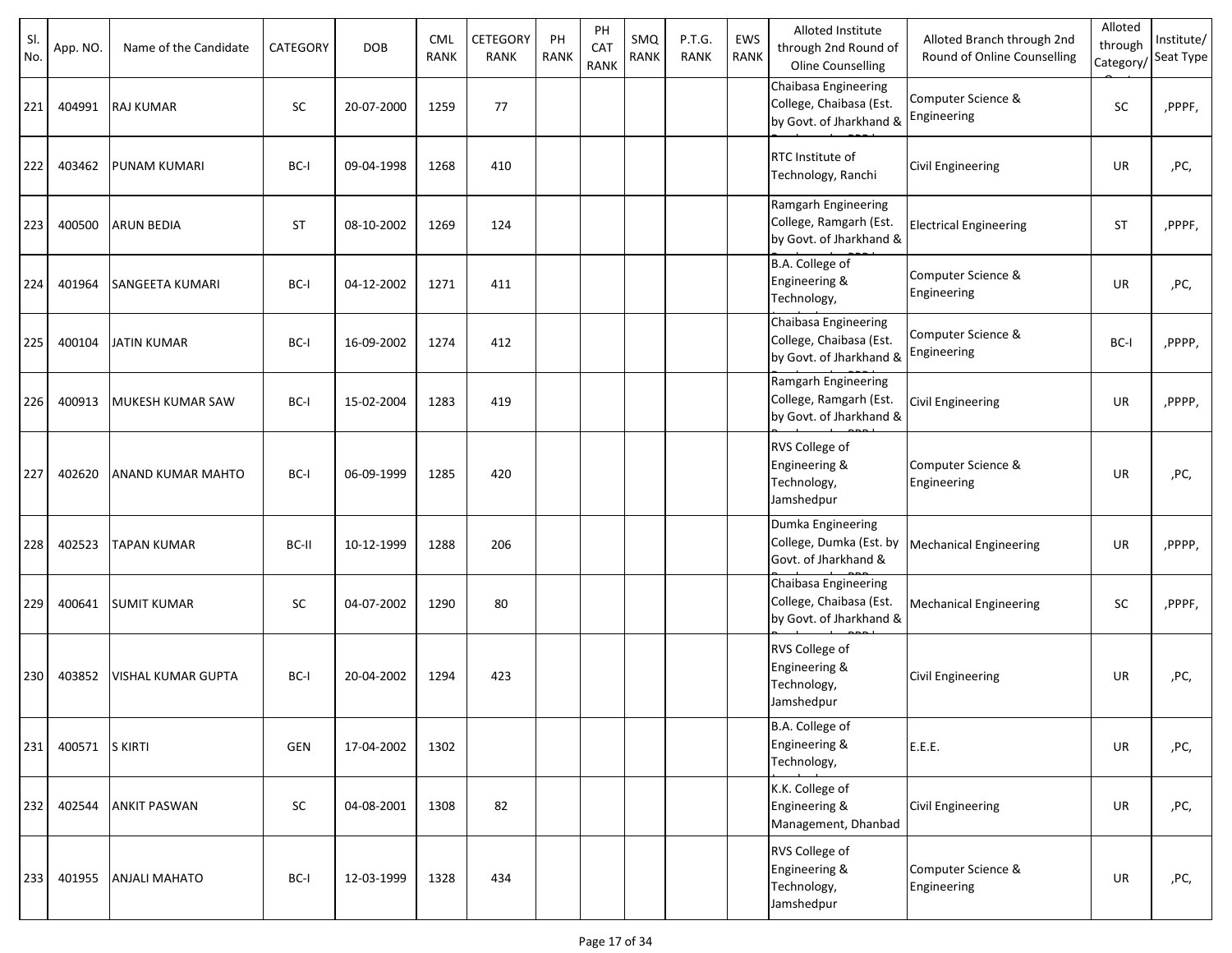| Sl. No. | App. NO. | Name of the Candidate | CATEGORY | DOB | CML RANK | CETEGORY RANK | PH RANK | PH CAT RANK | SMQ RANK | P.T.G. RANK | EWS RANK | Alloted Institute through 2nd Round of Oline Counselling | Alloted Branch through 2nd Round of Online Counselling | Alloted through Category/Quota | Institute/ Seat Type |
|---|---|---|---|---|---|---|---|---|---|---|---|---|---|---|---|
| 221 | 404991 | RAJ KUMAR | SC | 20-07-2000 | 1259 | 77 | | | | | | Chaibasa Engineering College, Chaibasa (Est. by Govt. of Jharkhand & | Computer Science & Engineering | SC | ,PPPF, |
| 222 | 403462 | PUNAM KUMARI | BC-I | 09-04-1998 | 1268 | 410 | | | | | | RTC Institute of Technology, Ranchi | Civil Engineering | UR | ,PC, |
| 223 | 400500 | ARUN BEDIA | ST | 08-10-2002 | 1269 | 124 | | | | | | Ramgarh Engineering College, Ramgarh (Est. by Govt. of Jharkhand & | Electrical Engineering | ST | ,PPPF, |
| 224 | 401964 | SANGEETA KUMARI | BC-I | 04-12-2002 | 1271 | 411 | | | | | | B.A. College of Engineering & Technology, | Computer Science & Engineering | UR | ,PC, |
| 225 | 400104 | JATIN KUMAR | BC-I | 16-09-2002 | 1274 | 412 | | | | | | Chaibasa Engineering College, Chaibasa (Est. by Govt. of Jharkhand & | Computer Science & Engineering | BC-I | ,PPPP, |
| 226 | 400913 | MUKESH KUMAR SAW | BC-I | 15-02-2004 | 1283 | 419 | | | | | | Ramgarh Engineering College, Ramgarh (Est. by Govt. of Jharkhand & | Civil Engineering | UR | ,PPPP, |
| 227 | 402620 | ANAND KUMAR MAHTO | BC-I | 06-09-1999 | 1285 | 420 | | | | | | RVS College of Engineering & Technology, Jamshedpur | Computer Science & Engineering | UR | ,PC, |
| 228 | 402523 | TAPAN KUMAR | BC-II | 10-12-1999 | 1288 | 206 | | | | | | Dumka Engineering College, Dumka (Est. by Govt. of Jharkhand & | Mechanical Engineering | UR | ,PPPP, |
| 229 | 400641 | SUMIT KUMAR | SC | 04-07-2002 | 1290 | 80 | | | | | | Chaibasa Engineering College, Chaibasa (Est. by Govt. of Jharkhand & | Mechanical Engineering | SC | ,PPPF, |
| 230 | 403852 | VISHAL KUMAR GUPTA | BC-I | 20-04-2002 | 1294 | 423 | | | | | | RVS College of Engineering & Technology, Jamshedpur | Civil Engineering | UR | ,PC, |
| 231 | 400571 | S KIRTI | GEN | 17-04-2002 | 1302 | | | | | | | B.A. College of Engineering & Technology, | E.E.E. | UR | ,PC, |
| 232 | 402544 | ANKIT PASWAN | SC | 04-08-2001 | 1308 | 82 | | | | | | K.K. College of Engineering & Management, Dhanbad | Civil Engineering | UR | ,PC, |
| 233 | 401955 | ANJALI MAHATO | BC-I | 12-03-1999 | 1328 | 434 | | | | | | RVS College of Engineering & Technology, Jamshedpur | Computer Science & Engineering | UR | ,PC, |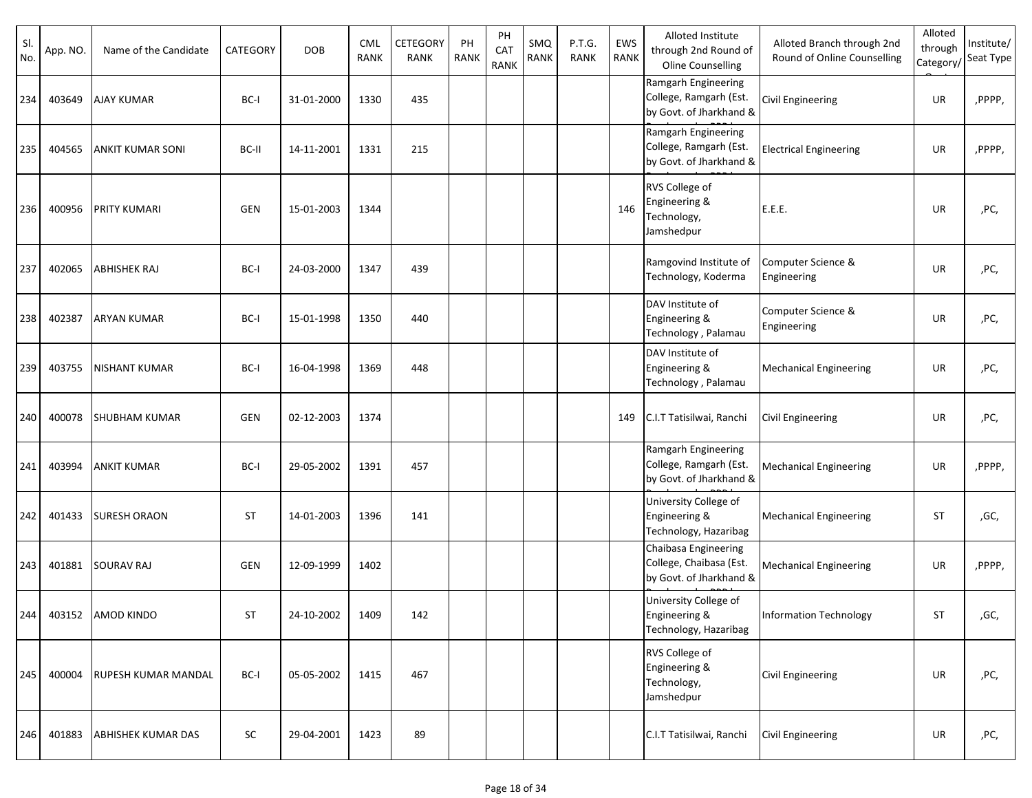| Sl. No. | App. NO. | Name of the Candidate | CATEGORY | DOB | CML RANK | CETEGORY RANK | PH RANK | PH CAT RANK | SMQ RANK | P.T.G. RANK | EWS RANK | Alloted Institute through 2nd Round of Oline Counselling | Alloted Branch through 2nd Round of Online Counselling | Alloted through Category/Quota | Institute/ Seat Type |
|---|---|---|---|---|---|---|---|---|---|---|---|---|---|---|---|
| 234 | 403649 | AJAY KUMAR | BC-I | 31-01-2000 | 1330 | 435 | | | | | | Ramgarh Engineering College, Ramgarh (Est. by Govt. of Jharkhand & Run by under PPP) | Civil Engineering | UR | ,PPPP, |
| 235 | 404565 | ANKIT KUMAR SONI | BC-II | 14-11-2001 | 1331 | 215 | | | | | | Ramgarh Engineering College, Ramgarh (Est. by Govt. of Jharkhand & Run by under PPP) | Electrical Engineering | UR | ,PPPP, |
| 236 | 400956 | PRITY KUMARI | GEN | 15-01-2003 | 1344 | | | | | | 146 | RVS College of Engineering & Technology, Jamshedpur | E.E.E. | UR | ,PC, |
| 237 | 402065 | ABHISHEK RAJ | BC-I | 24-03-2000 | 1347 | 439 | | | | | | Ramgovind Institute of Technology, Koderma | Computer Science & Engineering | UR | ,PC, |
| 238 | 402387 | ARYAN KUMAR | BC-I | 15-01-1998 | 1350 | 440 | | | | | | DAV Institute of Engineering & Technology , Palamau | Computer Science & Engineering | UR | ,PC, |
| 239 | 403755 | NISHANT KUMAR | BC-I | 16-04-1998 | 1369 | 448 | | | | | | DAV Institute of Engineering & Technology , Palamau | Mechanical Engineering | UR | ,PC, |
| 240 | 400078 | SHUBHAM KUMAR | GEN | 02-12-2003 | 1374 | | | | | | 149 | C.I.T Tatisilwai, Ranchi | Civil Engineering | UR | ,PC, |
| 241 | 403994 | ANKIT KUMAR | BC-I | 29-05-2002 | 1391 | 457 | | | | | | Ramgarh Engineering College, Ramgarh (Est. by Govt. of Jharkhand & Run by under PPP) | Mechanical Engineering | UR | ,PPPP, |
| 242 | 401433 | SURESH ORAON | ST | 14-01-2003 | 1396 | 141 | | | | | | University College of Engineering & Technology, Hazaribag | Mechanical Engineering | ST | ,GC, |
| 243 | 401881 | SOURAV RAJ | GEN | 12-09-1999 | 1402 | | | | | | | Chaibasa Engineering College, Chaibasa (Est. by Govt. of Jharkhand & Run by under PPP) | Mechanical Engineering | UR | ,PPPP, |
| 244 | 403152 | AMOD KINDO | ST | 24-10-2002 | 1409 | 142 | | | | | | University College of Engineering & Technology, Hazaribag | Information Technology | ST | ,GC, |
| 245 | 400004 | RUPESH KUMAR MANDAL | BC-I | 05-05-2002 | 1415 | 467 | | | | | | RVS College of Engineering & Technology, Jamshedpur | Civil Engineering | UR | ,PC, |
| 246 | 401883 | ABHISHEK KUMAR DAS | SC | 29-04-2001 | 1423 | 89 | | | | | | C.I.T Tatisilwai, Ranchi | Civil Engineering | UR | ,PC, |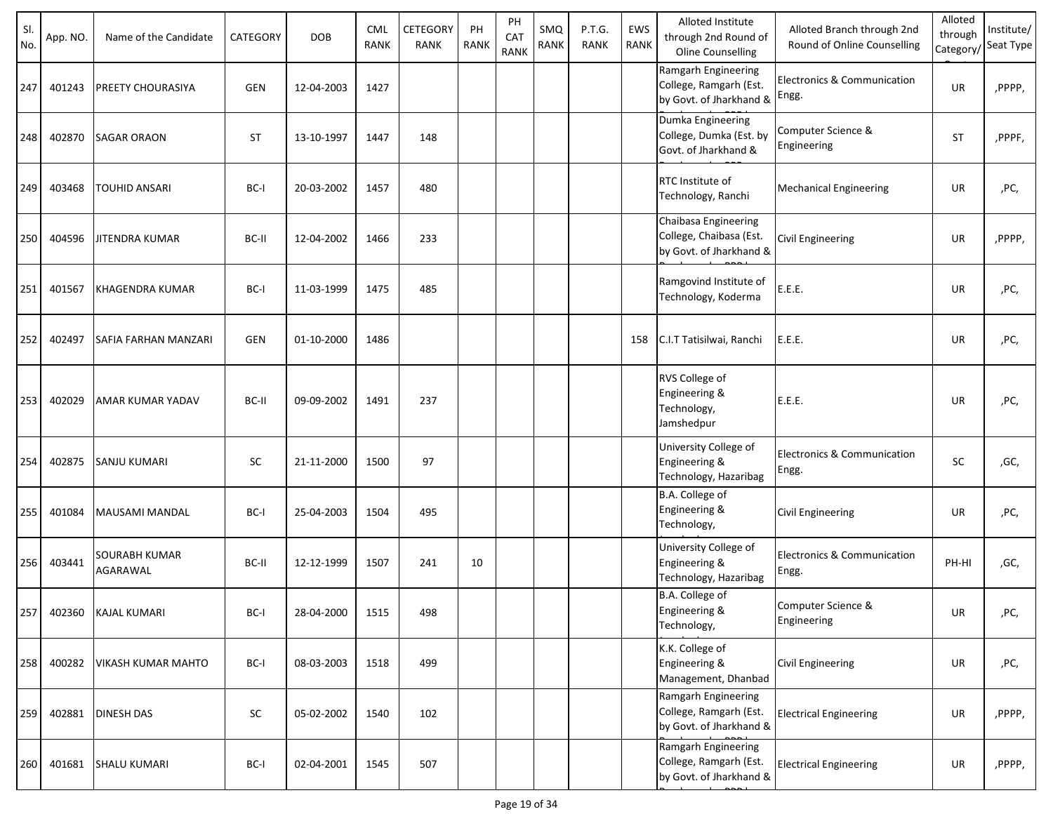| Sl. No. | App. NO. | Name of the Candidate | CATEGORY | DOB | CML RANK | CETEGORY RANK | PH RANK | PH CAT RANK | SMQ RANK | P.T.G. RANK | EWS RANK | Alloted Institute through 2nd Round of Oline Counselling | Alloted Branch through 2nd Round of Online Counselling | Alloted through Category/ | Institute/ Seat Type |
|---|---|---|---|---|---|---|---|---|---|---|---|---|---|---|---|
| 247 | 401243 | PREETY CHOURASIYA | GEN | 12-04-2003 | 1427 | | | | | | | Ramgarh Engineering College, Ramgarh (Est. by Govt. of Jharkhand & | Electronics & Communication Engg. | UR | ,PPPP, |
| 248 | 402870 | SAGAR ORAON | ST | 13-10-1997 | 1447 | 148 | | | | | | Dumka Engineering College, Dumka (Est. by Govt. of Jharkhand & | Computer Science & Engineering | ST | ,PPPF, |
| 249 | 403468 | TOUHID ANSARI | BC-I | 20-03-2002 | 1457 | 480 | | | | | | RTC Institute of Technology, Ranchi | Mechanical Engineering | UR | ,PC, |
| 250 | 404596 | JITENDRA KUMAR | BC-II | 12-04-2002 | 1466 | 233 | | | | | | Chaibasa Engineering College, Chaibasa (Est. by Govt. of Jharkhand & | Civil Engineering | UR | ,PPPP, |
| 251 | 401567 | KHAGENDRA KUMAR | BC-I | 11-03-1999 | 1475 | 485 | | | | | | Ramgovind Institute of Technology, Koderma | E.E.E. | UR | ,PC, |
| 252 | 402497 | SAFIA FARHAN MANZARI | GEN | 01-10-2000 | 1486 | | | | | | 158 | C.I.T Tatisilwai, Ranchi | E.E.E. | UR | ,PC, |
| 253 | 402029 | AMAR KUMAR YADAV | BC-II | 09-09-2002 | 1491 | 237 | | | | | | RVS College of Engineering & Technology, Jamshedpur | E.E.E. | UR | ,PC, |
| 254 | 402875 | SANJU KUMARI | SC | 21-11-2000 | 1500 | 97 | | | | | | University College of Engineering & Technology, Hazaribag | Electronics & Communication Engg. | SC | ,GC, |
| 255 | 401084 | MAUSAMI MANDAL | BC-I | 25-04-2003 | 1504 | 495 | | | | | | B.A. College of Engineering & Technology, | Civil Engineering | UR | ,PC, |
| 256 | 403441 | SOURABH KUMAR AGARAWAL | BC-II | 12-12-1999 | 1507 | 241 | 10 | | | | | University College of Engineering & Technology, Hazaribag | Electronics & Communication Engg. | PH-HI | ,GC, |
| 257 | 402360 | KAJAL KUMARI | BC-I | 28-04-2000 | 1515 | 498 | | | | | | B.A. College of Engineering & Technology, | Computer Science & Engineering | UR | ,PC, |
| 258 | 400282 | VIKASH KUMAR MAHTO | BC-I | 08-03-2003 | 1518 | 499 | | | | | | K.K. College of Engineering & Management, Dhanbad | Civil Engineering | UR | ,PC, |
| 259 | 402881 | DINESH DAS | SC | 05-02-2002 | 1540 | 102 | | | | | | Ramgarh Engineering College, Ramgarh (Est. by Govt. of Jharkhand & | Electrical Engineering | UR | ,PPPP, |
| 260 | 401681 | SHALU KUMARI | BC-I | 02-04-2001 | 1545 | 507 | | | | | | Ramgarh Engineering College, Ramgarh (Est. by Govt. of Jharkhand & | Electrical Engineering | UR | ,PPPP, |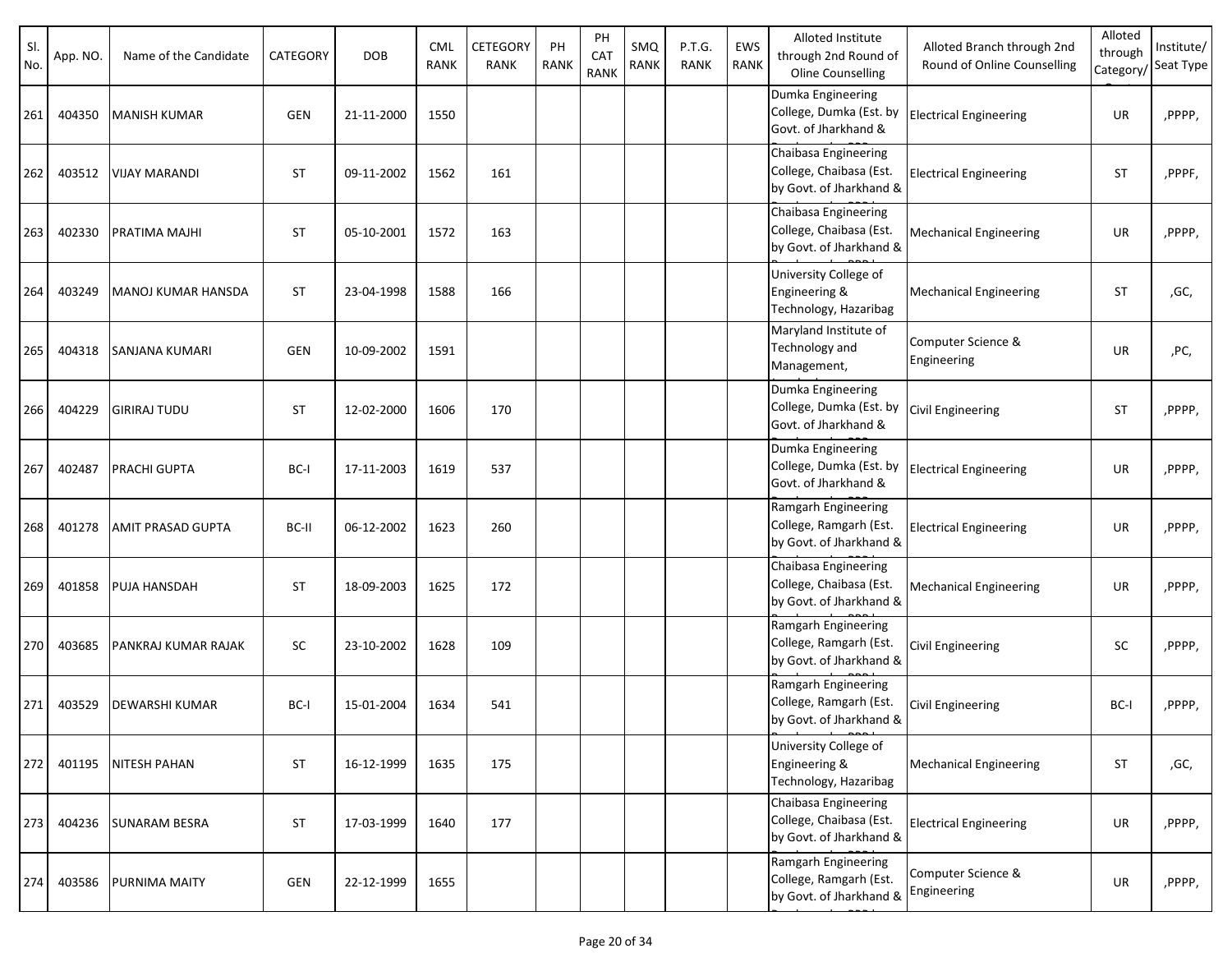| Sl. No. | App. NO. | Name of the Candidate | CATEGORY | DOB | CML RANK | CETEGORY RANK | PH RANK | PH CAT RANK | SMQ RANK | P.T.G. RANK | EWS RANK | Alloted Institute through 2nd Round of Oline Counselling | Alloted Branch through 2nd Round of Online Counselling | Alloted through Category/ | Institute/ Seat Type |
|---|---|---|---|---|---|---|---|---|---|---|---|---|---|---|---|
| 261 | 404350 | MANISH KUMAR | GEN | 21-11-2000 | 1550 | | | | | | | Dumka Engineering College, Dumka (Est. by Govt. of Jharkhand & | Electrical Engineering | UR | ,PPPP, |
| 262 | 403512 | VIJAY MARANDI | ST | 09-11-2002 | 1562 | 161 | | | | | | Chaibasa Engineering College, Chaibasa (Est. by Govt. of Jharkhand & | Electrical Engineering | ST | ,PPPF, |
| 263 | 402330 | PRATIMA MAJHI | ST | 05-10-2001 | 1572 | 163 | | | | | | Chaibasa Engineering College, Chaibasa (Est. by Govt. of Jharkhand & | Mechanical Engineering | UR | ,PPPP, |
| 264 | 403249 | MANOJ KUMAR HANSDA | ST | 23-04-1998 | 1588 | 166 | | | | | | University College of Engineering & Technology, Hazaribag | Mechanical Engineering | ST | ,GC, |
| 265 | 404318 | SANJANA KUMARI | GEN | 10-09-2002 | 1591 | | | | | | | Maryland Institute of Technology and Management, | Computer Science & Engineering | UR | ,PC, |
| 266 | 404229 | GIRIRAJ TUDU | ST | 12-02-2000 | 1606 | 170 | | | | | | Dumka Engineering College, Dumka (Est. by Govt. of Jharkhand & | Civil Engineering | ST | ,PPPP, |
| 267 | 402487 | PRACHI GUPTA | BC-I | 17-11-2003 | 1619 | 537 | | | | | | Dumka Engineering College, Dumka (Est. by Govt. of Jharkhand & | Electrical Engineering | UR | ,PPPP, |
| 268 | 401278 | AMIT PRASAD GUPTA | BC-II | 06-12-2002 | 1623 | 260 | | | | | | Ramgarh Engineering College, Ramgarh (Est. by Govt. of Jharkhand & | Electrical Engineering | UR | ,PPPP, |
| 269 | 401858 | PUJA HANSDAH | ST | 18-09-2003 | 1625 | 172 | | | | | | Chaibasa Engineering College, Chaibasa (Est. by Govt. of Jharkhand & | Mechanical Engineering | UR | ,PPPP, |
| 270 | 403685 | PANKRAJ KUMAR RAJAK | SC | 23-10-2002 | 1628 | 109 | | | | | | Ramgarh Engineering College, Ramgarh (Est. by Govt. of Jharkhand & | Civil Engineering | SC | ,PPPP, |
| 271 | 403529 | DEWARSHI KUMAR | BC-I | 15-01-2004 | 1634 | 541 | | | | | | Ramgarh Engineering College, Ramgarh (Est. by Govt. of Jharkhand & | Civil Engineering | BC-I | ,PPPP, |
| 272 | 401195 | NITESH PAHAN | ST | 16-12-1999 | 1635 | 175 | | | | | | University College of Engineering & Technology, Hazaribag | Mechanical Engineering | ST | ,GC, |
| 273 | 404236 | SUNARAM BESRA | ST | 17-03-1999 | 1640 | 177 | | | | | | Chaibasa Engineering College, Chaibasa (Est. by Govt. of Jharkhand & | Electrical Engineering | UR | ,PPPP, |
| 274 | 403586 | PURNIMA MAITY | GEN | 22-12-1999 | 1655 | | | | | | | Ramgarh Engineering College, Ramgarh (Est. by Govt. of Jharkhand & | Computer Science & Engineering | UR | ,PPPP, |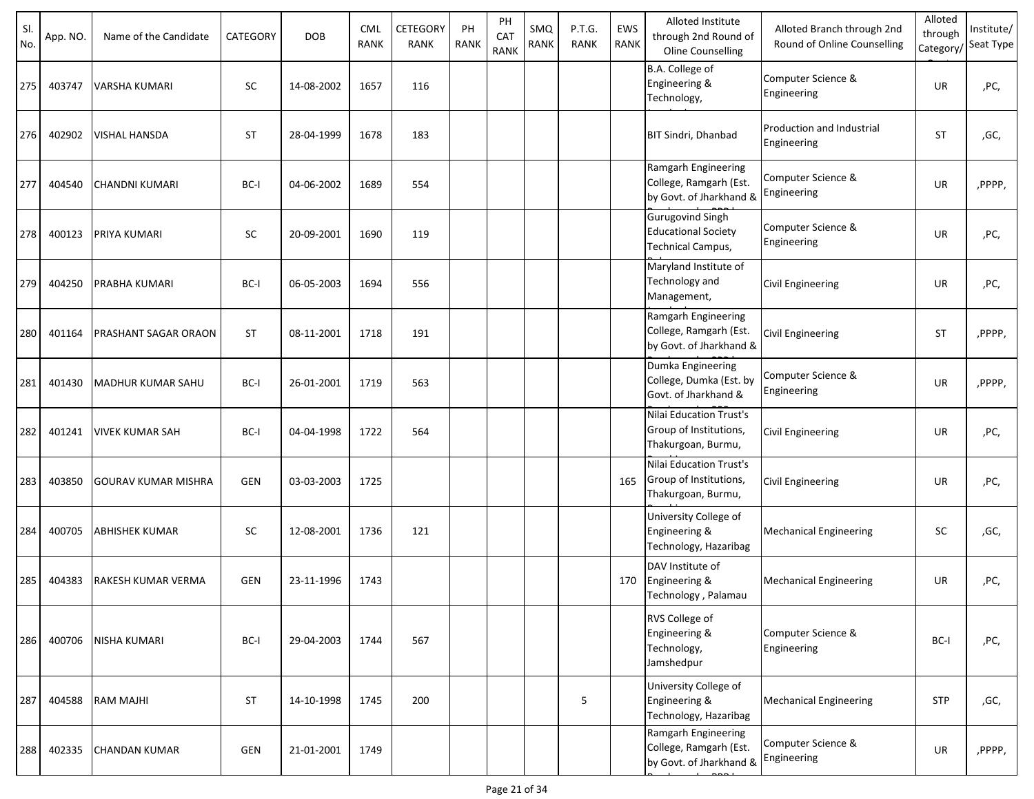| Sl. No. | App. NO. | Name of the Candidate | CATEGORY | DOB | CML RANK | CETEGORY RANK | PH RANK | PH CAT RANK | SMQ RANK | P.T.G. RANK | EWS RANK | Alloted Institute through 2nd Round of Oline Counselling | Alloted Branch through 2nd Round of Online Counselling | Alloted through Category/ | Institute/ Seat Type |
|---|---|---|---|---|---|---|---|---|---|---|---|---|---|---|---|
| 275 | 403747 | VARSHA KUMARI | SC | 14-08-2002 | 1657 | 116 | | | | | | B.A. College of Engineering & Technology, | Computer Science & Engineering | UR | ,PC, |
| 276 | 402902 | VISHAL HANSDA | ST | 28-04-1999 | 1678 | 183 | | | | | | BIT Sindri, Dhanbad | Production and Industrial Engineering | ST | ,GC, |
| 277 | 404540 | CHANDNI KUMARI | BC-I | 04-06-2002 | 1689 | 554 | | | | | | Ramgarh Engineering College, Ramgarh (Est. by Govt. of Jharkhand & | Computer Science & Engineering | UR | ,PPPP, |
| 278 | 400123 | PRIYA KUMARI | SC | 20-09-2001 | 1690 | 119 | | | | | | Gurugovind Singh Educational Society Technical Campus, | Computer Science & Engineering | UR | ,PC, |
| 279 | 404250 | PRABHA KUMARI | BC-I | 06-05-2003 | 1694 | 556 | | | | | | Maryland Institute of Technology and Management, | Civil Engineering | UR | ,PC, |
| 280 | 401164 | PRASHANT SAGAR ORAON | ST | 08-11-2001 | 1718 | 191 | | | | | | Ramgarh Engineering College, Ramgarh (Est. by Govt. of Jharkhand & | Civil Engineering | ST | ,PPPP, |
| 281 | 401430 | MADHUR KUMAR SAHU | BC-I | 26-01-2001 | 1719 | 563 | | | | | | Dumka Engineering College, Dumka (Est. by Govt. of Jharkhand & | Computer Science & Engineering | UR | ,PPPP, |
| 282 | 401241 | VIVEK KUMAR SAH | BC-I | 04-04-1998 | 1722 | 564 | | | | | | Nilai Education Trust's Group of Institutions, Thakurgoan, Burmu, | Civil Engineering | UR | ,PC, |
| 283 | 403850 | GOURAV KUMAR MISHRA | GEN | 03-03-2003 | 1725 | | | | | | 165 | Nilai Education Trust's Group of Institutions, Thakurgoan, Burmu, | Civil Engineering | UR | ,PC, |
| 284 | 400705 | ABHISHEK KUMAR | SC | 12-08-2001 | 1736 | 121 | | | | | | University College of Engineering & Technology, Hazaribag | Mechanical Engineering | SC | ,GC, |
| 285 | 404383 | RAKESH KUMAR VERMA | GEN | 23-11-1996 | 1743 | | | | | | 170 | DAV Institute of Engineering & Technology , Palamau | Mechanical Engineering | UR | ,PC, |
| 286 | 400706 | NISHA KUMARI | BC-I | 29-04-2003 | 1744 | 567 | | | | | | RVS College of Engineering & Technology, Jamshedpur | Computer Science & Engineering | BC-I | ,PC, |
| 287 | 404588 | RAM MAJHI | ST | 14-10-1998 | 1745 | 200 | | | | 5 | | University College of Engineering & Technology, Hazaribag | Mechanical Engineering | STP | ,GC, |
| 288 | 402335 | CHANDAN KUMAR | GEN | 21-01-2001 | 1749 | | | | | | | Ramgarh Engineering College, Ramgarh (Est. by Govt. of Jharkhand & | Computer Science & Engineering | UR | ,PPPP, |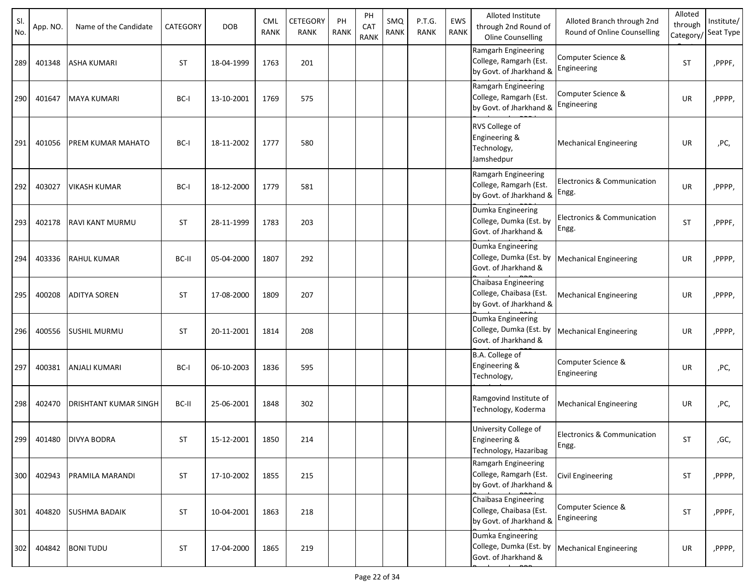| Sl. No. | App. NO. | Name of the Candidate | CATEGORY | DOB | CML RANK | CETEGORY RANK | PH RANK | PH CAT RANK | SMQ RANK | P.T.G. RANK | EWS RANK | Alloted Institute through 2nd Round of Oline Counselling | Alloted Branch through 2nd Round of Online Counselling | Alloted through Category/ | Institute/ Seat Type |
|---|---|---|---|---|---|---|---|---|---|---|---|---|---|---|---|
| 289 | 401348 | ASHA KUMARI | ST | 18-04-1999 | 1763 | 201 | | | | | | Ramgarh Engineering College, Ramgarh (Est. by Govt. of Jharkhand & | Computer Science & Engineering | ST | ,PPPF, |
| 290 | 401647 | MAYA KUMARI | BC-I | 13-10-2001 | 1769 | 575 | | | | | | Ramgarh Engineering College, Ramgarh (Est. by Govt. of Jharkhand & | Computer Science & Engineering | UR | ,PPPP, |
| 291 | 401056 | PREM KUMAR MAHATO | BC-I | 18-11-2002 | 1777 | 580 | | | | | | RVS College of Engineering & Technology, Jamshedpur | Mechanical Engineering | UR | ,PC, |
| 292 | 403027 | VIKASH KUMAR | BC-I | 18-12-2000 | 1779 | 581 | | | | | | Ramgarh Engineering College, Ramgarh (Est. by Govt. of Jharkhand & | Electronics & Communication Engg. | UR | ,PPPP, |
| 293 | 402178 | RAVI KANT MURMU | ST | 28-11-1999 | 1783 | 203 | | | | | | Dumka Engineering College, Dumka (Est. by Govt. of Jharkhand & | Electronics & Communication Engg. | ST | ,PPPF, |
| 294 | 403336 | RAHUL KUMAR | BC-II | 05-04-2000 | 1807 | 292 | | | | | | Dumka Engineering College, Dumka (Est. by Govt. of Jharkhand & | Mechanical Engineering | UR | ,PPPP, |
| 295 | 400208 | ADITYA SOREN | ST | 17-08-2000 | 1809 | 207 | | | | | | Chaibasa Engineering College, Chaibasa (Est. by Govt. of Jharkhand & | Mechanical Engineering | UR | ,PPPP, |
| 296 | 400556 | SUSHIL MURMU | ST | 20-11-2001 | 1814 | 208 | | | | | | Dumka Engineering College, Dumka (Est. by Govt. of Jharkhand & | Mechanical Engineering | UR | ,PPPP, |
| 297 | 400381 | ANJALI KUMARI | BC-I | 06-10-2003 | 1836 | 595 | | | | | | B.A. College of Engineering & Technology, | Computer Science & Engineering | UR | ,PC, |
| 298 | 402470 | DRISHTANT KUMAR SINGH | BC-II | 25-06-2001 | 1848 | 302 | | | | | | Ramgovind Institute of Technology, Koderma | Mechanical Engineering | UR | ,PC, |
| 299 | 401480 | DIVYA BODRA | ST | 15-12-2001 | 1850 | 214 | | | | | | University College of Engineering & Technology, Hazaribag | Electronics & Communication Engg. | ST | ,GC, |
| 300 | 402943 | PRAMILA MARANDI | ST | 17-10-2002 | 1855 | 215 | | | | | | Ramgarh Engineering College, Ramgarh (Est. by Govt. of Jharkhand & | Civil Engineering | ST | ,PPPP, |
| 301 | 404820 | SUSHMA BADAIK | ST | 10-04-2001 | 1863 | 218 | | | | | | Chaibasa Engineering College, Chaibasa (Est. by Govt. of Jharkhand & | Computer Science & Engineering | ST | ,PPPF, |
| 302 | 404842 | BONI TUDU | ST | 17-04-2000 | 1865 | 219 | | | | | | Dumka Engineering College, Dumka (Est. by Govt. of Jharkhand & | Mechanical Engineering | UR | ,PPPP, |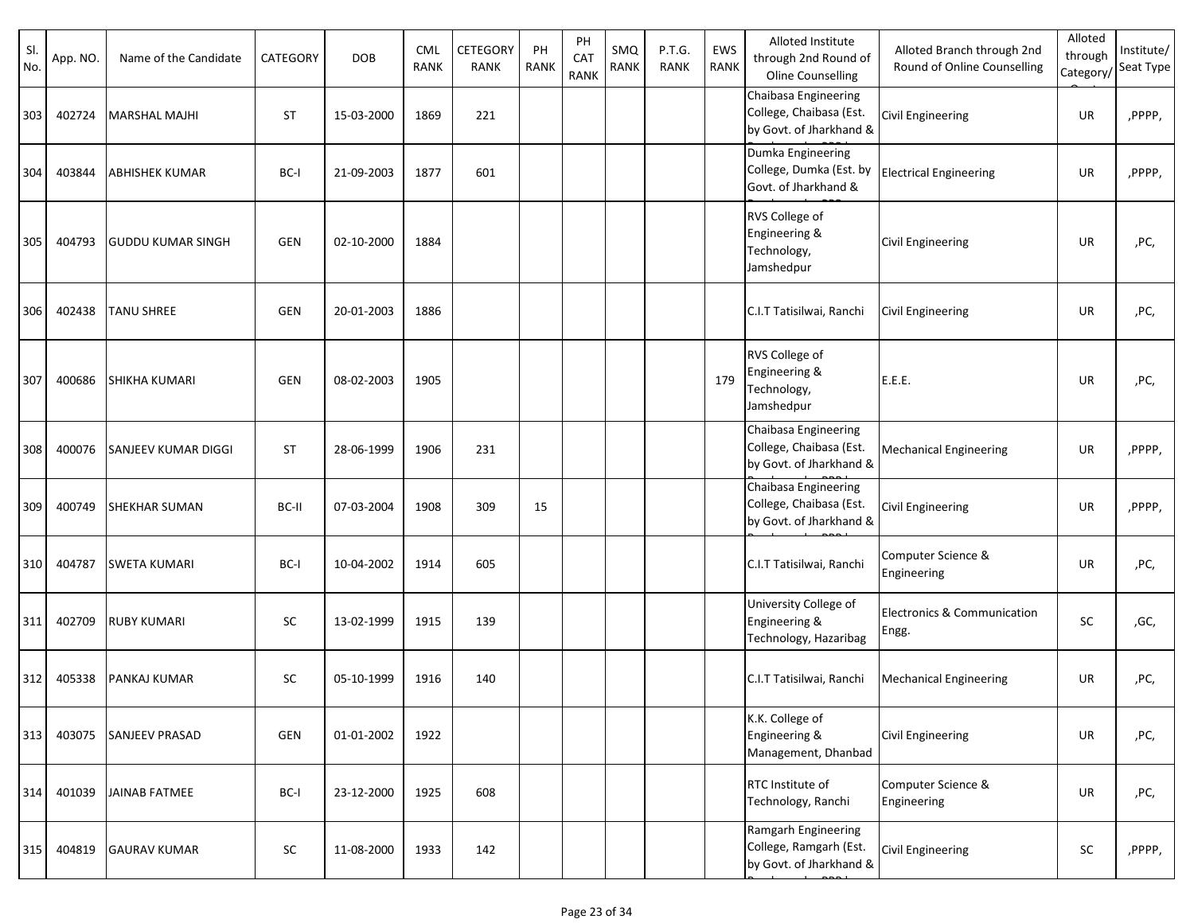| Sl. No. | App. NO. | Name of the Candidate | CATEGORY | DOB | CML RANK | CETEGORY RANK | PH RANK | PH CAT RANK | SMQ RANK | P.T.G. RANK | EWS RANK | Alloted Institute through 2nd Round of Oline Counselling | Alloted Branch through 2nd Round of Online Counselling | Alloted through Category/ | Institute/ Seat Type |
|---|---|---|---|---|---|---|---|---|---|---|---|---|---|---|---|
| 303 | 402724 | MARSHAL MAJHI | ST | 15-03-2000 | 1869 | 221 | | | | | | Chaibasa Engineering College, Chaibasa (Est. by Govt. of Jharkhand & | Civil Engineering | UR | ,PPPP, |
| 304 | 403844 | ABHISHEK KUMAR | BC-I | 21-09-2003 | 1877 | 601 | | | | | | Dumka Engineering College, Dumka (Est. by Govt. of Jharkhand & | Electrical Engineering | UR | ,PPPP, |
| 305 | 404793 | GUDDU KUMAR SINGH | GEN | 02-10-2000 | 1884 | | | | | | | RVS College of Engineering & Technology, Jamshedpur | Civil Engineering | UR | ,PC, |
| 306 | 402438 | TANU SHREE | GEN | 20-01-2003 | 1886 | | | | | | | C.I.T Tatisilwai, Ranchi | Civil Engineering | UR | ,PC, |
| 307 | 400686 | SHIKHA KUMARI | GEN | 08-02-2003 | 1905 | | | | | | 179 | RVS College of Engineering & Technology, Jamshedpur | E.E.E. | UR | ,PC, |
| 308 | 400076 | SANJEEV KUMAR DIGGI | ST | 28-06-1999 | 1906 | 231 | | | | | | Chaibasa Engineering College, Chaibasa (Est. by Govt. of Jharkhand & | Mechanical Engineering | UR | ,PPPP, |
| 309 | 400749 | SHEKHAR SUMAN | BC-II | 07-03-2004 | 1908 | 309 | 15 | | | | | Chaibasa Engineering College, Chaibasa (Est. by Govt. of Jharkhand & | Civil Engineering | UR | ,PPPP, |
| 310 | 404787 | SWETA KUMARI | BC-I | 10-04-2002 | 1914 | 605 | | | | | | C.I.T Tatisilwai, Ranchi | Computer Science & Engineering | UR | ,PC, |
| 311 | 402709 | RUBY KUMARI | SC | 13-02-1999 | 1915 | 139 | | | | | | University College of Engineering & Technology, Hazaribag | Electronics & Communication Engg. | SC | ,GC, |
| 312 | 405338 | PANKAJ KUMAR | SC | 05-10-1999 | 1916 | 140 | | | | | | C.I.T Tatisilwai, Ranchi | Mechanical Engineering | UR | ,PC, |
| 313 | 403075 | SANJEEV PRASAD | GEN | 01-01-2002 | 1922 | | | | | | | K.K. College of Engineering & Management, Dhanbad | Civil Engineering | UR | ,PC, |
| 314 | 401039 | JAINAB FATMEE | BC-I | 23-12-2000 | 1925 | 608 | | | | | | RTC Institute of Technology, Ranchi | Computer Science & Engineering | UR | ,PC, |
| 315 | 404819 | GAURAV KUMAR | SC | 11-08-2000 | 1933 | 142 | | | | | | Ramgarh Engineering College, Ramgarh (Est. by Govt. of Jharkhand & | Civil Engineering | SC | ,PPPP, |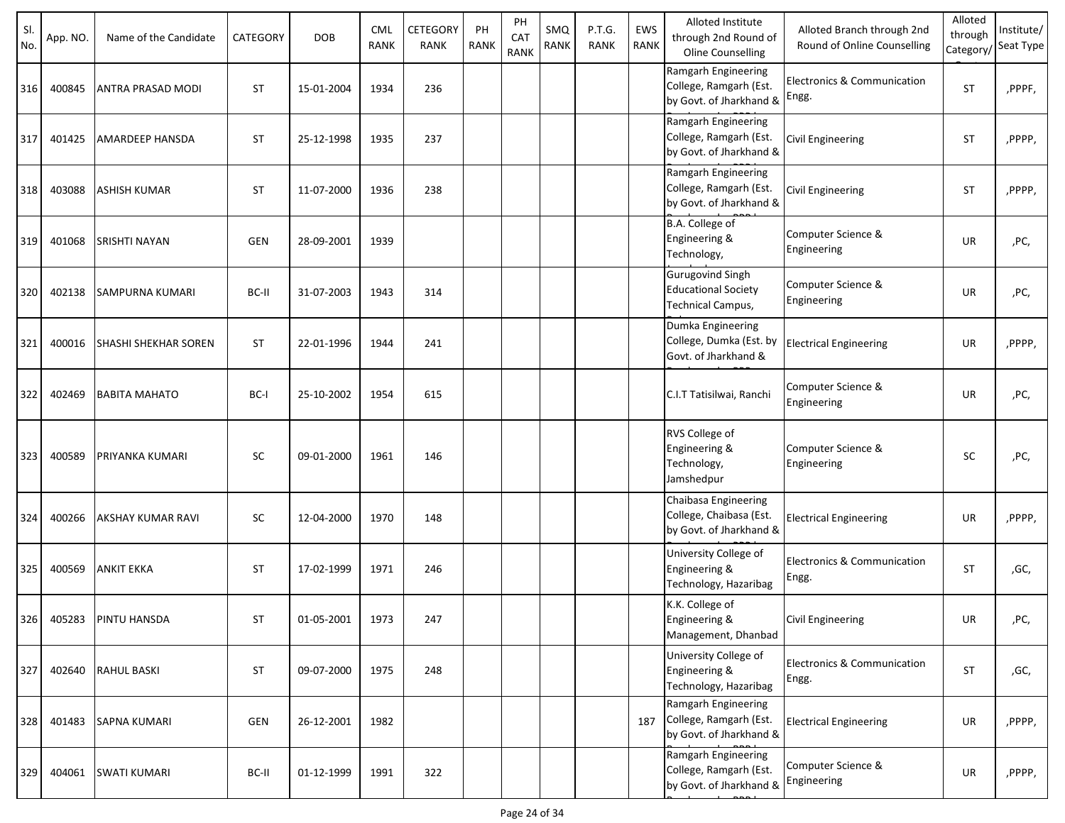| Sl. No. | App. NO. | Name of the Candidate | CATEGORY | DOB | CML RANK | CETEGORY RANK | PH RANK | PH CAT RANK | SMQ RANK | P.T.G. RANK | EWS RANK | Alloted Institute through 2nd Round of Oline Counselling | Alloted Branch through 2nd Round of Online Counselling | Alloted through Category/ | Institute/ Seat Type |
|---|---|---|---|---|---|---|---|---|---|---|---|---|---|---|---|
| 316 | 400845 | ANTRA PRASAD MODI | ST | 15-01-2004 | 1934 | 236 | | | | | | Ramgarh Engineering College, Ramgarh (Est. by Govt. of Jharkhand & | Electronics & Communication Engg. | ST | ,PPPF, |
| 317 | 401425 | AMARDEEP HANSDA | ST | 25-12-1998 | 1935 | 237 | | | | | | Ramgarh Engineering College, Ramgarh (Est. by Govt. of Jharkhand & | Civil Engineering | ST | ,PPPP, |
| 318 | 403088 | ASHISH KUMAR | ST | 11-07-2000 | 1936 | 238 | | | | | | Ramgarh Engineering College, Ramgarh (Est. by Govt. of Jharkhand & | Civil Engineering | ST | ,PPPP, |
| 319 | 401068 | SRISHTI NAYAN | GEN | 28-09-2001 | 1939 | | | | | | | B.A. College of Engineering & Technology, | Computer Science & Engineering | UR | ,PC, |
| 320 | 402138 | SAMPURNA KUMARI | BC-II | 31-07-2003 | 1943 | 314 | | | | | | Gurugovind Singh Educational Society Technical Campus, | Computer Science & Engineering | UR | ,PC, |
| 321 | 400016 | SHASHI SHEKHAR SOREN | ST | 22-01-1996 | 1944 | 241 | | | | | | Dumka Engineering College, Dumka (Est. by Govt. of Jharkhand & | Electrical Engineering | UR | ,PPPP, |
| 322 | 402469 | BABITA MAHATO | BC-I | 25-10-2002 | 1954 | 615 | | | | | | C.I.T Tatisilwai, Ranchi | Computer Science & Engineering | UR | ,PC, |
| 323 | 400589 | PRIYANKA KUMARI | SC | 09-01-2000 | 1961 | 146 | | | | | | RVS College of Engineering & Technology, Jamshedpur | Computer Science & Engineering | SC | ,PC, |
| 324 | 400266 | AKSHAY KUMAR RAVI | SC | 12-04-2000 | 1970 | 148 | | | | | | Chaibasa Engineering College, Chaibasa (Est. by Govt. of Jharkhand & | Electrical Engineering | UR | ,PPPP, |
| 325 | 400569 | ANKIT EKKA | ST | 17-02-1999 | 1971 | 246 | | | | | | University College of Engineering & Technology, Hazaribag | Electronics & Communication Engg. | ST | ,GC, |
| 326 | 405283 | PINTU HANSDA | ST | 01-05-2001 | 1973 | 247 | | | | | | K.K. College of Engineering & Management, Dhanbad | Civil Engineering | UR | ,PC, |
| 327 | 402640 | RAHUL BASKI | ST | 09-07-2000 | 1975 | 248 | | | | | | University College of Engineering & Technology, Hazaribag | Electronics & Communication Engg. | ST | ,GC, |
| 328 | 401483 | SAPNA KUMARI | GEN | 26-12-2001 | 1982 | | | | | | 187 | Ramgarh Engineering College, Ramgarh (Est. by Govt. of Jharkhand & | Electrical Engineering | UR | ,PPPP, |
| 329 | 404061 | SWATI KUMARI | BC-II | 01-12-1999 | 1991 | 322 | | | | | | Ramgarh Engineering College, Ramgarh (Est. by Govt. of Jharkhand & | Computer Science & Engineering | UR | ,PPPP, |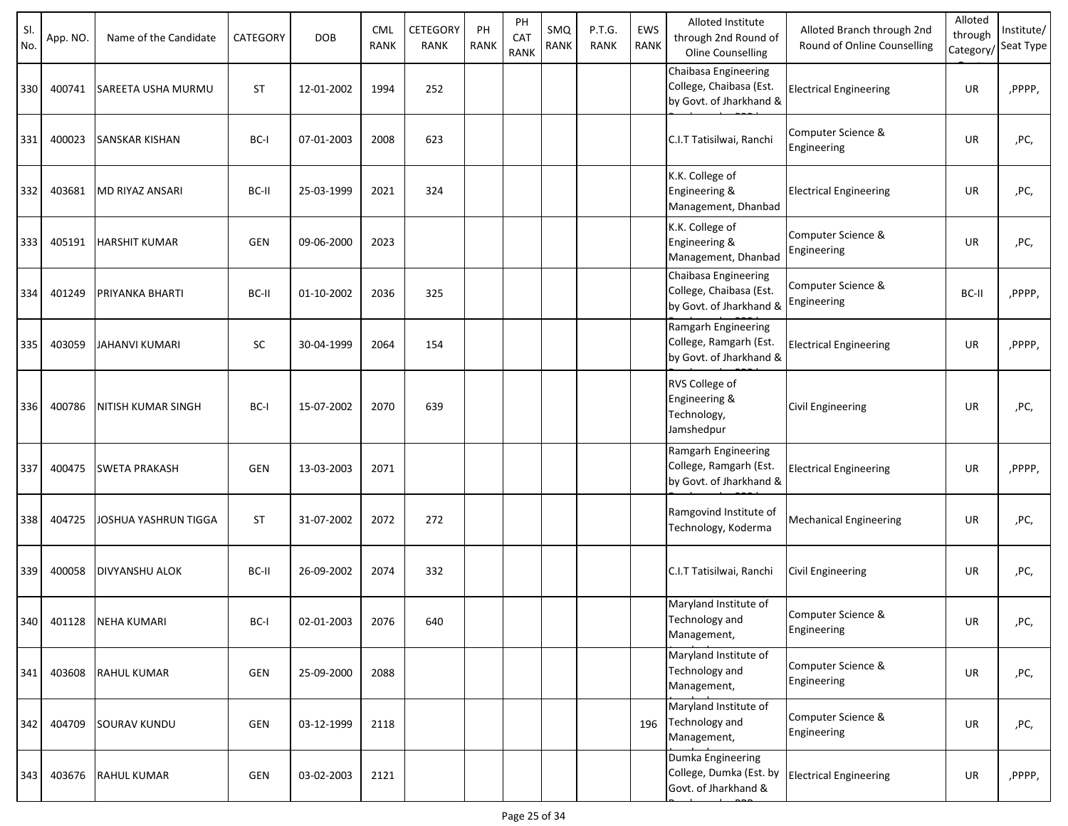| Sl. No. | App. NO. | Name of the Candidate | CATEGORY | DOB | CML RANK | CETEGORY RANK | PH RANK | PH CAT RANK | SMQ RANK | P.T.G. RANK | EWS RANK | Alloted Institute through 2nd Round of Oline Counselling | Alloted Branch through 2nd Round of Online Counselling | Alloted through Category/ | Institute/ Seat Type |
|---|---|---|---|---|---|---|---|---|---|---|---|---|---|---|---|
| 330 | 400741 | SAREETA USHA MURMU | ST | 12-01-2002 | 1994 | 252 | | | | | | Chaibasa Engineering College, Chaibasa (Est. by Govt. of Jharkhand & | Electrical Engineering | UR | ,PPPP, |
| 331 | 400023 | SANSKAR KISHAN | BC-I | 07-01-2003 | 2008 | 623 | | | | | | C.I.T Tatisilwai, Ranchi | Computer Science & Engineering | UR | ,PC, |
| 332 | 403681 | MD RIYAZ ANSARI | BC-II | 25-03-1999 | 2021 | 324 | | | | | | K.K. College of Engineering & Management, Dhanbad | Electrical Engineering | UR | ,PC, |
| 333 | 405191 | HARSHIT KUMAR | GEN | 09-06-2000 | 2023 | | | | | | | K.K. College of Engineering & Management, Dhanbad | Computer Science & Engineering | UR | ,PC, |
| 334 | 401249 | PRIYANKA BHARTI | BC-II | 01-10-2002 | 2036 | 325 | | | | | | Chaibasa Engineering College, Chaibasa (Est. by Govt. of Jharkhand & | Computer Science & Engineering | BC-II | ,PPPP, |
| 335 | 403059 | JAHANVI KUMARI | SC | 30-04-1999 | 2064 | 154 | | | | | | Ramgarh Engineering College, Ramgarh (Est. by Govt. of Jharkhand & | Electrical Engineering | UR | ,PPPP, |
| 336 | 400786 | NITISH KUMAR SINGH | BC-I | 15-07-2002 | 2070 | 639 | | | | | | RVS College of Engineering & Technology, Jamshedpur | Civil Engineering | UR | ,PC, |
| 337 | 400475 | SWETA PRAKASH | GEN | 13-03-2003 | 2071 | | | | | | | Ramgarh Engineering College, Ramgarh (Est. by Govt. of Jharkhand & | Electrical Engineering | UR | ,PPPP, |
| 338 | 404725 | JOSHUA YASHRUN TIGGA | ST | 31-07-2002 | 2072 | 272 | | | | | | Ramgovind Institute of Technology, Koderma | Mechanical Engineering | UR | ,PC, |
| 339 | 400058 | DIVYANSHU ALOK | BC-II | 26-09-2002 | 2074 | 332 | | | | | | C.I.T Tatisilwai, Ranchi | Civil Engineering | UR | ,PC, |
| 340 | 401128 | NEHA KUMARI | BC-I | 02-01-2003 | 2076 | 640 | | | | | | Maryland Institute of Technology and Management, | Computer Science & Engineering | UR | ,PC, |
| 341 | 403608 | RAHUL KUMAR | GEN | 25-09-2000 | 2088 | | | | | | | Maryland Institute of Technology and Management, | Computer Science & Engineering | UR | ,PC, |
| 342 | 404709 | SOURAV KUNDU | GEN | 03-12-1999 | 2118 | | | | | | 196 | Maryland Institute of Technology and Management, | Computer Science & Engineering | UR | ,PC, |
| 343 | 403676 | RAHUL KUMAR | GEN | 03-02-2003 | 2121 | | | | | | | Dumka Engineering College, Dumka (Est. by Govt. of Jharkhand & | Electrical Engineering | UR | ,PPPP, |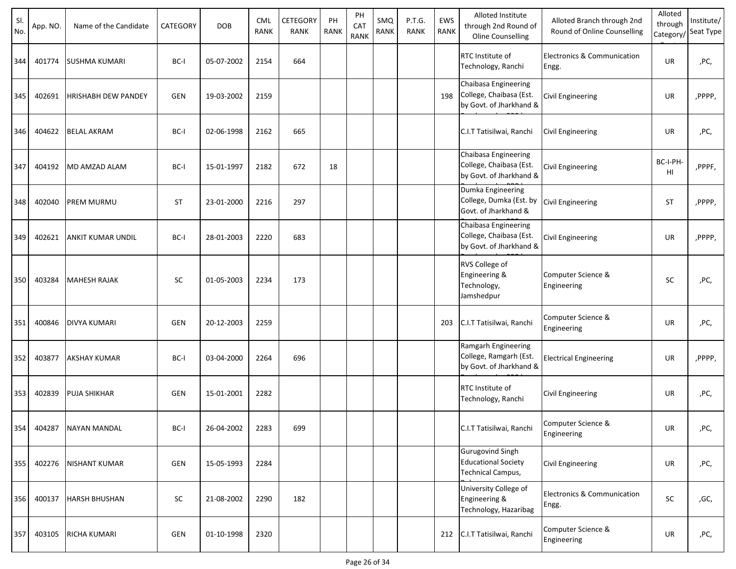| Sl. No. | App. NO. | Name of the Candidate | CATEGORY | DOB | CML RANK | CETEGORY RANK | PH RANK | PH CAT RANK | SMQ RANK | P.T.G. RANK | EWS RANK | Alloted Institute through 2nd Round of Oline Counselling | Alloted Branch through 2nd Round of Online Counselling | Alloted through Category/ | Institute/ Seat Type |
|---|---|---|---|---|---|---|---|---|---|---|---|---|---|---|---|
| 344 | 401774 | SUSHMA KUMARI | BC-I | 05-07-2002 | 2154 | 664 | | | | | | RTC Institute of Technology, Ranchi | Electronics & Communication Engg. | UR | ,PC, |
| 345 | 402691 | HRISHABH DEW PANDEY | GEN | 19-03-2002 | 2159 | | | | | | 198 | Chaibasa Engineering College, Chaibasa (Est. by Govt. of Jharkhand & | Civil Engineering | UR | ,PPPP, |
| 346 | 404622 | BELAL AKRAM | BC-I | 02-06-1998 | 2162 | 665 | | | | | | C.I.T Tatisilwai, Ranchi | Civil Engineering | UR | ,PC, |
| 347 | 404192 | MD AMZAD ALAM | BC-I | 15-01-1997 | 2182 | 672 | 18 | | | | | Chaibasa Engineering College, Chaibasa (Est. by Govt. of Jharkhand & | Civil Engineering | BC-I-PH-HI | ,PPPF, |
| 348 | 402040 | PREM MURMU | ST | 23-01-2000 | 2216 | 297 | | | | | | Dumka Engineering College, Dumka (Est. by Govt. of Jharkhand & | Civil Engineering | ST | ,PPPP, |
| 349 | 402621 | ANKIT KUMAR UNDIL | BC-I | 28-01-2003 | 2220 | 683 | | | | | | Chaibasa Engineering College, Chaibasa (Est. by Govt. of Jharkhand & | Civil Engineering | UR | ,PPPP, |
| 350 | 403284 | MAHESH RAJAK | SC | 01-05-2003 | 2234 | 173 | | | | | | RVS College of Engineering & Technology, Jamshedpur | Computer Science & Engineering | SC | ,PC, |
| 351 | 400846 | DIVYA KUMARI | GEN | 20-12-2003 | 2259 | | | | | | 203 | C.I.T Tatisilwai, Ranchi | Computer Science & Engineering | UR | ,PC, |
| 352 | 403877 | AKSHAY KUMAR | BC-I | 03-04-2000 | 2264 | 696 | | | | | | Ramgarh Engineering College, Ramgarh (Est. by Govt. of Jharkhand & | Electrical Engineering | UR | ,PPPP, |
| 353 | 402839 | PUJA SHIKHAR | GEN | 15-01-2001 | 2282 | | | | | | | RTC Institute of Technology, Ranchi | Civil Engineering | UR | ,PC, |
| 354 | 404287 | NAYAN MANDAL | BC-I | 26-04-2002 | 2283 | 699 | | | | | | C.I.T Tatisilwai, Ranchi | Computer Science & Engineering | UR | ,PC, |
| 355 | 402276 | NISHANT KUMAR | GEN | 15-05-1993 | 2284 | | | | | | | Gurugovind Singh Educational Society Technical Campus, | Civil Engineering | UR | ,PC, |
| 356 | 400137 | HARSH BHUSHAN | SC | 21-08-2002 | 2290 | 182 | | | | | | University College of Engineering & Technology, Hazaribag | Electronics & Communication Engg. | SC | ,GC, |
| 357 | 403105 | RICHA KUMARI | GEN | 01-10-1998 | 2320 | | | | | | 212 | C.I.T Tatisilwai, Ranchi | Computer Science & Engineering | UR | ,PC, |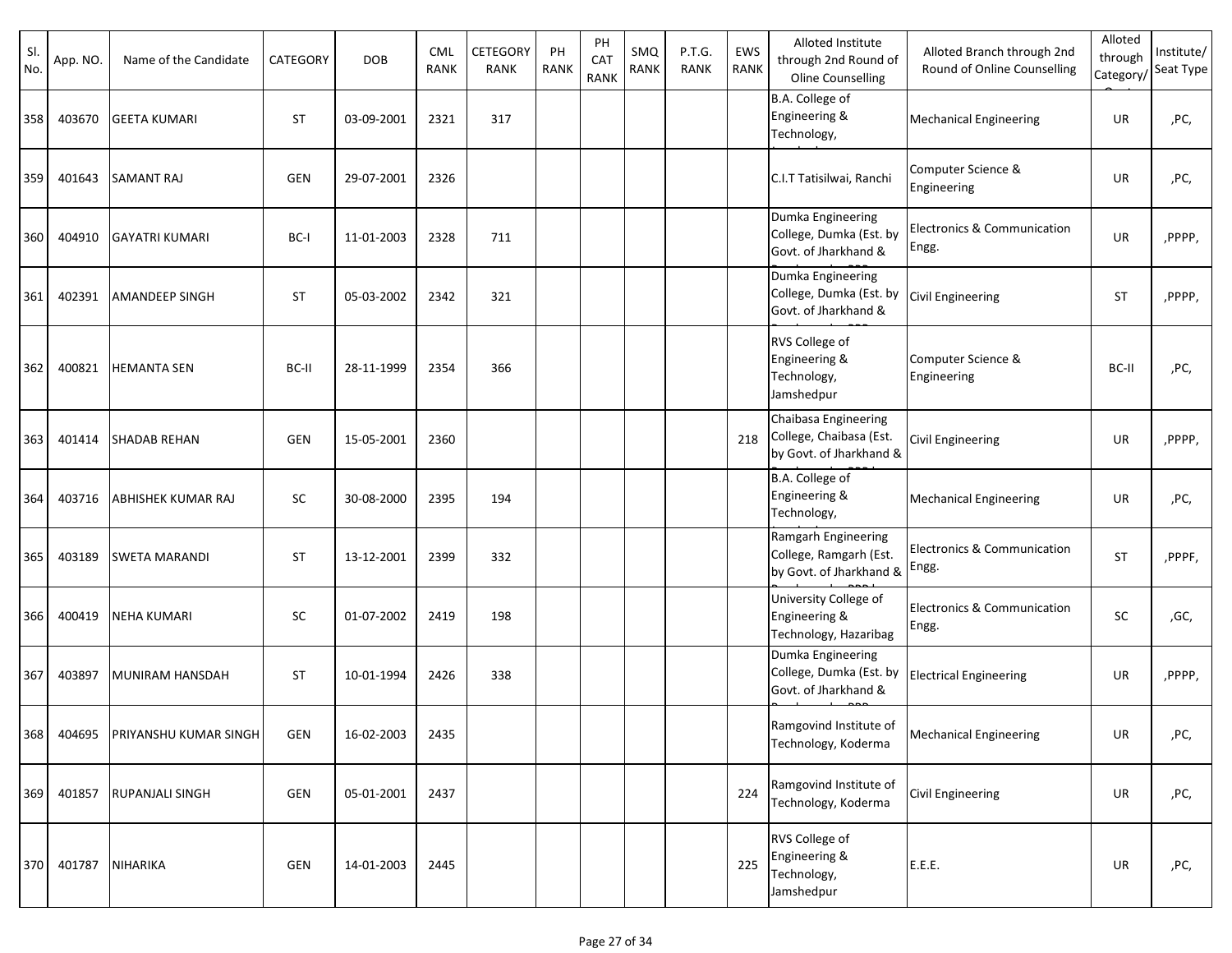| Sl. No. | App. NO. | Name of the Candidate | CATEGORY | DOB | CML RANK | CETEGORY RANK | PH RANK | PH CAT RANK | SMQ RANK | P.T.G. RANK | EWS RANK | Alloted Institute through 2nd Round of Oline Counselling | Alloted Branch through 2nd Round of Online Counselling | Alloted through Category/ | Institute/ Seat Type |
|---|---|---|---|---|---|---|---|---|---|---|---|---|---|---|---|
| 358 | 403670 | GEETA KUMARI | ST | 03-09-2001 | 2321 | 317 | | | | | | B.A. College of Engineering & Technology, | Mechanical Engineering | UR | ,PC, |
| 359 | 401643 | SAMANT RAJ | GEN | 29-07-2001 | 2326 | | | | | | | C.I.T Tatisilwai, Ranchi | Computer Science & Engineering | UR | ,PC, |
| 360 | 404910 | GAYATRI KUMARI | BC-I | 11-01-2003 | 2328 | 711 | | | | | | Dumka Engineering College, Dumka (Est. by Govt. of Jharkhand & | Electronics & Communication Engg. | UR | ,PPPP, |
| 361 | 402391 | AMANDEEP SINGH | ST | 05-03-2002 | 2342 | 321 | | | | | | Dumka Engineering College, Dumka (Est. by Govt. of Jharkhand & | Civil Engineering | ST | ,PPPP, |
| 362 | 400821 | HEMANTA SEN | BC-II | 28-11-1999 | 2354 | 366 | | | | | | RVS College of Engineering & Technology, Jamshedpur | Computer Science & Engineering | BC-II | ,PC, |
| 363 | 401414 | SHADAB REHAN | GEN | 15-05-2001 | 2360 | | | | | | 218 | Chaibasa Engineering College, Chaibasa (Est. by Govt. of Jharkhand & | Civil Engineering | UR | ,PPPP, |
| 364 | 403716 | ABHISHEK KUMAR RAJ | SC | 30-08-2000 | 2395 | 194 | | | | | | B.A. College of Engineering & Technology, | Mechanical Engineering | UR | ,PC, |
| 365 | 403189 | SWETA MARANDI | ST | 13-12-2001 | 2399 | 332 | | | | | | Ramgarh Engineering College, Ramgarh (Est. by Govt. of Jharkhand & | Electronics & Communication Engg. | ST | ,PPPF, |
| 366 | 400419 | NEHA KUMARI | SC | 01-07-2002 | 2419 | 198 | | | | | | University College of Engineering & Technology, Hazaribag | Electronics & Communication Engg. | SC | ,GC, |
| 367 | 403897 | MUNIRAM HANSDAH | ST | 10-01-1994 | 2426 | 338 | | | | | | Dumka Engineering College, Dumka (Est. by Govt. of Jharkhand & | Electrical Engineering | UR | ,PPPP, |
| 368 | 404695 | PRIYANSHU KUMAR SINGH | GEN | 16-02-2003 | 2435 | | | | | | | Ramgovind Institute of Technology, Koderma | Mechanical Engineering | UR | ,PC, |
| 369 | 401857 | RUPANJALI SINGH | GEN | 05-01-2001 | 2437 | | | | | | 224 | Ramgovind Institute of Technology, Koderma | Civil Engineering | UR | ,PC, |
| 370 | 401787 | NIHARIKA | GEN | 14-01-2003 | 2445 | | | | | | 225 | RVS College of Engineering & Technology, Jamshedpur | E.E.E. | UR | ,PC, |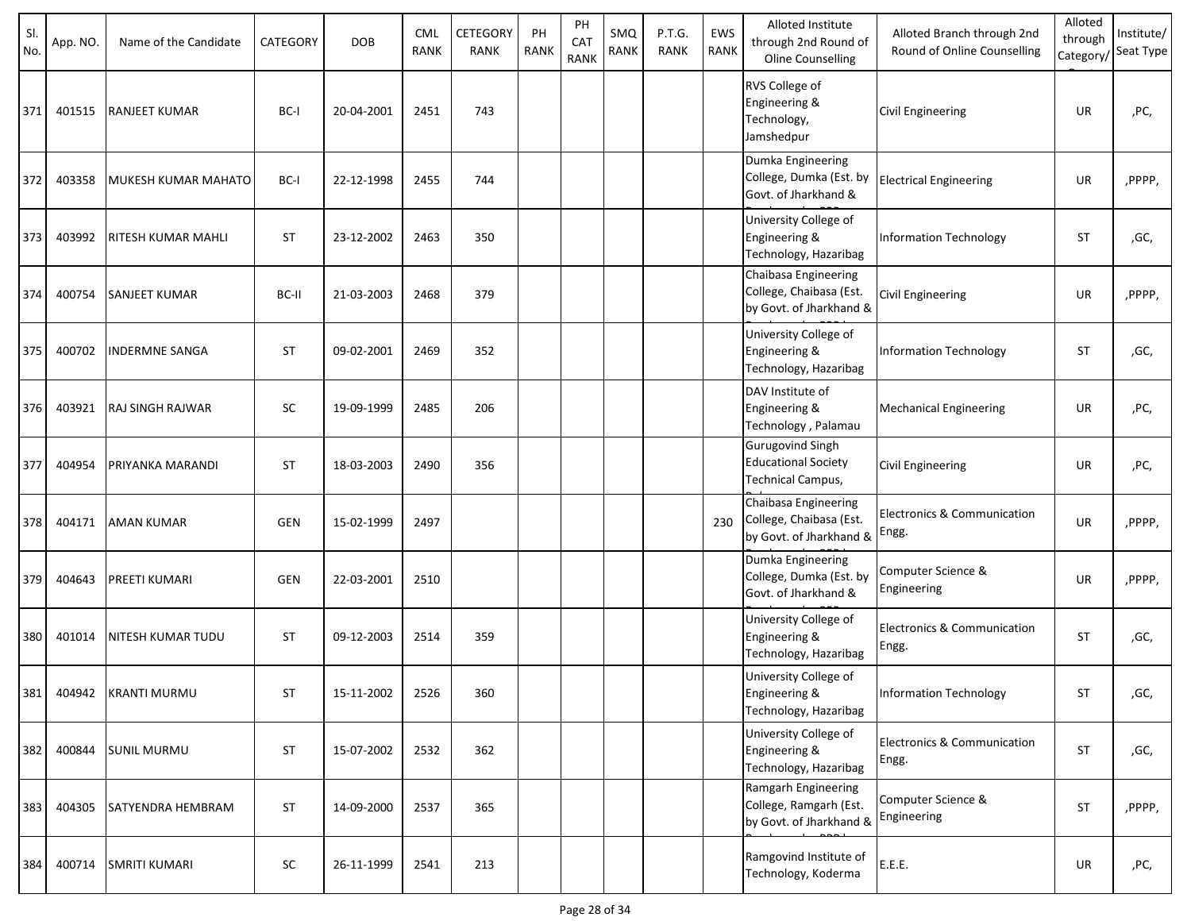| Sl. No. | App. NO. | Name of the Candidate | CATEGORY | DOB | CML RANK | CETEGORY RANK | PH RANK | PH CAT RANK | SMQ RANK | P.T.G. RANK | EWS RANK | Alloted Institute through 2nd Round of Oline Counselling | Alloted Branch through 2nd Round of Online Counselling | Alloted through Category/ | Institute/ Seat Type |
|---|---|---|---|---|---|---|---|---|---|---|---|---|---|---|---|
| 371 | 401515 | RANJEET KUMAR | BC-I | 20-04-2001 | 2451 | 743 | | | | | | RVS College of Engineering & Technology, Jamshedpur | Civil Engineering | UR | ,PC, |
| 372 | 403358 | MUKESH KUMAR MAHATO | BC-I | 22-12-1998 | 2455 | 744 | | | | | | Dumka Engineering College, Dumka (Est. by Govt. of Jharkhand & | Electrical Engineering | UR | ,PPPP, |
| 373 | 403992 | RITESH KUMAR MAHLI | ST | 23-12-2002 | 2463 | 350 | | | | | | University College of Engineering & Technology, Hazaribag | Information Technology | ST | ,GC, |
| 374 | 400754 | SANJEET KUMAR | BC-II | 21-03-2003 | 2468 | 379 | | | | | | Chaibasa Engineering College, Chaibasa (Est. by Govt. of Jharkhand & | Civil Engineering | UR | ,PPPP, |
| 375 | 400702 | INDERMNE SANGA | ST | 09-02-2001 | 2469 | 352 | | | | | | University College of Engineering & Technology, Hazaribag | Information Technology | ST | ,GC, |
| 376 | 403921 | RAJ SINGH RAJWAR | SC | 19-09-1999 | 2485 | 206 | | | | | | DAV Institute of Engineering & Technology , Palamau | Mechanical Engineering | UR | ,PC, |
| 377 | 404954 | PRIYANKA MARANDI | ST | 18-03-2003 | 2490 | 356 | | | | | | Gurugovind Singh Educational Society Technical Campus, | Civil Engineering | UR | ,PC, |
| 378 | 404171 | AMAN KUMAR | GEN | 15-02-1999 | 2497 | | | | | | 230 | Chaibasa Engineering College, Chaibasa (Est. by Govt. of Jharkhand & | Electronics & Communication Engg. | UR | ,PPPP, |
| 379 | 404643 | PREETI KUMARI | GEN | 22-03-2001 | 2510 | | | | | | | Dumka Engineering College, Dumka (Est. by Govt. of Jharkhand & | Computer Science & Engineering | UR | ,PPPP, |
| 380 | 401014 | NITESH KUMAR TUDU | ST | 09-12-2003 | 2514 | 359 | | | | | | University College of Engineering & Technology, Hazaribag | Electronics & Communication Engg. | ST | ,GC, |
| 381 | 404942 | KRANTI MURMU | ST | 15-11-2002 | 2526 | 360 | | | | | | University College of Engineering & Technology, Hazaribag | Information Technology | ST | ,GC, |
| 382 | 400844 | SUNIL MURMU | ST | 15-07-2002 | 2532 | 362 | | | | | | University College of Engineering & Technology, Hazaribag | Electronics & Communication Engg. | ST | ,GC, |
| 383 | 404305 | SATYENDRA HEMBRAM | ST | 14-09-2000 | 2537 | 365 | | | | | | Ramgarh Engineering College, Ramgarh (Est. by Govt. of Jharkhand & | Computer Science & Engineering | ST | ,PPPP, |
| 384 | 400714 | SMRITI KUMARI | SC | 26-11-1999 | 2541 | 213 | | | | | | Ramgovind Institute of Technology, Koderma | E.E.E. | UR | ,PC, |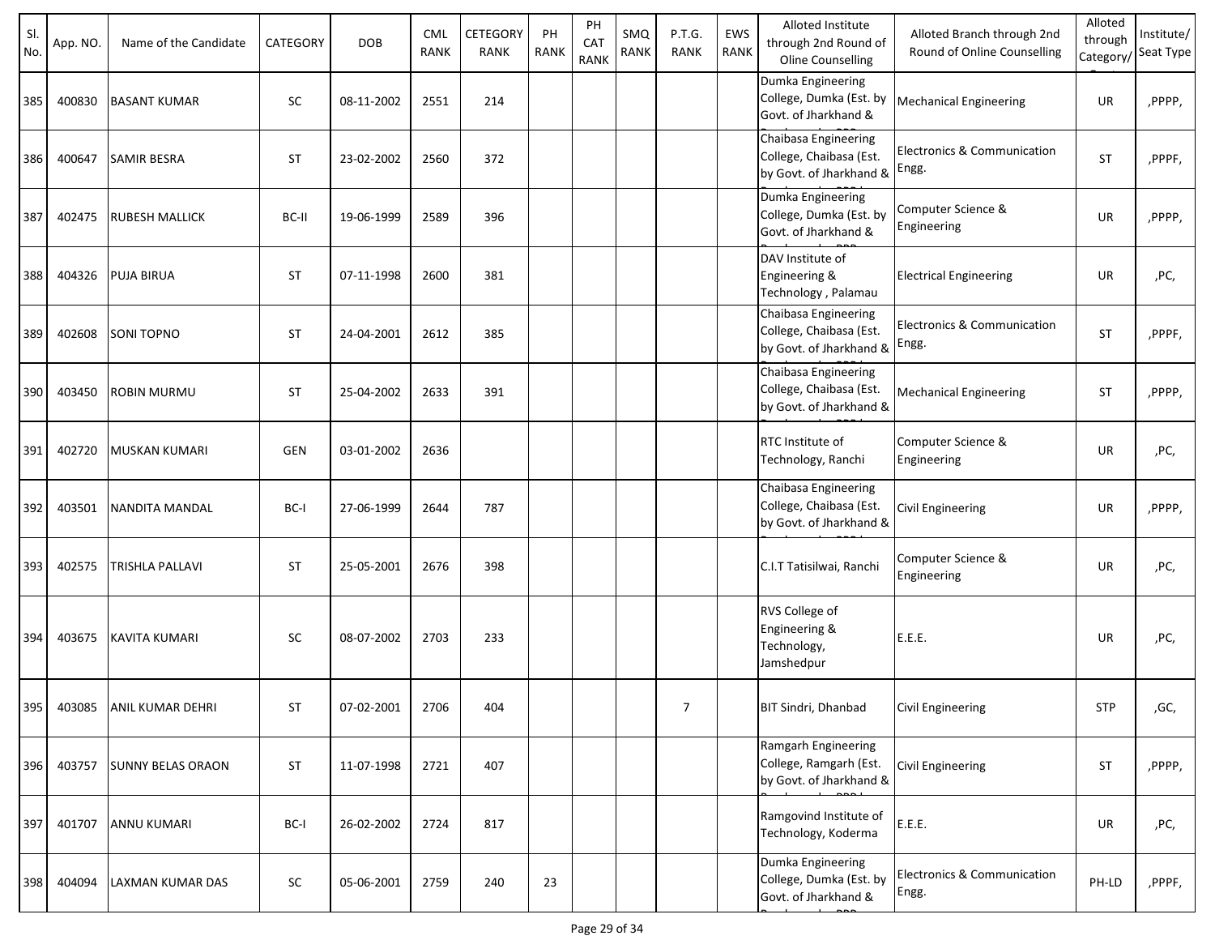| Sl. No. | App. NO. | Name of the Candidate | CATEGORY | DOB | CML RANK | CETEGORY RANK | PH RANK | PH CAT RANK | SMQ RANK | P.T.G. RANK | EWS RANK | Alloted Institute through 2nd Round of Oline Counselling | Alloted Branch through 2nd Round of Online Counselling | Alloted through Category/ | Institute/ Seat Type |
|---|---|---|---|---|---|---|---|---|---|---|---|---|---|---|---|
| 385 | 400830 | BASANT KUMAR | SC | 08-11-2002 | 2551 | 214 | | | | | | Dumka Engineering College, Dumka (Est. by Govt. of Jharkhand & | Mechanical Engineering | UR | ,PPPP, |
| 386 | 400647 | SAMIR BESRA | ST | 23-02-2002 | 2560 | 372 | | | | | | Chaibasa Engineering College, Chaibasa (Est. by Govt. of Jharkhand & | Electronics & Communication Engg. | ST | ,PPPF, |
| 387 | 402475 | RUBESH MALLICK | BC-II | 19-06-1999 | 2589 | 396 | | | | | | Dumka Engineering College, Dumka (Est. by Govt. of Jharkhand & | Computer Science & Engineering | UR | ,PPPP, |
| 388 | 404326 | PUJA BIRUA | ST | 07-11-1998 | 2600 | 381 | | | | | | DAV Institute of Engineering & Technology , Palamau | Electrical Engineering | UR | ,PC, |
| 389 | 402608 | SONI TOPNO | ST | 24-04-2001 | 2612 | 385 | | | | | | Chaibasa Engineering College, Chaibasa (Est. by Govt. of Jharkhand & | Electronics & Communication Engg. | ST | ,PPPF, |
| 390 | 403450 | ROBIN MURMU | ST | 25-04-2002 | 2633 | 391 | | | | | | Chaibasa Engineering College, Chaibasa (Est. by Govt. of Jharkhand & | Mechanical Engineering | ST | ,PPPP, |
| 391 | 402720 | MUSKAN KUMARI | GEN | 03-01-2002 | 2636 | | | | | | | RTC Institute of Technology, Ranchi | Computer Science & Engineering | UR | ,PC, |
| 392 | 403501 | NANDITA MANDAL | BC-I | 27-06-1999 | 2644 | 787 | | | | | | Chaibasa Engineering College, Chaibasa (Est. by Govt. of Jharkhand & | Civil Engineering | UR | ,PPPP, |
| 393 | 402575 | TRISHLA PALLAVI | ST | 25-05-2001 | 2676 | 398 | | | | | | C.I.T Tatisilwai, Ranchi | Computer Science & Engineering | UR | ,PC, |
| 394 | 403675 | KAVITA KUMARI | SC | 08-07-2002 | 2703 | 233 | | | | | | RVS College of Engineering & Technology, Jamshedpur | E.E.E. | UR | ,PC, |
| 395 | 403085 | ANIL KUMAR DEHRI | ST | 07-02-2001 | 2706 | 404 | | | | 7 | | BIT Sindri, Dhanbad | Civil Engineering | STP | ,GC, |
| 396 | 403757 | SUNNY BELAS ORAON | ST | 11-07-1998 | 2721 | 407 | | | | | | Ramgarh Engineering College, Ramgarh (Est. by Govt. of Jharkhand & | Civil Engineering | ST | ,PPPP, |
| 397 | 401707 | ANNU KUMARI | BC-I | 26-02-2002 | 2724 | 817 | | | | | | Ramgovind Institute of Technology, Koderma | E.E.E. | UR | ,PC, |
| 398 | 404094 | LAXMAN KUMAR DAS | SC | 05-06-2001 | 2759 | 240 | 23 | | | | | Dumka Engineering College, Dumka (Est. by Govt. of Jharkhand & | Electronics & Communication Engg. | PH-LD | ,PPPF, |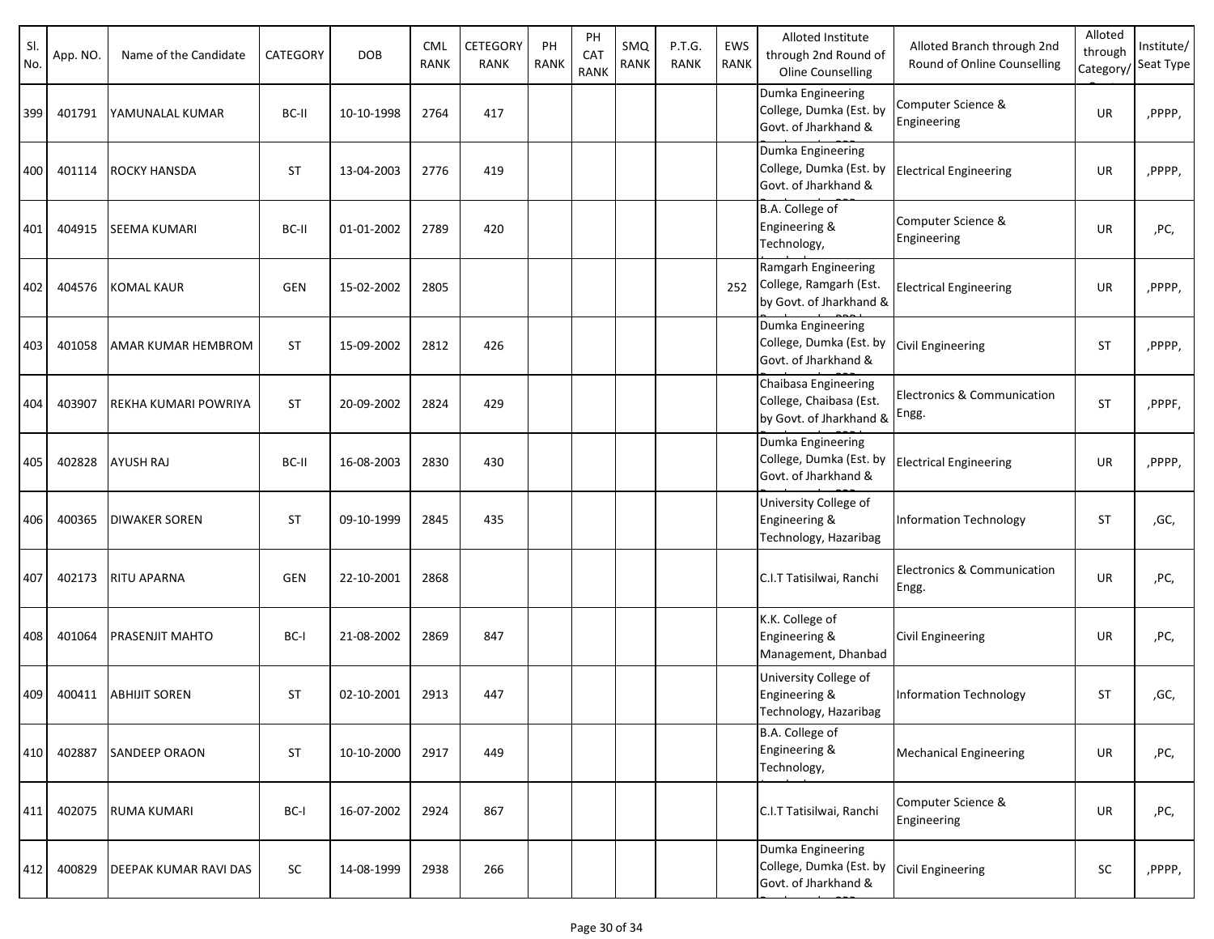| Sl. No. | App. NO. | Name of the Candidate | CATEGORY | DOB | CML RANK | CETEGORY RANK | PH RANK | PH CAT RANK | SMQ RANK | P.T.G. RANK | EWS RANK | Alloted Institute through 2nd Round of Oline Counselling | Alloted Branch through 2nd Round of Online Counselling | Alloted through Category/ | Institute/ Seat Type |
|---|---|---|---|---|---|---|---|---|---|---|---|---|---|---|---|
| 399 | 401791 | YAMUNALAL KUMAR | BC-II | 10-10-1998 | 2764 | 417 | | | | | | Dumka Engineering College, Dumka (Est. by Govt. of Jharkhand & | Computer Science & Engineering | UR | ,PPPP, |
| 400 | 401114 | ROCKY HANSDA | ST | 13-04-2003 | 2776 | 419 | | | | | | Dumka Engineering College, Dumka (Est. by Govt. of Jharkhand & | Electrical Engineering | UR | ,PPPP, |
| 401 | 404915 | SEEMA KUMARI | BC-II | 01-01-2002 | 2789 | 420 | | | | | | B.A. College of Engineering & Technology, | Computer Science & Engineering | UR | ,PC, |
| 402 | 404576 | KOMAL KAUR | GEN | 15-02-2002 | 2805 | | | | | | 252 | Ramgarh Engineering College, Ramgarh (Est. by Govt. of Jharkhand & | Electrical Engineering | UR | ,PPPP, |
| 403 | 401058 | AMAR KUMAR HEMBROM | ST | 15-09-2002 | 2812 | 426 | | | | | | Dumka Engineering College, Dumka (Est. by Govt. of Jharkhand & | Civil Engineering | ST | ,PPPP, |
| 404 | 403907 | REKHA KUMARI POWRIYA | ST | 20-09-2002 | 2824 | 429 | | | | | | Chaibasa Engineering College, Chaibasa (Est. by Govt. of Jharkhand & | Electronics & Communication Engg. | ST | ,PPPF, |
| 405 | 402828 | AYUSH RAJ | BC-II | 16-08-2003 | 2830 | 430 | | | | | | Dumka Engineering College, Dumka (Est. by Govt. of Jharkhand & | Electrical Engineering | UR | ,PPPP, |
| 406 | 400365 | DIWAKER SOREN | ST | 09-10-1999 | 2845 | 435 | | | | | | University College of Engineering & Technology, Hazaribag | Information Technology | ST | ,GC, |
| 407 | 402173 | RITU APARNA | GEN | 22-10-2001 | 2868 | | | | | | | C.I.T Tatisilwai, Ranchi | Electronics & Communication Engg. | UR | ,PC, |
| 408 | 401064 | PRASENJIT MAHTO | BC-I | 21-08-2002 | 2869 | 847 | | | | | | K.K. College of Engineering & Management, Dhanbad | Civil Engineering | UR | ,PC, |
| 409 | 400411 | ABHIJIT SOREN | ST | 02-10-2001 | 2913 | 447 | | | | | | University College of Engineering & Technology, Hazaribag | Information Technology | ST | ,GC, |
| 410 | 402887 | SANDEEP ORAON | ST | 10-10-2000 | 2917 | 449 | | | | | | B.A. College of Engineering & Technology, | Mechanical Engineering | UR | ,PC, |
| 411 | 402075 | RUMA KUMARI | BC-I | 16-07-2002 | 2924 | 867 | | | | | | C.I.T Tatisilwai, Ranchi | Computer Science & Engineering | UR | ,PC, |
| 412 | 400829 | DEEPAK KUMAR RAVI DAS | SC | 14-08-1999 | 2938 | 266 | | | | | | Dumka Engineering College, Dumka (Est. by Govt. of Jharkhand & | Civil Engineering | SC | ,PPPP, |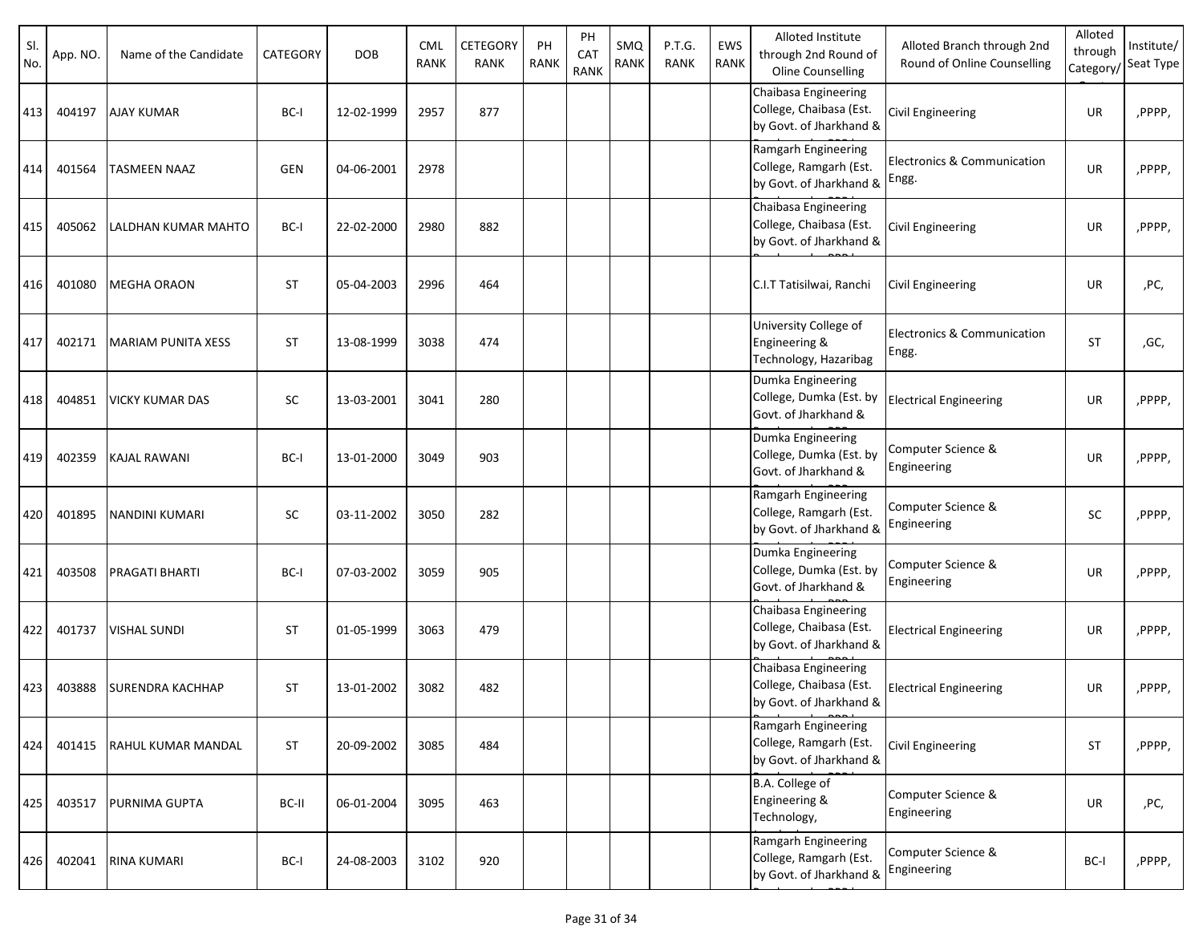| Sl. No. | App. NO. | Name of the Candidate | CATEGORY | DOB | CML RANK | CETEGORY RANK | PH RANK | PH CAT RANK | SMQ RANK | P.T.G. RANK | EWS RANK | Alloted Institute through 2nd Round of Oline Counselling | Alloted Branch through 2nd Round of Online Counselling | Alloted through Category/ | Institute/ Seat Type |
|---|---|---|---|---|---|---|---|---|---|---|---|---|---|---|---|
| 413 | 404197 | AJAY KUMAR | BC-I | 12-02-1999 | 2957 | 877 | | | | | | Chaibasa Engineering College, Chaibasa (Est. by Govt. of Jharkhand & | Civil Engineering | UR | ,PPPP, |
| 414 | 401564 | TASMEEN NAAZ | GEN | 04-06-2001 | 2978 | | | | | | | Ramgarh Engineering College, Ramgarh (Est. by Govt. of Jharkhand & | Electronics & Communication Engg. | UR | ,PPPP, |
| 415 | 405062 | LALDHAN KUMAR MAHTO | BC-I | 22-02-2000 | 2980 | 882 | | | | | | Chaibasa Engineering College, Chaibasa (Est. by Govt. of Jharkhand & | Civil Engineering | UR | ,PPPP, |
| 416 | 401080 | MEGHA ORAON | ST | 05-04-2003 | 2996 | 464 | | | | | | C.I.T Tatisilwai, Ranchi | Civil Engineering | UR | ,PC, |
| 417 | 402171 | MARIAM PUNITA XESS | ST | 13-08-1999 | 3038 | 474 | | | | | | University College of Engineering & Technology, Hazaribag | Electronics & Communication Engg. | ST | ,GC, |
| 418 | 404851 | VICKY KUMAR DAS | SC | 13-03-2001 | 3041 | 280 | | | | | | Dumka Engineering College, Dumka (Est. by Govt. of Jharkhand & | Electrical Engineering | UR | ,PPPP, |
| 419 | 402359 | KAJAL RAWANI | BC-I | 13-01-2000 | 3049 | 903 | | | | | | Dumka Engineering College, Dumka (Est. by Govt. of Jharkhand & | Computer Science & Engineering | UR | ,PPPP, |
| 420 | 401895 | NANDINI KUMARI | SC | 03-11-2002 | 3050 | 282 | | | | | | Ramgarh Engineering College, Ramgarh (Est. by Govt. of Jharkhand & | Computer Science & Engineering | SC | ,PPPP, |
| 421 | 403508 | PRAGATI BHARTI | BC-I | 07-03-2002 | 3059 | 905 | | | | | | Dumka Engineering College, Dumka (Est. by Govt. of Jharkhand & | Computer Science & Engineering | UR | ,PPPP, |
| 422 | 401737 | VISHAL SUNDI | ST | 01-05-1999 | 3063 | 479 | | | | | | Chaibasa Engineering College, Chaibasa (Est. by Govt. of Jharkhand & | Electrical Engineering | UR | ,PPPP, |
| 423 | 403888 | SURENDRA KACHHAP | ST | 13-01-2002 | 3082 | 482 | | | | | | Chaibasa Engineering College, Chaibasa (Est. by Govt. of Jharkhand & | Electrical Engineering | UR | ,PPPP, |
| 424 | 401415 | RAHUL KUMAR MANDAL | ST | 20-09-2002 | 3085 | 484 | | | | | | Ramgarh Engineering College, Ramgarh (Est. by Govt. of Jharkhand & | Civil Engineering | ST | ,PPPP, |
| 425 | 403517 | PURNIMA GUPTA | BC-II | 06-01-2004 | 3095 | 463 | | | | | | B.A. College of Engineering & Technology, | Computer Science & Engineering | UR | ,PC, |
| 426 | 402041 | RINA KUMARI | BC-I | 24-08-2003 | 3102 | 920 | | | | | | Ramgarh Engineering College, Ramgarh (Est. by Govt. of Jharkhand & | Computer Science & Engineering | BC-I | ,PPPP, |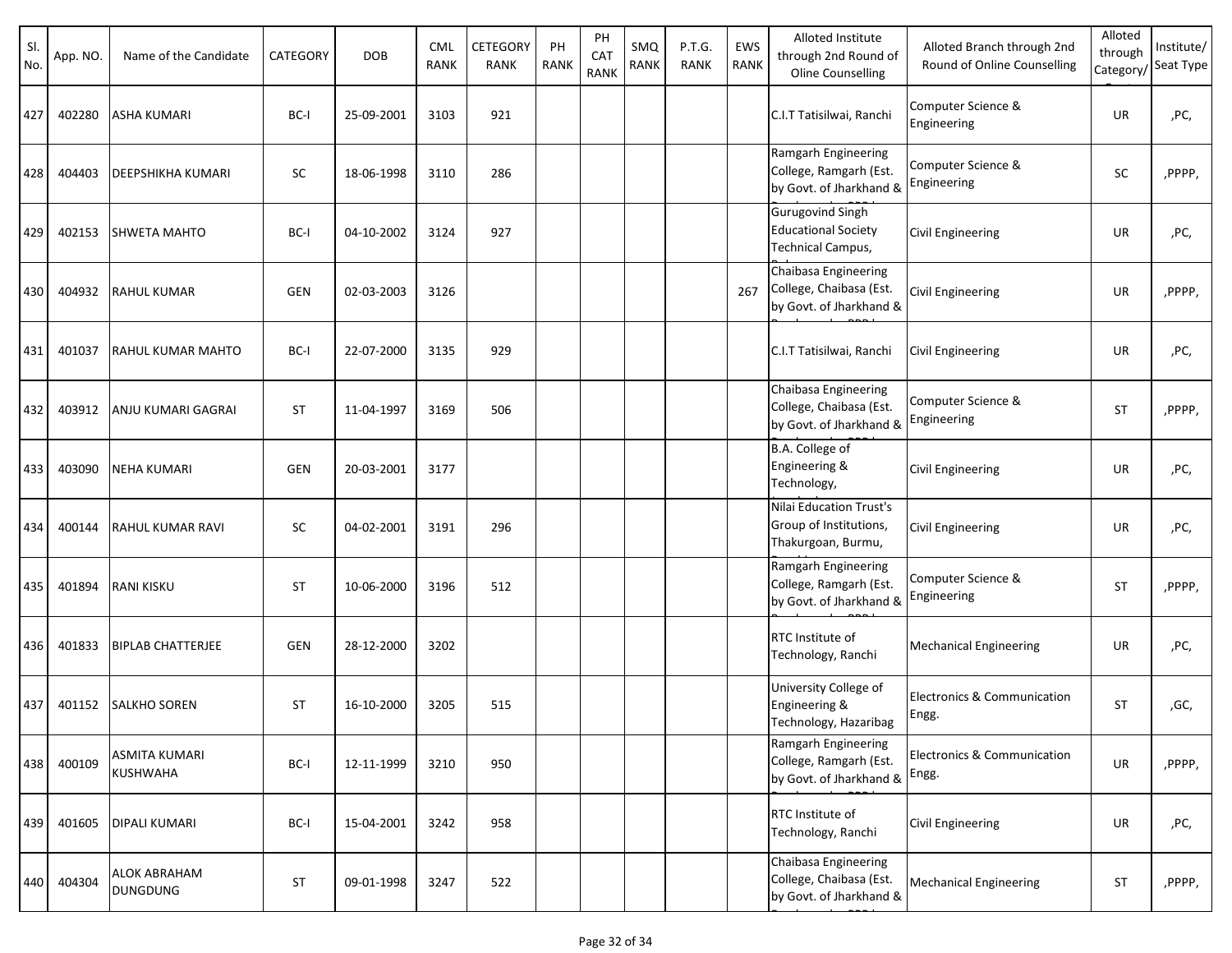| Sl. No. | App. NO. | Name of the Candidate | CATEGORY | DOB | CML RANK | CETEGORY RANK | PH RANK | PH CAT RANK | SMQ RANK | P.T.G. RANK | EWS RANK | Alloted Institute through 2nd Round of Oline Counselling | Alloted Branch through 2nd Round of Online Counselling | Alloted through Category/ | Institute/ Seat Type |
|---|---|---|---|---|---|---|---|---|---|---|---|---|---|---|---|
| 427 | 402280 | ASHA KUMARI | BC-I | 25-09-2001 | 3103 | 921 | | | | | | C.I.T Tatisilwai, Ranchi | Computer Science & Engineering | UR | ,PC, |
| 428 | 404403 | DEEPSHIKHA KUMARI | SC | 18-06-1998 | 3110 | 286 | | | | | | Ramgarh Engineering College, Ramgarh (Est. by Govt. of Jharkhand & | Computer Science & Engineering | SC | ,PPPP, |
| 429 | 402153 | SHWETA MAHTO | BC-I | 04-10-2002 | 3124 | 927 | | | | | | Gurugovind Singh Educational Society Technical Campus, | Civil Engineering | UR | ,PC, |
| 430 | 404932 | RAHUL KUMAR | GEN | 02-03-2003 | 3126 | | | | | | 267 | Chaibasa Engineering College, Chaibasa (Est. by Govt. of Jharkhand & | Civil Engineering | UR | ,PPPP, |
| 431 | 401037 | RAHUL KUMAR MAHTO | BC-I | 22-07-2000 | 3135 | 929 | | | | | | C.I.T Tatisilwai, Ranchi | Civil Engineering | UR | ,PC, |
| 432 | 403912 | ANJU KUMARI GAGRAI | ST | 11-04-1997 | 3169 | 506 | | | | | | Chaibasa Engineering College, Chaibasa (Est. by Govt. of Jharkhand & | Computer Science & Engineering | ST | ,PPPP, |
| 433 | 403090 | NEHA KUMARI | GEN | 20-03-2001 | 3177 | | | | | | | B.A. College of Engineering & Technology, | Civil Engineering | UR | ,PC, |
| 434 | 400144 | RAHUL KUMAR RAVI | SC | 04-02-2001 | 3191 | 296 | | | | | | Nilai Education Trust's Group of Institutions, Thakurgoan, Burmu, | Civil Engineering | UR | ,PC, |
| 435 | 401894 | RANI KISKU | ST | 10-06-2000 | 3196 | 512 | | | | | | Ramgarh Engineering College, Ramgarh (Est. by Govt. of Jharkhand & | Computer Science & Engineering | ST | ,PPPP, |
| 436 | 401833 | BIPLAB CHATTERJEE | GEN | 28-12-2000 | 3202 | | | | | | | RTC Institute of Technology, Ranchi | Mechanical Engineering | UR | ,PC, |
| 437 | 401152 | SALKHO SOREN | ST | 16-10-2000 | 3205 | 515 | | | | | | University College of Engineering & Technology, Hazaribag | Electronics & Communication Engg. | ST | ,GC, |
| 438 | 400109 | ASMITA KUMARI KUSHWAHA | BC-I | 12-11-1999 | 3210 | 950 | | | | | | Ramgarh Engineering College, Ramgarh (Est. by Govt. of Jharkhand & | Electronics & Communication Engg. | UR | ,PPPP, |
| 439 | 401605 | DIPALI KUMARI | BC-I | 15-04-2001 | 3242 | 958 | | | | | | RTC Institute of Technology, Ranchi | Civil Engineering | UR | ,PC, |
| 440 | 404304 | ALOK ABRAHAM DUNGDUNG | ST | 09-01-1998 | 3247 | 522 | | | | | | Chaibasa Engineering College, Chaibasa (Est. by Govt. of Jharkhand & | Mechanical Engineering | ST | ,PPPP, |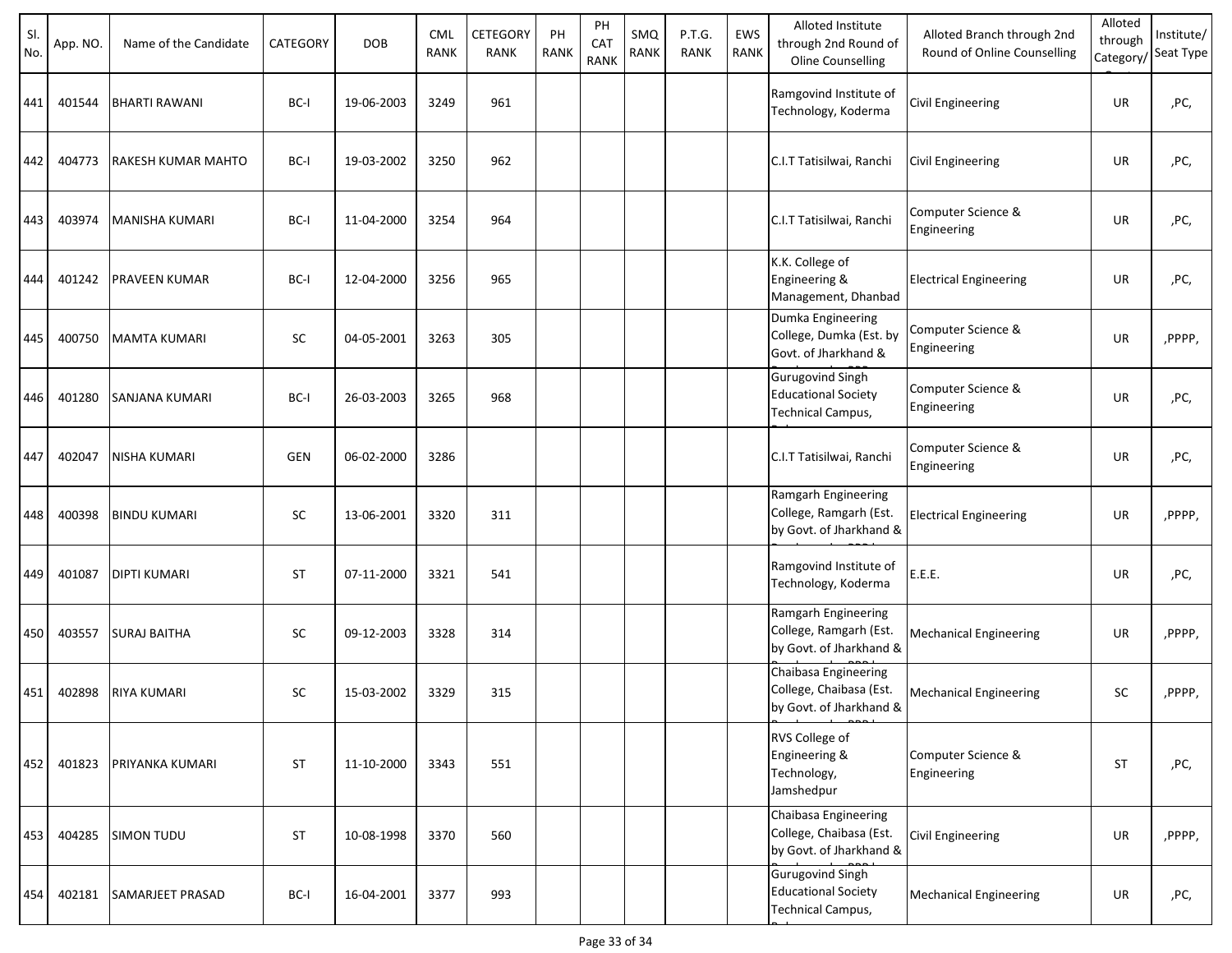| Sl. No. | App. NO. | Name of the Candidate | CATEGORY | DOB | CML RANK | CETEGORY RANK | PH RANK | PH CAT RANK | SMQ RANK | P.T.G. RANK | EWS RANK | Alloted Institute through 2nd Round of Oline Counselling | Alloted Branch through 2nd Round of Online Counselling | Alloted through Category/ | Institute/ Seat Type |
|---|---|---|---|---|---|---|---|---|---|---|---|---|---|---|---|
| 441 | 401544 | BHARTI RAWANI | BC-I | 19-06-2003 | 3249 | 961 | | | | | | Ramgovind Institute of Technology, Koderma | Civil Engineering | UR | ,PC, |
| 442 | 404773 | RAKESH KUMAR MAHTO | BC-I | 19-03-2002 | 3250 | 962 | | | | | | C.I.T Tatisilwai, Ranchi | Civil Engineering | UR | ,PC, |
| 443 | 403974 | MANISHA KUMARI | BC-I | 11-04-2000 | 3254 | 964 | | | | | | C.I.T Tatisilwai, Ranchi | Computer Science & Engineering | UR | ,PC, |
| 444 | 401242 | PRAVEEN KUMAR | BC-I | 12-04-2000 | 3256 | 965 | | | | | | K.K. College of Engineering & Management, Dhanbad | Electrical Engineering | UR | ,PC, |
| 445 | 400750 | MAMTA KUMARI | SC | 04-05-2001 | 3263 | 305 | | | | | | Dumka Engineering College, Dumka (Est. by Govt. of Jharkhand & | Computer Science & Engineering | UR | ,PPPP, |
| 446 | 401280 | SANJANA KUMARI | BC-I | 26-03-2003 | 3265 | 968 | | | | | | Gurugovind Singh Educational Society Technical Campus, | Computer Science & Engineering | UR | ,PC, |
| 447 | 402047 | NISHA KUMARI | GEN | 06-02-2000 | 3286 | | | | | | | C.I.T Tatisilwai, Ranchi | Computer Science & Engineering | UR | ,PC, |
| 448 | 400398 | BINDU KUMARI | SC | 13-06-2001 | 3320 | 311 | | | | | | Ramgarh Engineering College, Ramgarh (Est. by Govt. of Jharkhand & | Electrical Engineering | UR | ,PPPP, |
| 449 | 401087 | DIPTI KUMARI | ST | 07-11-2000 | 3321 | 541 | | | | | | Ramgovind Institute of Technology, Koderma | E.E.E. | UR | ,PC, |
| 450 | 403557 | SURAJ BAITHA | SC | 09-12-2003 | 3328 | 314 | | | | | | Ramgarh Engineering College, Ramgarh (Est. by Govt. of Jharkhand & | Mechanical Engineering | UR | ,PPPP, |
| 451 | 402898 | RIYA KUMARI | SC | 15-03-2002 | 3329 | 315 | | | | | | Chaibasa Engineering College, Chaibasa (Est. by Govt. of Jharkhand & | Mechanical Engineering | SC | ,PPPP, |
| 452 | 401823 | PRIYANKA KUMARI | ST | 11-10-2000 | 3343 | 551 | | | | | | RVS College of Engineering & Technology, Jamshedpur | Computer Science & Engineering | ST | ,PC, |
| 453 | 404285 | SIMON TUDU | ST | 10-08-1998 | 3370 | 560 | | | | | | Chaibasa Engineering College, Chaibasa (Est. by Govt. of Jharkhand & | Civil Engineering | UR | ,PPPP, |
| 454 | 402181 | SAMARJEET PRASAD | BC-I | 16-04-2001 | 3377 | 993 | | | | | | Gurugovind Singh Educational Society Technical Campus, | Mechanical Engineering | UR | ,PC, |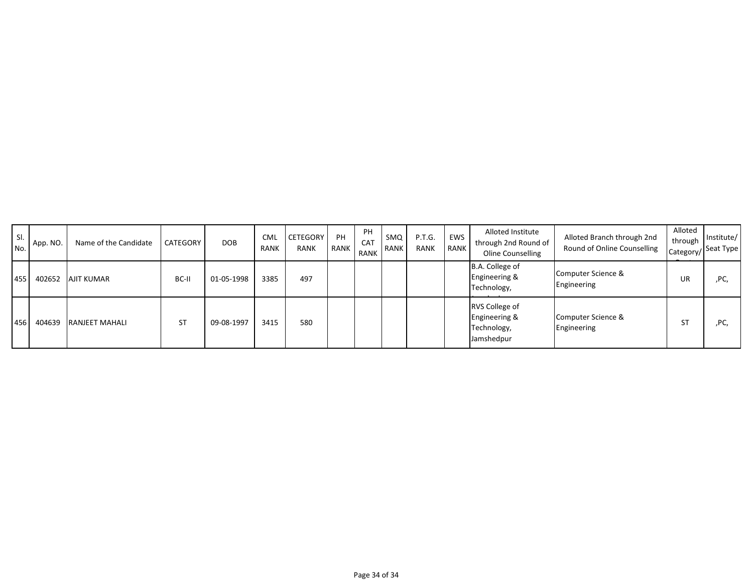| Sl. No. | App. NO. | Name of the Candidate | CATEGORY | DOB | CML RANK | CETEGORY RANK | PH RANK | PH CAT RANK | SMQ RANK | P.T.G. RANK | EWS RANK | Alloted Institute through 2nd Round of Oline Counselling | Alloted Branch through 2nd Round of Online Counselling | Alloted through Category/ | Institute/ Seat Type |
|---|---|---|---|---|---|---|---|---|---|---|---|---|---|---|---|
| 455 | 402652 | AJIT KUMAR | BC-II | 01-05-1998 | 3385 | 497 | | | | | | B.A. College of Engineering & Technology, | Computer Science & Engineering | UR | ,PC, |
| 456 | 404639 | RANJEET MAHALI | ST | 09-08-1997 | 3415 | 580 | | | | | | RVS College of Engineering & Technology, Jamshedpur | Computer Science & Engineering | ST | ,PC, |